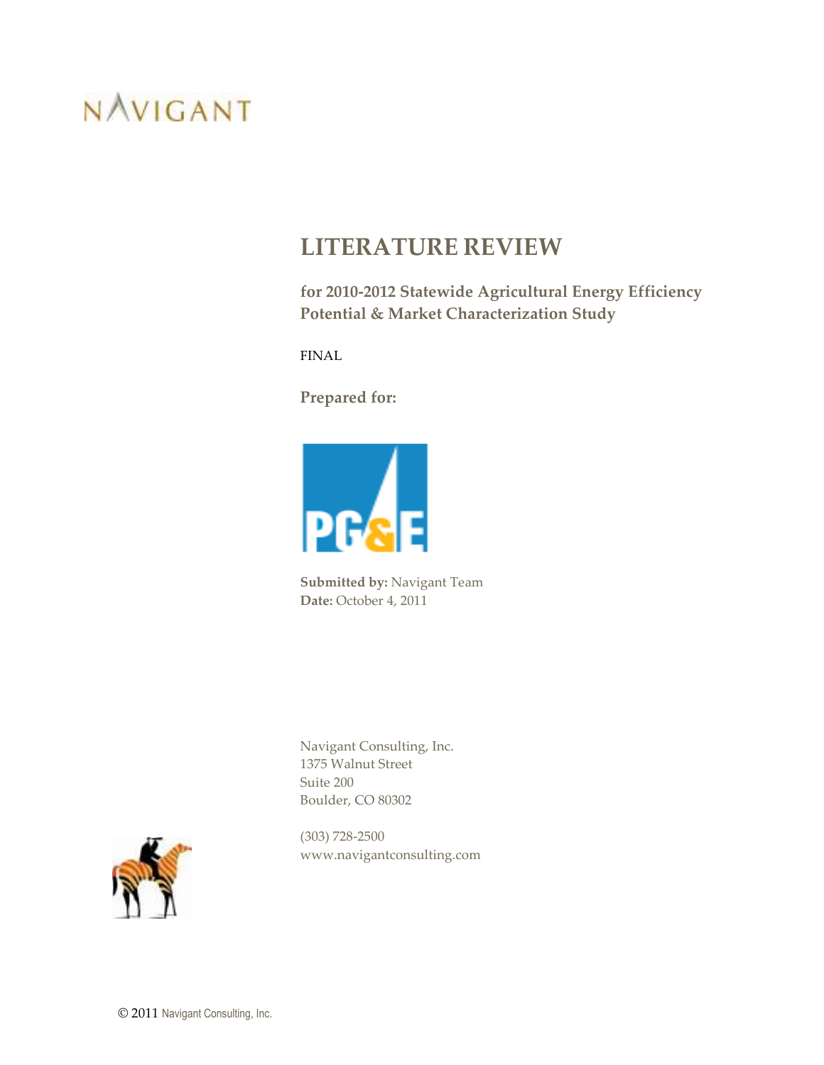NAVIGANT

# LITERATURE REVIEW

**for 2010-2012 Statewide Agricultural Energy Efficiency Potential & Market Characterization Study**

FINAL

**Prepared for:**

PG&E

**Submitted by:** Navigant Team
**Date:** October 4, 2011

Navigant Consulting, Inc.
1375 Walnut Street
Suite 200
Boulder, CO 80302

(303) 728-2500
www.navigantconsulting.com

© 2011 Navigant Consulting, Inc.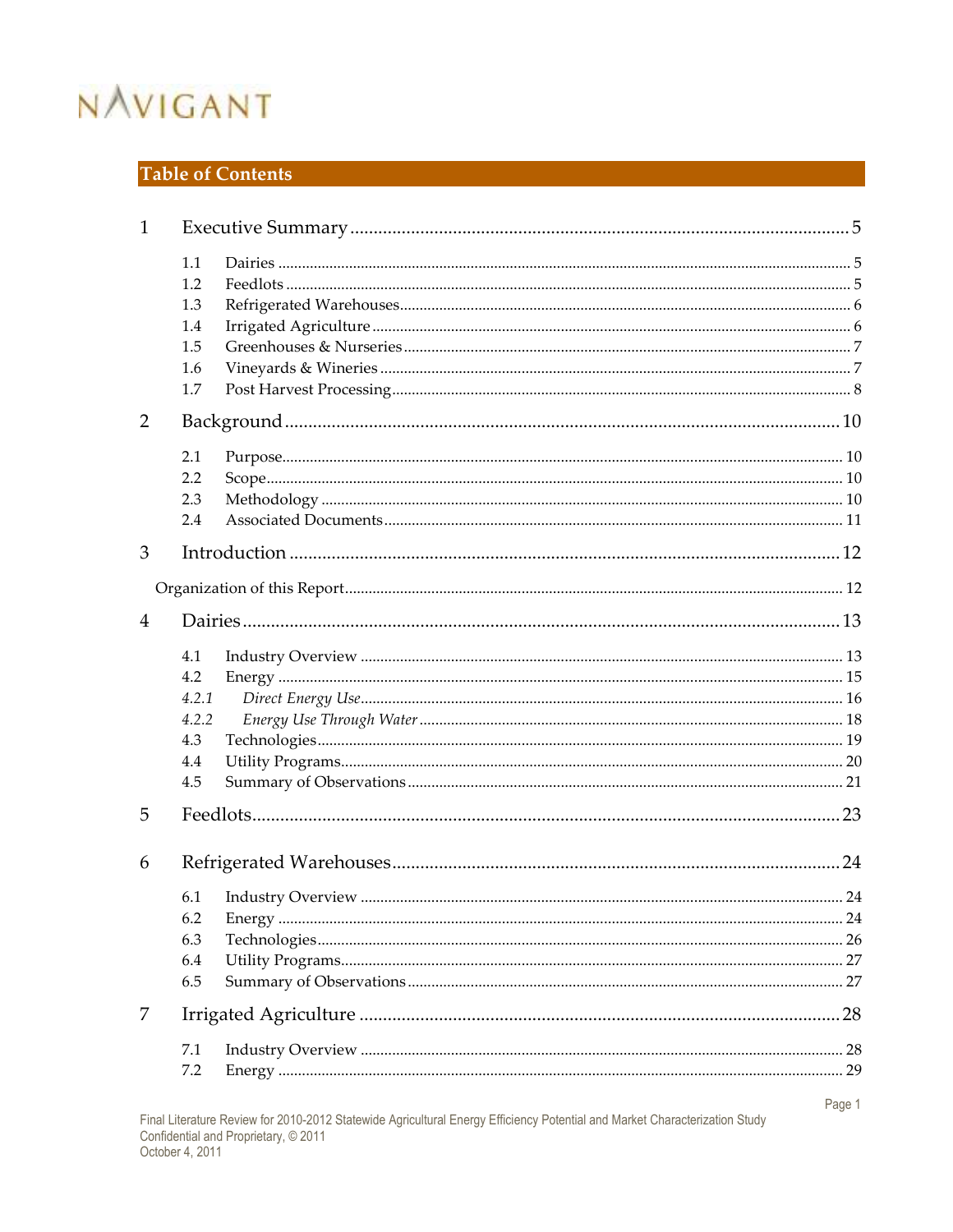## Table of Contents

1 Executive Summary ............................................................ 5

- 1.1 Dairies ............................................................ 5
- 1.2 Feedlots ............................................................ 5
- 1.3 Refrigerated Warehouses ............................................................ 6
- 1.4 Irrigated Agriculture ............................................................ 6
- 1.5 Greenhouses & Nurseries ............................................................ 7
- 1.6 Vineyards & Wineries ............................................................ 7
- 1.7 Post Harvest Processing ............................................................ 8

2 Background ............................................................ 10

- 2.1 Purpose ............................................................ 10
- 2.2 Scope ............................................................ 10
- 2.3 Methodology ............................................................ 10
- 2.4 Associated Documents ............................................................ 11

3 Introduction ............................................................ 12

- Organization of this Report ............................................................ 12

4 Dairies ............................................................ 13

- 4.1 Industry Overview ............................................................ 13
- 4.2 Energy ............................................................ 15
  - *4.2.1 Direct Energy Use* ............................................................ 16
  - *4.2.2 Energy Use Through Water* ............................................................ 18
- 4.3 Technologies ............................................................ 19
- 4.4 Utility Programs ............................................................ 20
- 4.5 Summary of Observations ............................................................ 21

5 Feedlots ............................................................ 23

6 Refrigerated Warehouses ............................................................ 24

- 6.1 Industry Overview ............................................................ 24
- 6.2 Energy ............................................................ 24
- 6.3 Technologies ............................................................ 26
- 6.4 Utility Programs ............................................................ 27
- 6.5 Summary of Observations ............................................................ 27

7 Irrigated Agriculture ............................................................ 28

- 7.1 Industry Overview ............................................................ 28
- 7.2 Energy ............................................................ 29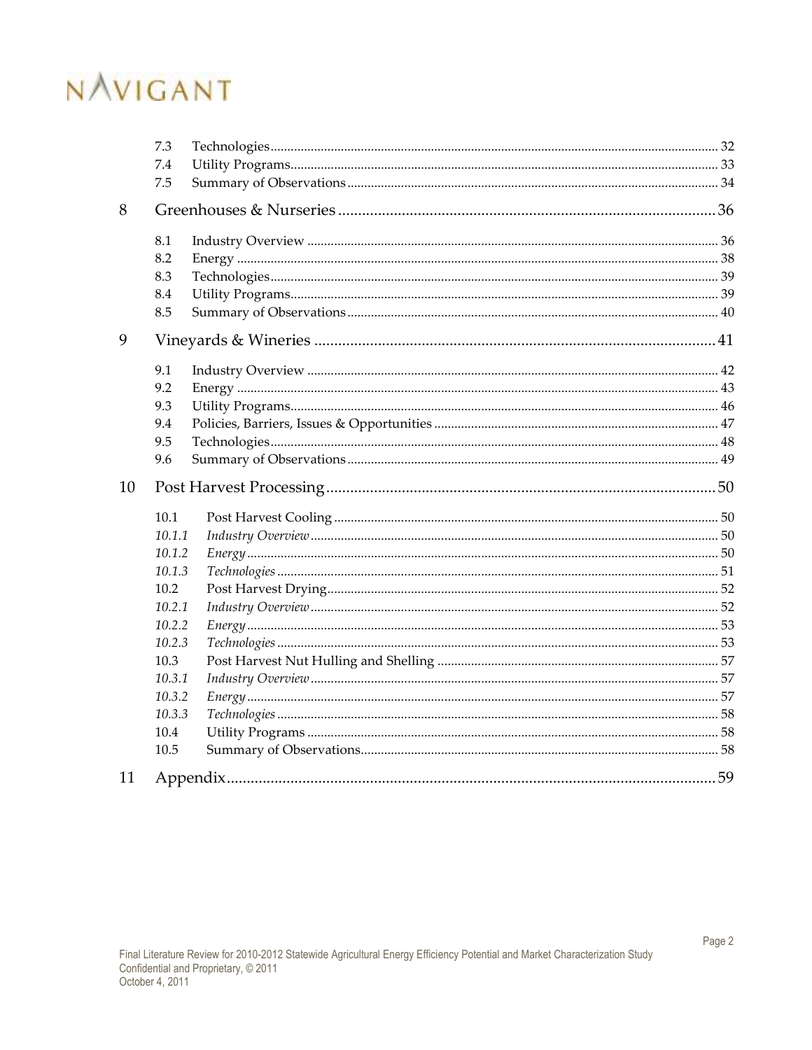| | | |
|---|---|---|
| 7.3 | Technologies | 32 |
| 7.4 | Utility Programs | 33 |
| 7.5 | Summary of Observations | 34 |

**8 Greenhouses & Nurseries** ........ 36

| | | |
|---|---|---|
| 8.1 | Industry Overview | 36 |
| 8.2 | Energy | 38 |
| 8.3 | Technologies | 39 |
| 8.4 | Utility Programs | 39 |
| 8.5 | Summary of Observations | 40 |

**9 Vineyards & Wineries** ........ 41

| | | |
|---|---|---|
| 9.1 | Industry Overview | 42 |
| 9.2 | Energy | 43 |
| 9.3 | Utility Programs | 46 |
| 9.4 | Policies, Barriers, Issues & Opportunities | 47 |
| 9.5 | Technologies | 48 |
| 9.6 | Summary of Observations | 49 |

**10 Post Harvest Processing** ........ 50

| | | |
|---|---|---|
| 10.1 | Post Harvest Cooling | 50 |
| *10.1.1* | *Industry Overview* | 50 |
| *10.1.2* | *Energy* | 50 |
| *10.1.3* | *Technologies* | 51 |
| 10.2 | Post Harvest Drying | 52 |
| *10.2.1* | *Industry Overview* | 52 |
| *10.2.2* | *Energy* | 53 |
| *10.2.3* | *Technologies* | 53 |
| 10.3 | Post Harvest Nut Hulling and Shelling | 57 |
| *10.3.1* | *Industry Overview* | 57 |
| *10.3.2* | *Energy* | 57 |
| *10.3.3* | *Technologies* | 58 |
| 10.4 | Utility Programs | 58 |
| 10.5 | Summary of Observations | 58 |

**11 Appendix** ........ 59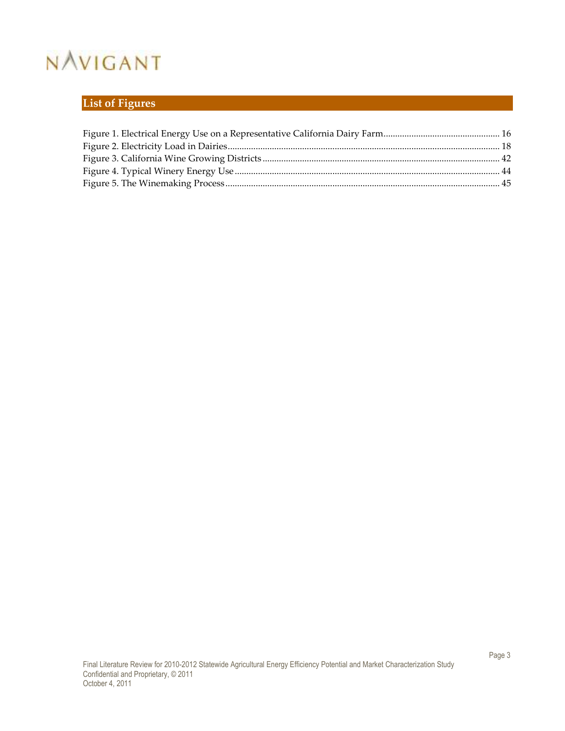## List of Figures

Figure 1. Electrical Energy Use on a Representative California Dairy Farm.................................................. 16
Figure 2. Electricity Load in Dairies.................................................................................................................... 18
Figure 3. California Wine Growing Districts ..................................................................................................... 42
Figure 4. Typical Winery Energy Use ................................................................................................................ 44
Figure 5. The Winemaking Process .................................................................................................................... 45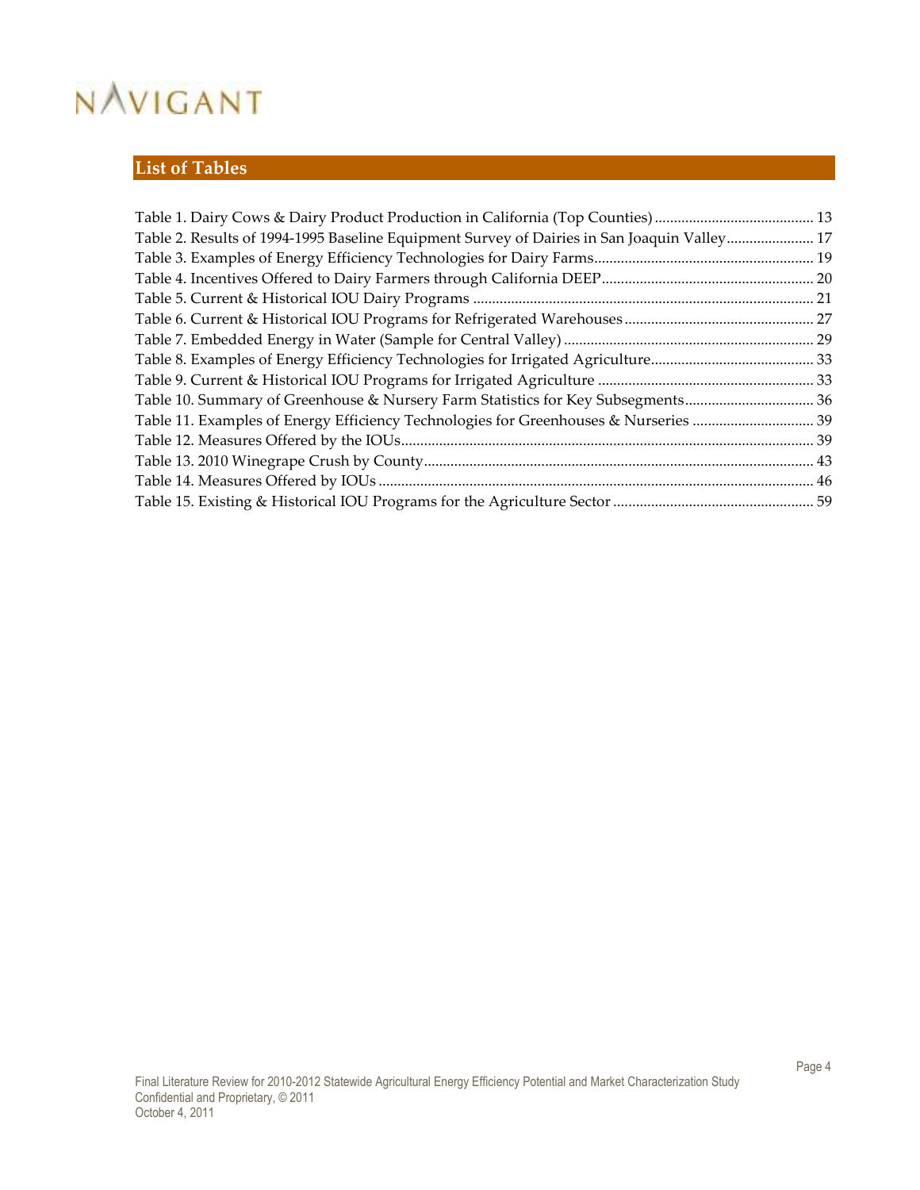## List of Tables

Table 1. Dairy Cows & Dairy Product Production in California (Top Counties) .......................................... 13
Table 2. Results of 1994-1995 Baseline Equipment Survey of Dairies in San Joaquin Valley....................... 17
Table 3. Examples of Energy Efficiency Technologies for Dairy Farms.......................................................... 19
Table 4. Incentives Offered to Dairy Farmers through California DEEP........................................................ 20
Table 5. Current & Historical IOU Dairy Programs ......................................................................................... 21
Table 6. Current & Historical IOU Programs for Refrigerated Warehouses.................................................. 27
Table 7. Embedded Energy in Water (Sample for Central Valley) ................................................................. 29
Table 8. Examples of Energy Efficiency Technologies for Irrigated Agriculture........................................... 33
Table 9. Current & Historical IOU Programs for Irrigated Agriculture ......................................................... 33
Table 10. Summary of Greenhouse & Nursery Farm Statistics for Key Subsegments.................................. 36
Table 11. Examples of Energy Efficiency Technologies for Greenhouses & Nurseries ................................ 39
Table 12. Measures Offered by the IOUs............................................................................................................ 39
Table 13. 2010 Winegrape Crush by County....................................................................................................... 43
Table 14. Measures Offered by IOUs .................................................................................................................. 46
Table 15. Existing & Historical IOU Programs for the Agriculture Sector .................................................... 59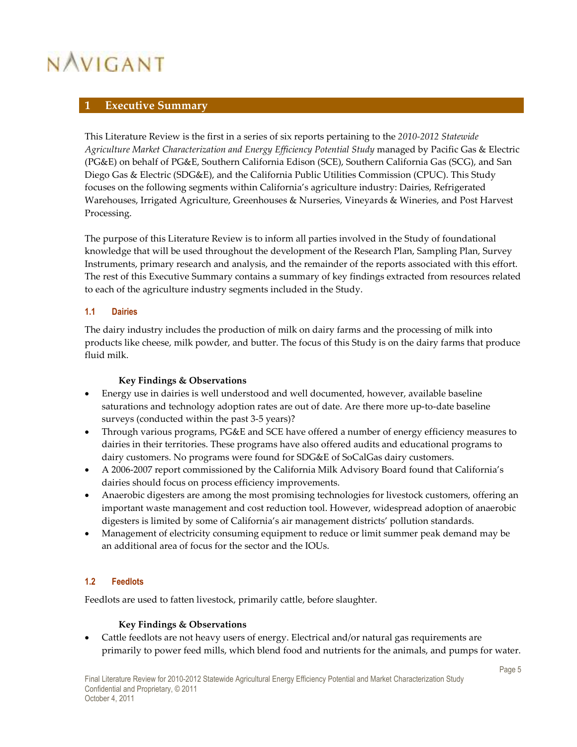# 1 Executive Summary

This Literature Review is the first in a series of six reports pertaining to the *2010-2012 Statewide Agriculture Market Characterization and Energy Efficiency Potential Study* managed by Pacific Gas & Electric (PG&E) on behalf of PG&E, Southern California Edison (SCE), Southern California Gas (SCG), and San Diego Gas & Electric (SDG&E), and the California Public Utilities Commission (CPUC). This Study focuses on the following segments within California's agriculture industry: Dairies, Refrigerated Warehouses, Irrigated Agriculture, Greenhouses & Nurseries, Vineyards & Wineries, and Post Harvest Processing.

The purpose of this Literature Review is to inform all parties involved in the Study of foundational knowledge that will be used throughout the development of the Research Plan, Sampling Plan, Survey Instruments, primary research and analysis, and the remainder of the reports associated with this effort. The rest of this Executive Summary contains a summary of key findings extracted from resources related to each of the agriculture industry segments included in the Study.

## 1.1 Dairies

The dairy industry includes the production of milk on dairy farms and the processing of milk into products like cheese, milk powder, and butter. The focus of this Study is on the dairy farms that produce fluid milk.

**Key Findings & Observations**

- Energy use in dairies is well understood and well documented, however, available baseline saturations and technology adoption rates are out of date. Are there more up-to-date baseline surveys (conducted within the past 3-5 years)?
- Through various programs, PG&E and SCE have offered a number of energy efficiency measures to dairies in their territories. These programs have also offered audits and educational programs to dairy customers. No programs were found for SDG&E of SoCalGas dairy customers.
- A 2006-2007 report commissioned by the California Milk Advisory Board found that California's dairies should focus on process efficiency improvements.
- Anaerobic digesters are among the most promising technologies for livestock customers, offering an important waste management and cost reduction tool. However, widespread adoption of anaerobic digesters is limited by some of California's air management districts' pollution standards.
- Management of electricity consuming equipment to reduce or limit summer peak demand may be an additional area of focus for the sector and the IOUs.

## 1.2 Feedlots

Feedlots are used to fatten livestock, primarily cattle, before slaughter.

**Key Findings & Observations**

- Cattle feedlots are not heavy users of energy. Electrical and/or natural gas requirements are primarily to power feed mills, which blend food and nutrients for the animals, and pumps for water.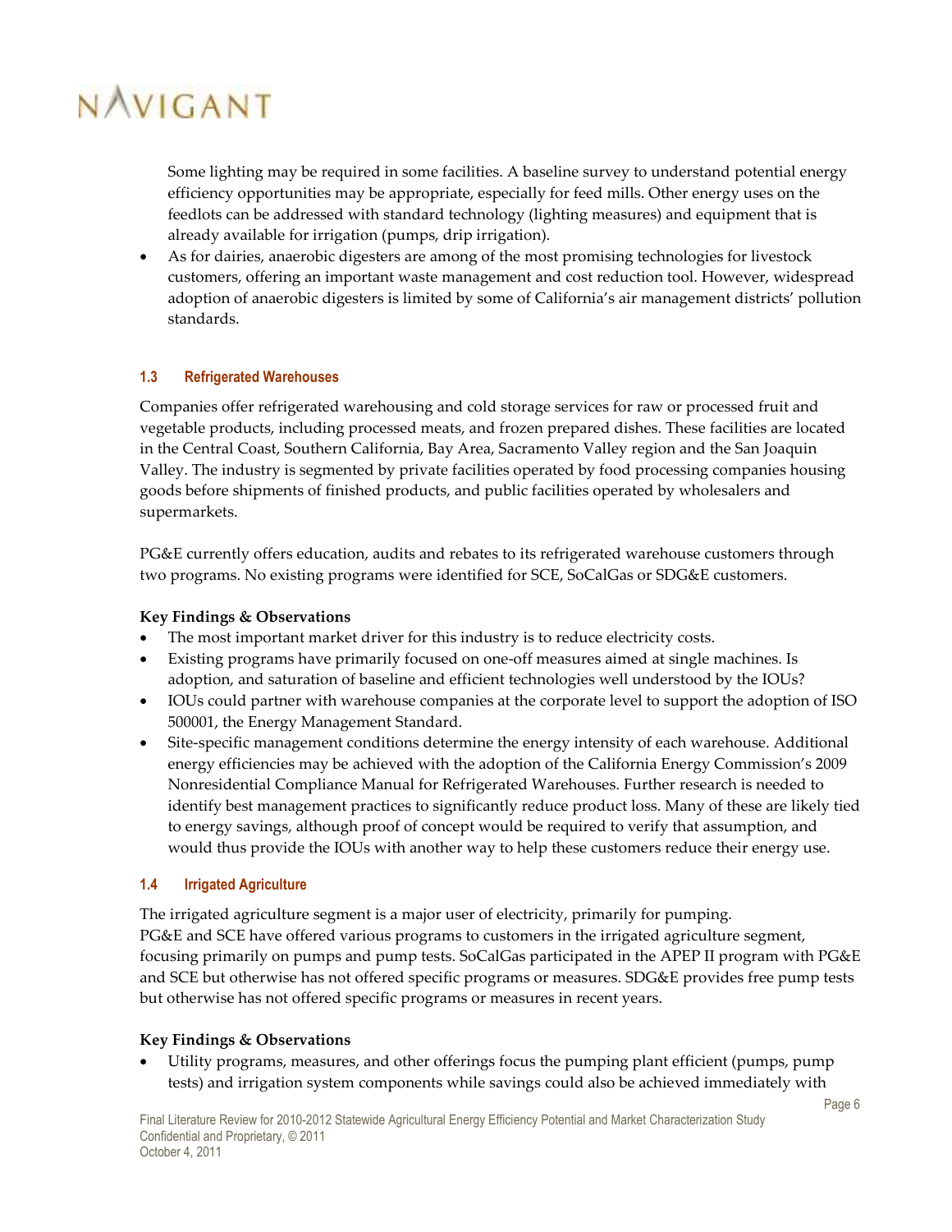Some lighting may be required in some facilities. A baseline survey to understand potential energy efficiency opportunities may be appropriate, especially for feed mills. Other energy uses on the feedlots can be addressed with standard technology (lighting measures) and equipment that is already available for irrigation (pumps, drip irrigation).

- As for dairies, anaerobic digesters are among of the most promising technologies for livestock customers, offering an important waste management and cost reduction tool. However, widespread adoption of anaerobic digesters is limited by some of California's air management districts' pollution standards.

### 1.3 Refrigerated Warehouses

Companies offer refrigerated warehousing and cold storage services for raw or processed fruit and vegetable products, including processed meats, and frozen prepared dishes. These facilities are located in the Central Coast, Southern California, Bay Area, Sacramento Valley region and the San Joaquin Valley. The industry is segmented by private facilities operated by food processing companies housing goods before shipments of finished products, and public facilities operated by wholesalers and supermarkets.

PG&E currently offers education, audits and rebates to its refrigerated warehouse customers through two programs. No existing programs were identified for SCE, SoCalGas or SDG&E customers.

**Key Findings & Observations**

- The most important market driver for this industry is to reduce electricity costs.
- Existing programs have primarily focused on one-off measures aimed at single machines. Is adoption, and saturation of baseline and efficient technologies well understood by the IOUs?
- IOUs could partner with warehouse companies at the corporate level to support the adoption of ISO 500001, the Energy Management Standard.
- Site-specific management conditions determine the energy intensity of each warehouse. Additional energy efficiencies may be achieved with the adoption of the California Energy Commission's 2009 Nonresidential Compliance Manual for Refrigerated Warehouses. Further research is needed to identify best management practices to significantly reduce product loss. Many of these are likely tied to energy savings, although proof of concept would be required to verify that assumption, and would thus provide the IOUs with another way to help these customers reduce their energy use.

### 1.4 Irrigated Agriculture

The irrigated agriculture segment is a major user of electricity, primarily for pumping. PG&E and SCE have offered various programs to customers in the irrigated agriculture segment, focusing primarily on pumps and pump tests. SoCalGas participated in the APEP II program with PG&E and SCE but otherwise has not offered specific programs or measures. SDG&E provides free pump tests but otherwise has not offered specific programs or measures in recent years.

**Key Findings & Observations**

- Utility programs, measures, and other offerings focus the pumping plant efficient (pumps, pump tests) and irrigation system components while savings could also be achieved immediately with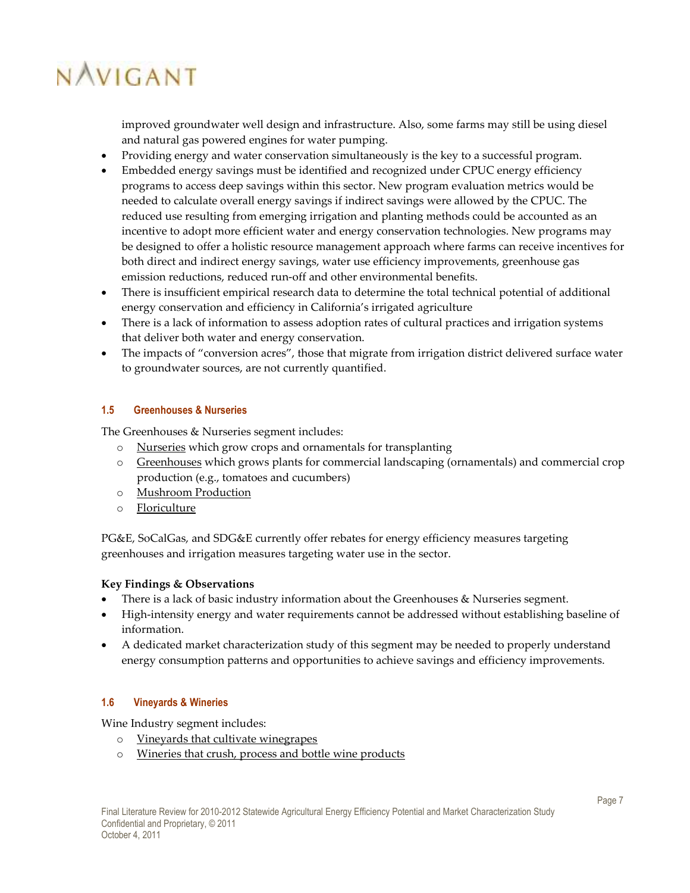improved groundwater well design and infrastructure. Also, some farms may still be using diesel and natural gas powered engines for water pumping.

- Providing energy and water conservation simultaneously is the key to a successful program.
- Embedded energy savings must be identified and recognized under CPUC energy efficiency programs to access deep savings within this sector. New program evaluation metrics would be needed to calculate overall energy savings if indirect savings were allowed by the CPUC. The reduced use resulting from emerging irrigation and planting methods could be accounted as an incentive to adopt more efficient water and energy conservation technologies. New programs may be designed to offer a holistic resource management approach where farms can receive incentives for both direct and indirect energy savings, water use efficiency improvements, greenhouse gas emission reductions, reduced run-off and other environmental benefits.
- There is insufficient empirical research data to determine the total technical potential of additional energy conservation and efficiency in California's irrigated agriculture
- There is a lack of information to assess adoption rates of cultural practices and irrigation systems that deliver both water and energy conservation.
- The impacts of "conversion acres", those that migrate from irrigation district delivered surface water to groundwater sources, are not currently quantified.

### 1.5 Greenhouses & Nurseries

The Greenhouses & Nurseries segment includes:

- Nurseries which grow crops and ornamentals for transplanting
- Greenhouses which grows plants for commercial landscaping (ornamentals) and commercial crop production (e.g., tomatoes and cucumbers)
- Mushroom Production
- Floriculture

PG&E, SoCalGas, and SDG&E currently offer rebates for energy efficiency measures targeting greenhouses and irrigation measures targeting water use in the sector.

**Key Findings & Observations**

- There is a lack of basic industry information about the Greenhouses & Nurseries segment.
- High-intensity energy and water requirements cannot be addressed without establishing baseline of information.
- A dedicated market characterization study of this segment may be needed to properly understand energy consumption patterns and opportunities to achieve savings and efficiency improvements.

### 1.6 Vineyards & Wineries

Wine Industry segment includes:

- Vineyards that cultivate winegrapes
- Wineries that crush, process and bottle wine products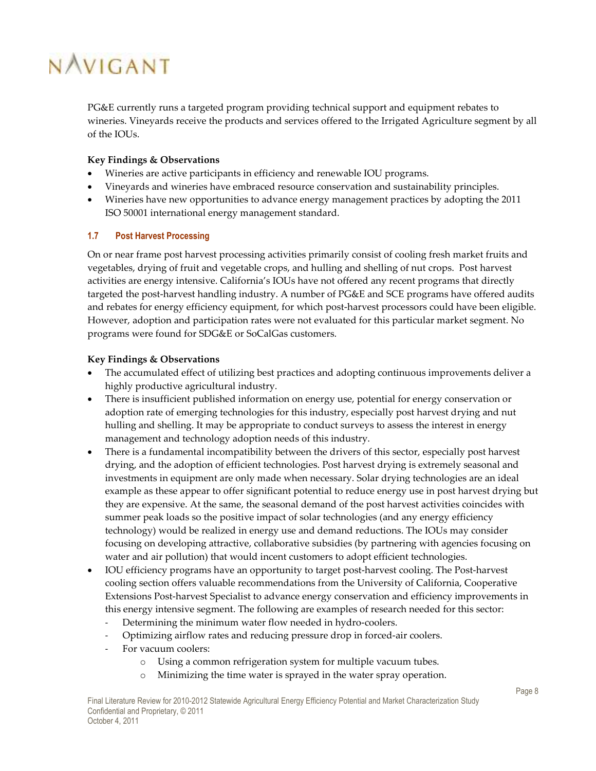PG&E currently runs a targeted program providing technical support and equipment rebates to wineries. Vineyards receive the products and services offered to the Irrigated Agriculture segment by all of the IOUs.

**Key Findings & Observations**

- Wineries are active participants in efficiency and renewable IOU programs.
- Vineyards and wineries have embraced resource conservation and sustainability principles.
- Wineries have new opportunities to advance energy management practices by adopting the 2011 ISO 50001 international energy management standard.

### 1.7 Post Harvest Processing

On or near frame post harvest processing activities primarily consist of cooling fresh market fruits and vegetables, drying of fruit and vegetable crops, and hulling and shelling of nut crops. Post harvest activities are energy intensive. California's IOUs have not offered any recent programs that directly targeted the post-harvest handling industry. A number of PG&E and SCE programs have offered audits and rebates for energy efficiency equipment, for which post-harvest processors could have been eligible. However, adoption and participation rates were not evaluated for this particular market segment. No programs were found for SDG&E or SoCalGas customers.

**Key Findings & Observations**

- The accumulated effect of utilizing best practices and adopting continuous improvements deliver a highly productive agricultural industry.
- There is insufficient published information on energy use, potential for energy conservation or adoption rate of emerging technologies for this industry, especially post harvest drying and nut hulling and shelling. It may be appropriate to conduct surveys to assess the interest in energy management and technology adoption needs of this industry.
- There is a fundamental incompatibility between the drivers of this sector, especially post harvest drying, and the adoption of efficient technologies. Post harvest drying is extremely seasonal and investments in equipment are only made when necessary. Solar drying technologies are an ideal example as these appear to offer significant potential to reduce energy use in post harvest drying but they are expensive. At the same, the seasonal demand of the post harvest activities coincides with summer peak loads so the positive impact of solar technologies (and any energy efficiency technology) would be realized in energy use and demand reductions. The IOUs may consider focusing on developing attractive, collaborative subsidies (by partnering with agencies focusing on water and air pollution) that would incent customers to adopt efficient technologies.
- IOU efficiency programs have an opportunity to target post-harvest cooling. The Post-harvest cooling section offers valuable recommendations from the University of California, Cooperative Extensions Post-harvest Specialist to advance energy conservation and efficiency improvements in this energy intensive segment. The following are examples of research needed for this sector:
  - Determining the minimum water flow needed in hydro-coolers.
  - Optimizing airflow rates and reducing pressure drop in forced-air coolers.
  - For vacuum coolers:
    - Using a common refrigeration system for multiple vacuum tubes.
    - Minimizing the time water is sprayed in the water spray operation.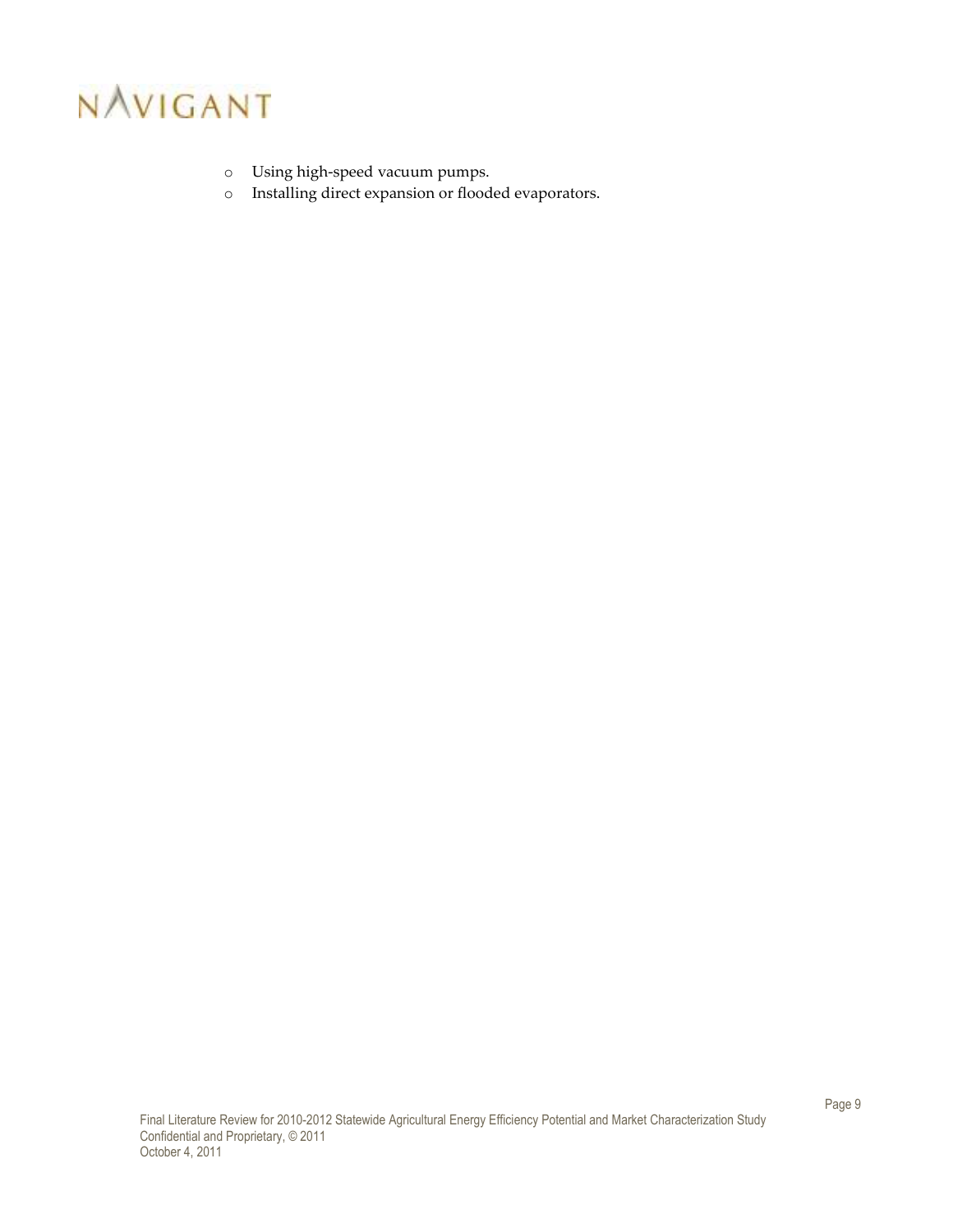- Using high-speed vacuum pumps.
- Installing direct expansion or flooded evaporators.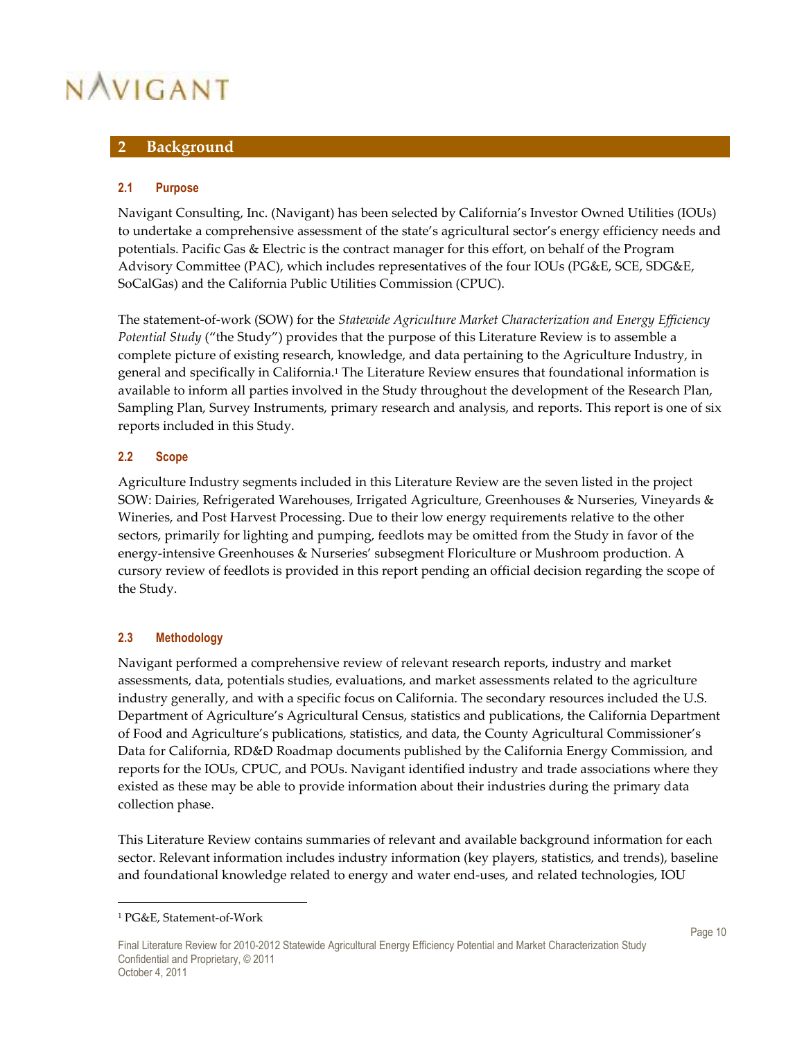## 2 Background

### 2.1 Purpose

Navigant Consulting, Inc. (Navigant) has been selected by California's Investor Owned Utilities (IOUs) to undertake a comprehensive assessment of the state's agricultural sector's energy efficiency needs and potentials. Pacific Gas & Electric is the contract manager for this effort, on behalf of the Program Advisory Committee (PAC), which includes representatives of the four IOUs (PG&E, SCE, SDG&E, SoCalGas) and the California Public Utilities Commission (CPUC).

The statement-of-work (SOW) for the *Statewide Agriculture Market Characterization and Energy Efficiency Potential Study* ("the Study") provides that the purpose of this Literature Review is to assemble a complete picture of existing research, knowledge, and data pertaining to the Agriculture Industry, in general and specifically in California.[1] The Literature Review ensures that foundational information is available to inform all parties involved in the Study throughout the development of the Research Plan, Sampling Plan, Survey Instruments, primary research and analysis, and reports. This report is one of six reports included in this Study.

### 2.2 Scope

Agriculture Industry segments included in this Literature Review are the seven listed in the project SOW: Dairies, Refrigerated Warehouses, Irrigated Agriculture, Greenhouses & Nurseries, Vineyards & Wineries, and Post Harvest Processing. Due to their low energy requirements relative to the other sectors, primarily for lighting and pumping, feedlots may be omitted from the Study in favor of the energy-intensive Greenhouses & Nurseries' subsegment Floriculture or Mushroom production. A cursory review of feedlots is provided in this report pending an official decision regarding the scope of the Study.

### 2.3 Methodology

Navigant performed a comprehensive review of relevant research reports, industry and market assessments, data, potentials studies, evaluations, and market assessments related to the agriculture industry generally, and with a specific focus on California. The secondary resources included the U.S. Department of Agriculture's Agricultural Census, statistics and publications, the California Department of Food and Agriculture's publications, statistics, and data, the County Agricultural Commissioner's Data for California, RD&D Roadmap documents published by the California Energy Commission, and reports for the IOUs, CPUC, and POUs. Navigant identified industry and trade associations where they existed as these may be able to provide information about their industries during the primary data collection phase.

This Literature Review contains summaries of relevant and available background information for each sector. Relevant information includes industry information (key players, statistics, and trends), baseline and foundational knowledge related to energy and water end-uses, and related technologies, IOU

[1] PG&E, Statement-of-Work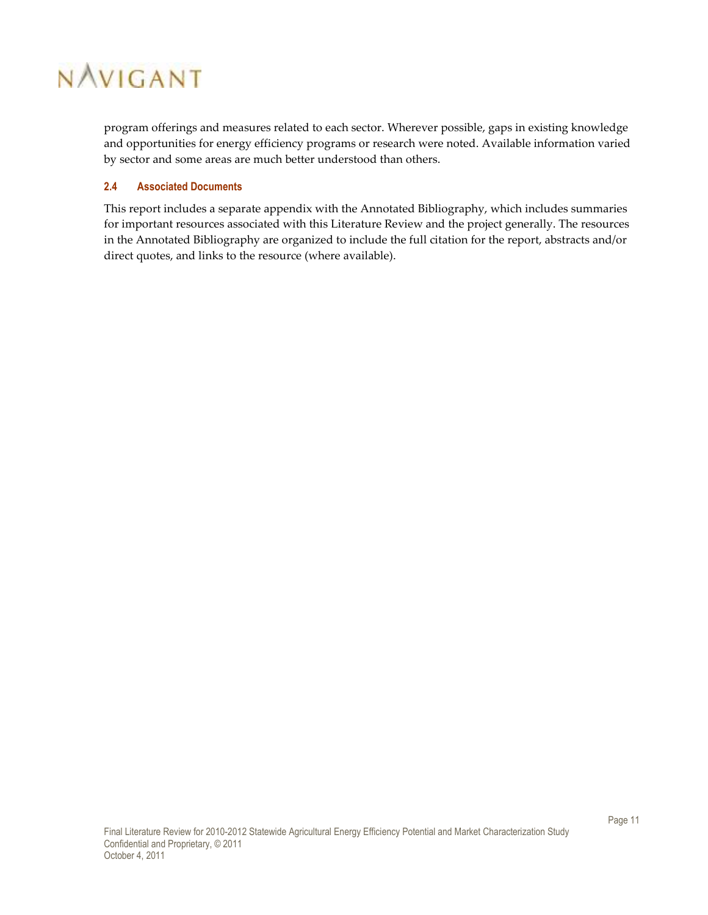program offerings and measures related to each sector. Wherever possible, gaps in existing knowledge and opportunities for energy efficiency programs or research were noted. Available information varied by sector and some areas are much better understood than others.

### 2.4 Associated Documents

This report includes a separate appendix with the Annotated Bibliography, which includes summaries for important resources associated with this Literature Review and the project generally. The resources in the Annotated Bibliography are organized to include the full citation for the report, abstracts and/or direct quotes, and links to the resource (where available).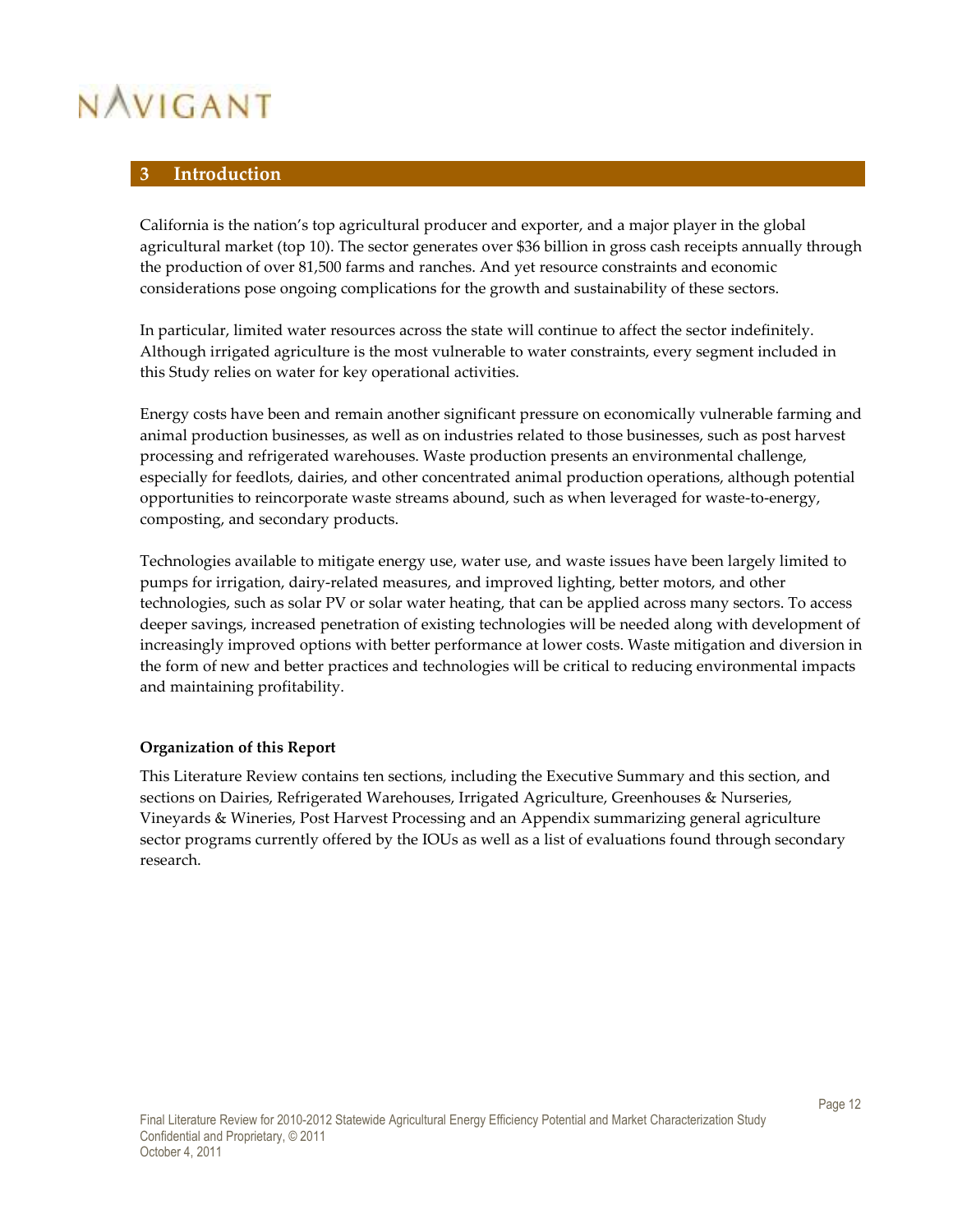# 3 Introduction

California is the nation's top agricultural producer and exporter, and a major player in the global agricultural market (top 10). The sector generates over $36 billion in gross cash receipts annually through the production of over 81,500 farms and ranches. And yet resource constraints and economic considerations pose ongoing complications for the growth and sustainability of these sectors.

In particular, limited water resources across the state will continue to affect the sector indefinitely. Although irrigated agriculture is the most vulnerable to water constraints, every segment included in this Study relies on water for key operational activities.

Energy costs have been and remain another significant pressure on economically vulnerable farming and animal production businesses, as well as on industries related to those businesses, such as post harvest processing and refrigerated warehouses. Waste production presents an environmental challenge, especially for feedlots, dairies, and other concentrated animal production operations, although potential opportunities to reincorporate waste streams abound, such as when leveraged for waste-to-energy, composting, and secondary products.

Technologies available to mitigate energy use, water use, and waste issues have been largely limited to pumps for irrigation, dairy-related measures, and improved lighting, better motors, and other technologies, such as solar PV or solar water heating, that can be applied across many sectors. To access deeper savings, increased penetration of existing technologies will be needed along with development of increasingly improved options with better performance at lower costs. Waste mitigation and diversion in the form of new and better practices and technologies will be critical to reducing environmental impacts and maintaining profitability.

**Organization of this Report**

This Literature Review contains ten sections, including the Executive Summary and this section, and sections on Dairies, Refrigerated Warehouses, Irrigated Agriculture, Greenhouses & Nurseries, Vineyards & Wineries, Post Harvest Processing and an Appendix summarizing general agriculture sector programs currently offered by the IOUs as well as a list of evaluations found through secondary research.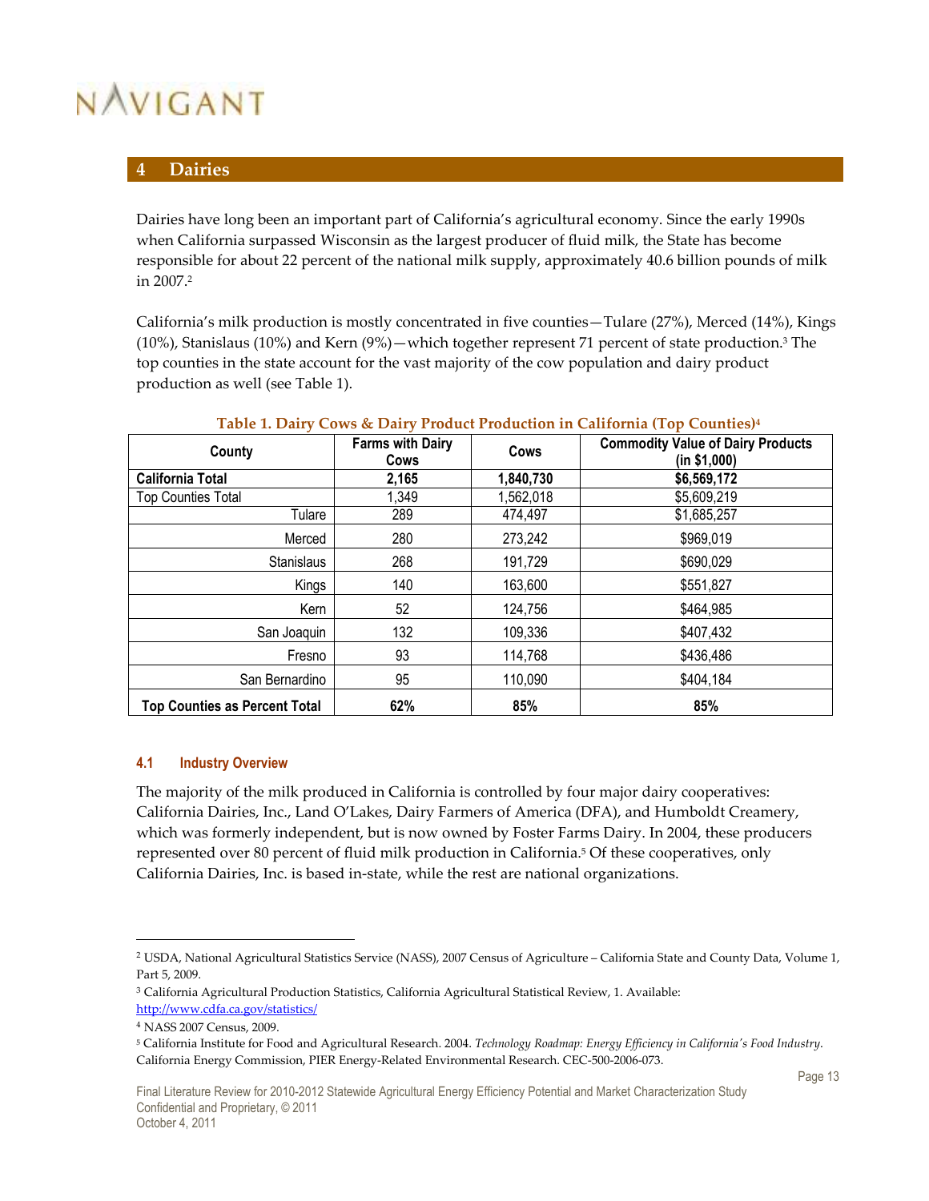## 4 Dairies

Dairies have long been an important part of California's agricultural economy. Since the early 1990s when California surpassed Wisconsin as the largest producer of fluid milk, the State has become responsible for about 22 percent of the national milk supply, approximately 40.6 billion pounds of milk in 2007.[2]

California's milk production is mostly concentrated in five counties—Tulare (27%), Merced (14%), Kings (10%), Stanislaus (10%) and Kern (9%)—which together represent 71 percent of state production.[3] The top counties in the state account for the vast majority of the cow population and dairy product production as well (see Table 1).

**Table 1. Dairy Cows & Dairy Product Production in California (Top Counties)[4]**

| County | Farms with Dairy Cows | Cows | Commodity Value of Dairy Products (in $1,000) |
|---|---|---|---|
| **California Total** | **2,165** | **1,840,730** | **$6,569,172** |
| Top Counties Total | 1,349 | 1,562,018 | $5,609,219 |
| Tulare | 289 | 474,497 | $1,685,257 |
| Merced | 280 | 273,242 | $969,019 |
| Stanislaus | 268 | 191,729 | $690,029 |
| Kings | 140 | 163,600 | $551,827 |
| Kern | 52 | 124,756 | $464,985 |
| San Joaquin | 132 | 109,336 | $407,432 |
| Fresno | 93 | 114,768 | $436,486 |
| San Bernardino | 95 | 110,090 | $404,184 |
| **Top Counties as Percent Total** | **62%** | **85%** | **85%** |

### 4.1 Industry Overview

The majority of the milk produced in California is controlled by four major dairy cooperatives: California Dairies, Inc., Land O'Lakes, Dairy Farmers of America (DFA), and Humboldt Creamery, which was formerly independent, but is now owned by Foster Farms Dairy. In 2004, these producers represented over 80 percent of fluid milk production in California.[5] Of these cooperatives, only California Dairies, Inc. is based in-state, while the rest are national organizations.

---

[2] USDA, National Agricultural Statistics Service (NASS), 2007 Census of Agriculture – California State and County Data, Volume 1, Part 5, 2009.

[3] California Agricultural Production Statistics, California Agricultural Statistical Review, 1. Available: http://www.cdfa.ca.gov/statistics/

[4] NASS 2007 Census, 2009.

[5] California Institute for Food and Agricultural Research. 2004. *Technology Roadmap: Energy Efficiency in California's Food Industry*. California Energy Commission, PIER Energy-Related Environmental Research. CEC-500-2006-073.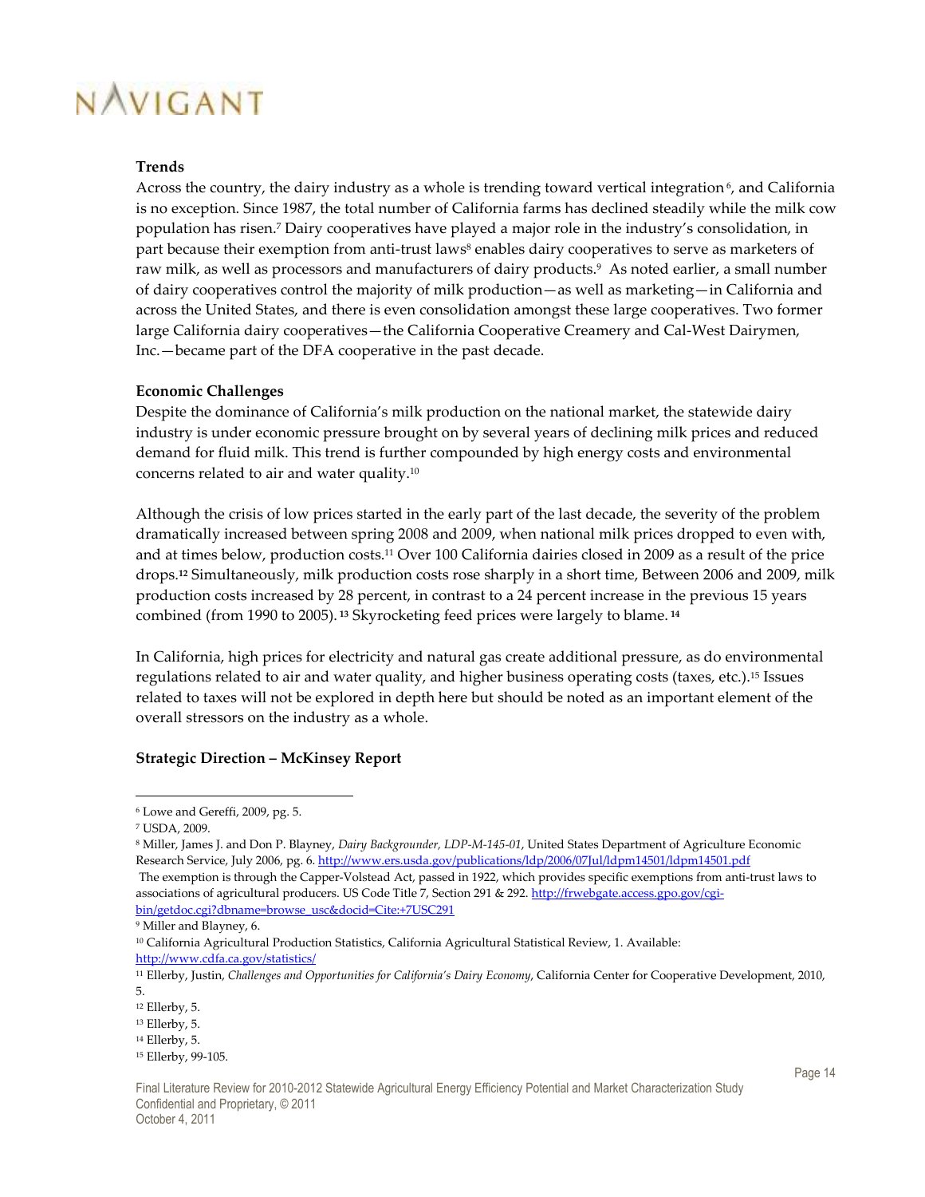**Trends**

Across the country, the dairy industry as a whole is trending toward vertical integration[6], and California is no exception. Since 1987, the total number of California farms has declined steadily while the milk cow population has risen.[7] Dairy cooperatives have played a major role in the industry's consolidation, in part because their exemption from anti-trust laws[8] enables dairy cooperatives to serve as marketers of raw milk, as well as processors and manufacturers of dairy products.[9] As noted earlier, a small number of dairy cooperatives control the majority of milk production—as well as marketing—in California and across the United States, and there is even consolidation amongst these large cooperatives. Two former large California dairy cooperatives—the California Cooperative Creamery and Cal-West Dairymen, Inc.—became part of the DFA cooperative in the past decade.

**Economic Challenges**

Despite the dominance of California's milk production on the national market, the statewide dairy industry is under economic pressure brought on by several years of declining milk prices and reduced demand for fluid milk. This trend is further compounded by high energy costs and environmental concerns related to air and water quality.[10]

Although the crisis of low prices started in the early part of the last decade, the severity of the problem dramatically increased between spring 2008 and 2009, when national milk prices dropped to even with, and at times below, production costs.[11] Over 100 California dairies closed in 2009 as a result of the price drops.[12] Simultaneously, milk production costs rose sharply in a short time, Between 2006 and 2009, milk production costs increased by 28 percent, in contrast to a 24 percent increase in the previous 15 years combined (from 1990 to 2005).[13] Skyrocketing feed prices were largely to blame.[14]

In California, high prices for electricity and natural gas create additional pressure, as do environmental regulations related to air and water quality, and higher business operating costs (taxes, etc.).[15] Issues related to taxes will not be explored in depth here but should be noted as an important element of the overall stressors on the industry as a whole.

**Strategic Direction – McKinsey Report**

---

[6] Lowe and Gereffi, 2009, pg. 5.

[7] USDA, 2009.

[8] Miller, James J. and Don P. Blayney, *Dairy Backgrounder, LDP-M-145-01*, United States Department of Agriculture Economic Research Service, July 2006, pg. 6. http://www.ers.usda.gov/publications/ldp/2006/07Jul/ldpm14501/ldpm14501.pdf
The exemption is through the Capper-Volstead Act, passed in 1922, which provides specific exemptions from anti-trust laws to associations of agricultural producers. US Code Title 7, Section 291 & 292. http://frwebgate.access.gpo.gov/cgi-bin/getdoc.cgi?dbname=browse_usc&docid=Cite:+7USC291

[9] Miller and Blayney, 6.

[10] California Agricultural Production Statistics, California Agricultural Statistical Review, 1. Available: http://www.cdfa.ca.gov/statistics/

[11] Ellerby, Justin, *Challenges and Opportunities for California's Dairy Economy*, California Center for Cooperative Development, 2010, 5.

[12] Ellerby, 5.

[13] Ellerby, 5.

[14] Ellerby, 5.

[15] Ellerby, 99-105.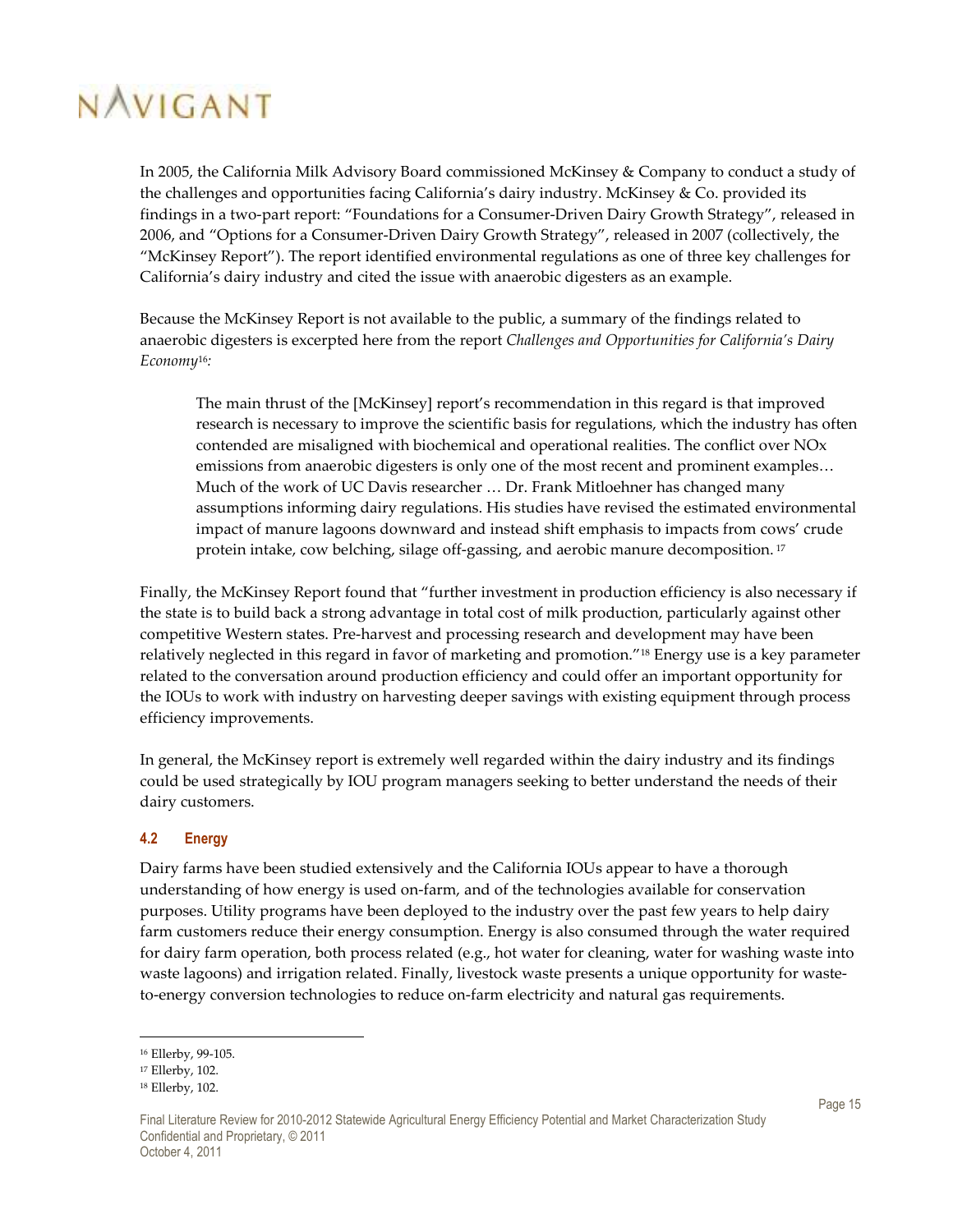In 2005, the California Milk Advisory Board commissioned McKinsey & Company to conduct a study of the challenges and opportunities facing California's dairy industry. McKinsey & Co. provided its findings in a two-part report: "Foundations for a Consumer-Driven Dairy Growth Strategy", released in 2006, and "Options for a Consumer-Driven Dairy Growth Strategy", released in 2007 (collectively, the "McKinsey Report"). The report identified environmental regulations as one of three key challenges for California's dairy industry and cited the issue with anaerobic digesters as an example.

Because the McKinsey Report is not available to the public, a summary of the findings related to anaerobic digesters is excerpted here from the report *Challenges and Opportunities for California's Dairy Economy*[16]*:*

> The main thrust of the [McKinsey] report's recommendation in this regard is that improved research is necessary to improve the scientific basis for regulations, which the industry has often contended are misaligned with biochemical and operational realities. The conflict over NOx emissions from anaerobic digesters is only one of the most recent and prominent examples… Much of the work of UC Davis researcher … Dr. Frank Mitloehner has changed many assumptions informing dairy regulations. His studies have revised the estimated environmental impact of manure lagoons downward and instead shift emphasis to impacts from cows' crude protein intake, cow belching, silage off-gassing, and aerobic manure decomposition. [17]

Finally, the McKinsey Report found that "further investment in production efficiency is also necessary if the state is to build back a strong advantage in total cost of milk production, particularly against other competitive Western states. Pre-harvest and processing research and development may have been relatively neglected in this regard in favor of marketing and promotion."[18] Energy use is a key parameter related to the conversation around production efficiency and could offer an important opportunity for the IOUs to work with industry on harvesting deeper savings with existing equipment through process efficiency improvements.

In general, the McKinsey report is extremely well regarded within the dairy industry and its findings could be used strategically by IOU program managers seeking to better understand the needs of their dairy customers.

### 4.2 Energy

Dairy farms have been studied extensively and the California IOUs appear to have a thorough understanding of how energy is used on-farm, and of the technologies available for conservation purposes. Utility programs have been deployed to the industry over the past few years to help dairy farm customers reduce their energy consumption. Energy is also consumed through the water required for dairy farm operation, both process related (e.g., hot water for cleaning, water for washing waste into waste lagoons) and irrigation related. Finally, livestock waste presents a unique opportunity for waste-to-energy conversion technologies to reduce on-farm electricity and natural gas requirements.

---

[16] Ellerby, 99-105.

[17] Ellerby, 102.

[18] Ellerby, 102.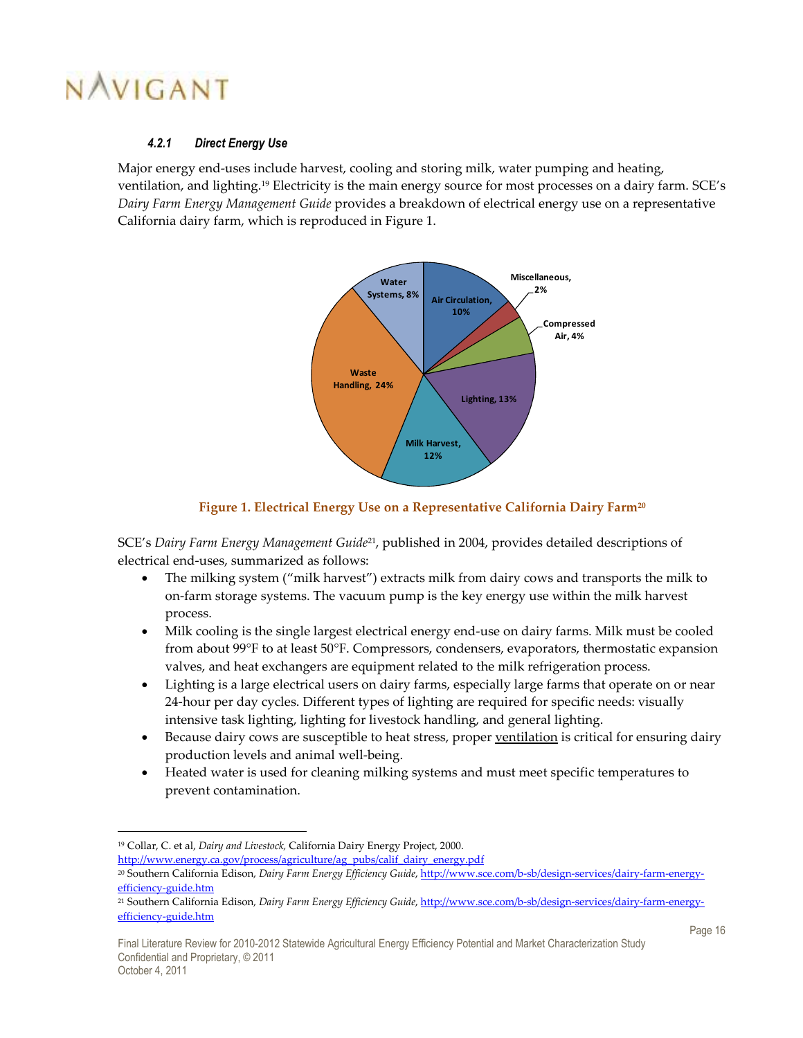#### 4.2.1 Direct Energy Use

Major energy end-uses include harvest, cooling and storing milk, water pumping and heating, ventilation, and lighting.[19] Electricity is the main energy source for most processes on a dairy farm. SCE's *Dairy Farm Energy Management Guide* provides a breakdown of electrical energy use on a representative California dairy farm, which is reproduced in Figure 1.

**Figure 1. Electrical Energy Use on a Representative California Dairy Farm[20]**

SCE's *Dairy Farm Energy Management Guide*[21], published in 2004, provides detailed descriptions of electrical end-uses, summarized as follows:

- The milking system ("milk harvest") extracts milk from dairy cows and transports the milk to on-farm storage systems. The vacuum pump is the key energy use within the milk harvest process.
- Milk cooling is the single largest electrical energy end-use on dairy farms. Milk must be cooled from about 99°F to at least 50°F. Compressors, condensers, evaporators, thermostatic expansion valves, and heat exchangers are equipment related to the milk refrigeration process.
- Lighting is a large electrical users on dairy farms, especially large farms that operate on or near 24-hour per day cycles. Different types of lighting are required for specific needs: visually intensive task lighting, lighting for livestock handling, and general lighting.
- Because dairy cows are susceptible to heat stress, proper ventilation is critical for ensuring dairy production levels and animal well-being.
- Heated water is used for cleaning milking systems and must meet specific temperatures to prevent contamination.

---

[19] Collar, C. et al, *Dairy and Livestock,* California Dairy Energy Project, 2000. http://www.energy.ca.gov/process/agriculture/ag_pubs/calif_dairy_energy.pdf

[20] Southern California Edison, *Dairy Farm Energy Efficiency Guide*, http://www.sce.com/b-sb/design-services/dairy-farm-energy-efficiency-guide.htm

[21] Southern California Edison, *Dairy Farm Energy Efficiency Guide*, http://www.sce.com/b-sb/design-services/dairy-farm-energy-efficiency-guide.htm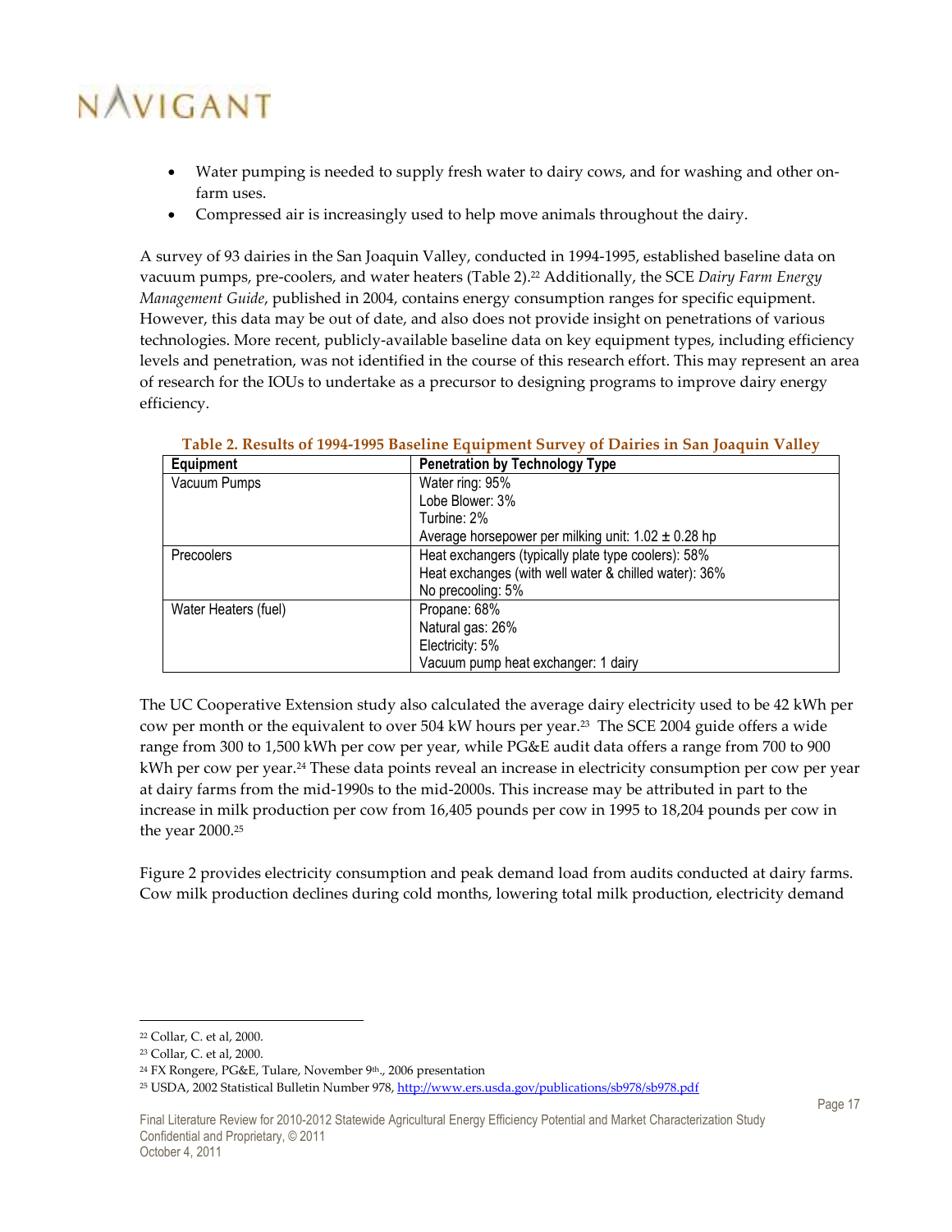- Water pumping is needed to supply fresh water to dairy cows, and for washing and other on-farm uses.
- Compressed air is increasingly used to help move animals throughout the dairy.

A survey of 93 dairies in the San Joaquin Valley, conducted in 1994-1995, established baseline data on vacuum pumps, pre-coolers, and water heaters (Table 2).[22] Additionally, the SCE *Dairy Farm Energy Management Guide*, published in 2004, contains energy consumption ranges for specific equipment. However, this data may be out of date, and also does not provide insight on penetrations of various technologies. More recent, publicly-available baseline data on key equipment types, including efficiency levels and penetration, was not identified in the course of this research effort. This may represent an area of research for the IOUs to undertake as a precursor to designing programs to improve dairy energy efficiency.

**Table 2. Results of 1994-1995 Baseline Equipment Survey of Dairies in San Joaquin Valley**

| Equipment | Penetration by Technology Type |
|---|---|
| Vacuum Pumps | Water ring: 95%<br>Lobe Blower: 3%<br>Turbine: 2%<br>Average horsepower per milking unit: 1.02 ± 0.28 hp |
| Precoolers | Heat exchangers (typically plate type coolers): 58%<br>Heat exchanges (with well water & chilled water): 36%<br>No precooling: 5% |
| Water Heaters (fuel) | Propane: 68%<br>Natural gas: 26%<br>Electricity: 5%<br>Vacuum pump heat exchanger: 1 dairy |

The UC Cooperative Extension study also calculated the average dairy electricity used to be 42 kWh per cow per month or the equivalent to over 504 kW hours per year.[23] The SCE 2004 guide offers a wide range from 300 to 1,500 kWh per cow per year, while PG&E audit data offers a range from 700 to 900 kWh per cow per year.[24] These data points reveal an increase in electricity consumption per cow per year at dairy farms from the mid-1990s to the mid-2000s. This increase may be attributed in part to the increase in milk production per cow from 16,405 pounds per cow in 1995 to 18,204 pounds per cow in the year 2000.[25]

Figure 2 provides electricity consumption and peak demand load from audits conducted at dairy farms. Cow milk production declines during cold months, lowering total milk production, electricity demand

---

[22] Collar, C. et al, 2000.

[23] Collar, C. et al, 2000.

[24] FX Rongere, PG&E, Tulare, November 9th., 2006 presentation

[25] USDA, 2002 Statistical Bulletin Number 978, http://www.ers.usda.gov/publications/sb978/sb978.pdf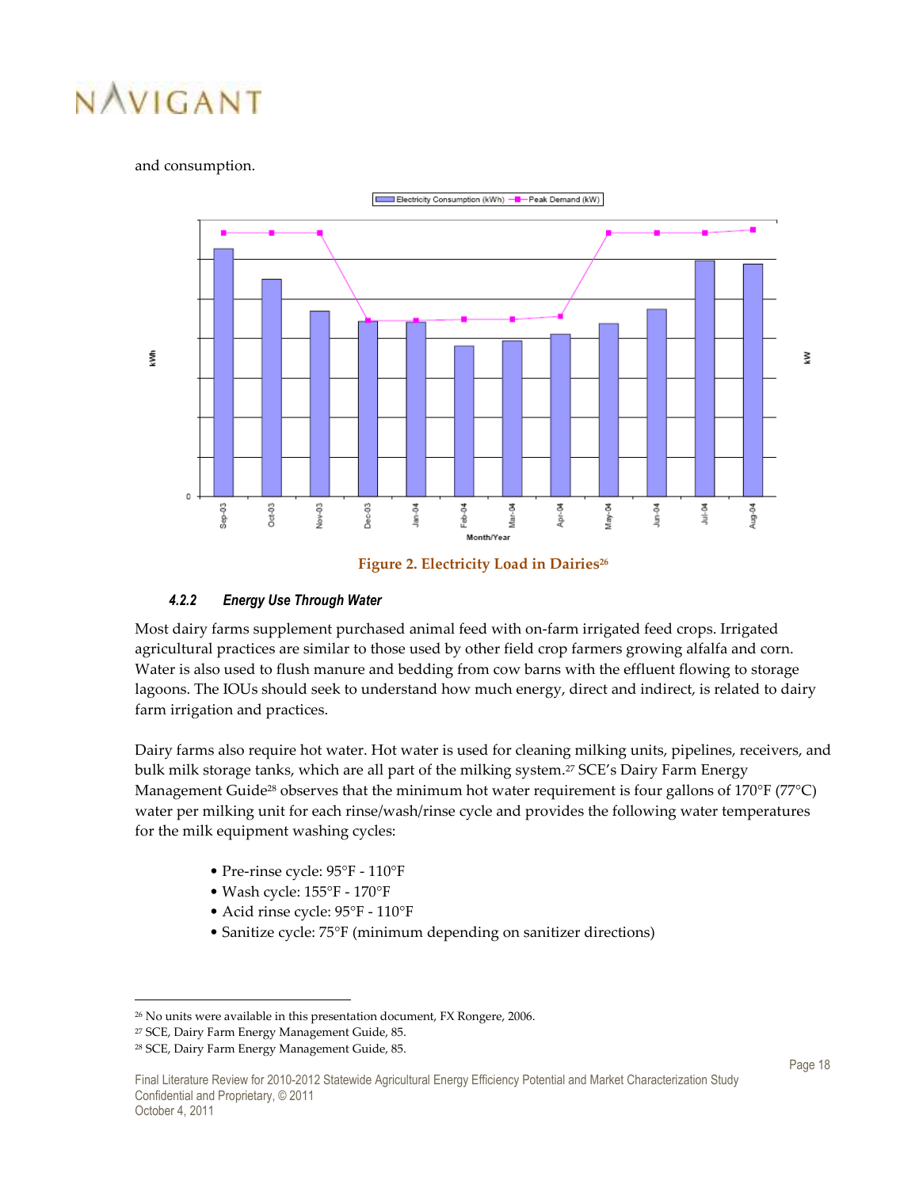and consumption.

Figure 2. Electricity Load in Dairies[26]

#### 4.2.2 Energy Use Through Water

Most dairy farms supplement purchased animal feed with on-farm irrigated feed crops. Irrigated agricultural practices are similar to those used by other field crop farmers growing alfalfa and corn. Water is also used to flush manure and bedding from cow barns with the effluent flowing to storage lagoons. The IOUs should seek to understand how much energy, direct and indirect, is related to dairy farm irrigation and practices.

Dairy farms also require hot water. Hot water is used for cleaning milking units, pipelines, receivers, and bulk milk storage tanks, which are all part of the milking system.[27] SCE's Dairy Farm Energy Management Guide[28] observes that the minimum hot water requirement is four gallons of 170°F (77°C) water per milking unit for each rinse/wash/rinse cycle and provides the following water temperatures for the milk equipment washing cycles:

- Pre-rinse cycle: 95°F - 110°F
- Wash cycle: 155°F - 170°F
- Acid rinse cycle: 95°F - 110°F
- Sanitize cycle: 75°F (minimum depending on sanitizer directions)

---

[26] No units were available in this presentation document, FX Rongere, 2006.

[27] SCE, Dairy Farm Energy Management Guide, 85.

[28] SCE, Dairy Farm Energy Management Guide, 85.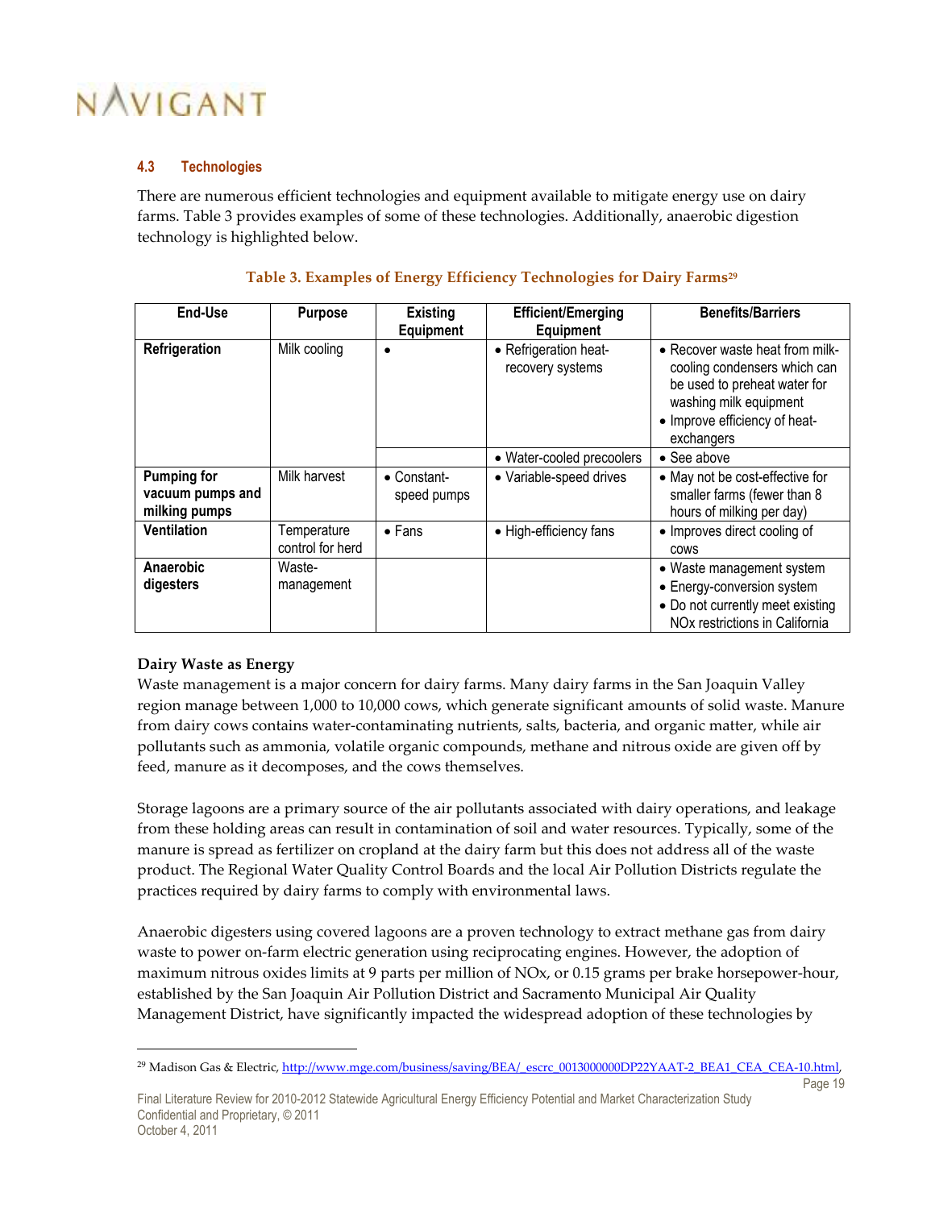### 4.3 Technologies

There are numerous efficient technologies and equipment available to mitigate energy use on dairy farms. Table 3 provides examples of some of these technologies. Additionally, anaerobic digestion technology is highlighted below.

**Table 3. Examples of Energy Efficiency Technologies for Dairy Farms[29]**

| End-Use | Purpose | Existing Equipment | Efficient/Emerging Equipment | Benefits/Barriers |
|---|---|---|---|---|
| **Refrigeration** | Milk cooling | • | • Refrigeration heat-recovery systems | • Recover waste heat from milk-cooling condensers which can be used to preheat water for washing milk equipment<br>• Improve efficiency of heat-exchangers |
| | | | • Water-cooled precoolers | • See above |
| **Pumping for vacuum pumps and milking pumps** | Milk harvest | • Constant-speed pumps | • Variable-speed drives | • May not be cost-effective for smaller farms (fewer than 8 hours of milking per day) |
| **Ventilation** | Temperature control for herd | • Fans | • High-efficiency fans | • Improves direct cooling of cows |
| **Anaerobic digesters** | Waste-management | | | • Waste management system<br>• Energy-conversion system<br>• Do not currently meet existing NOx restrictions in California |

**Dairy Waste as Energy**

Waste management is a major concern for dairy farms. Many dairy farms in the San Joaquin Valley region manage between 1,000 to 10,000 cows, which generate significant amounts of solid waste. Manure from dairy cows contains water-contaminating nutrients, salts, bacteria, and organic matter, while air pollutants such as ammonia, volatile organic compounds, methane and nitrous oxide are given off by feed, manure as it decomposes, and the cows themselves.

Storage lagoons are a primary source of the air pollutants associated with dairy operations, and leakage from these holding areas can result in contamination of soil and water resources. Typically, some of the manure is spread as fertilizer on cropland at the dairy farm but this does not address all of the waste product. The Regional Water Quality Control Boards and the local Air Pollution Districts regulate the practices required by dairy farms to comply with environmental laws.

Anaerobic digesters using covered lagoons are a proven technology to extract methane gas from dairy waste to power on-farm electric generation using reciprocating engines. However, the adoption of maximum nitrous oxides limits at 9 parts per million of NOx, or 0.15 grams per brake horsepower-hour, established by the San Joaquin Air Pollution District and Sacramento Municipal Air Quality Management District, have significantly impacted the widespread adoption of these technologies by

---

[29] Madison Gas & Electric, http://www.mge.com/business/saving/BEA/_escrc_0013000000DP22YAAT-2_BEA1_CEA_CEA-10.html,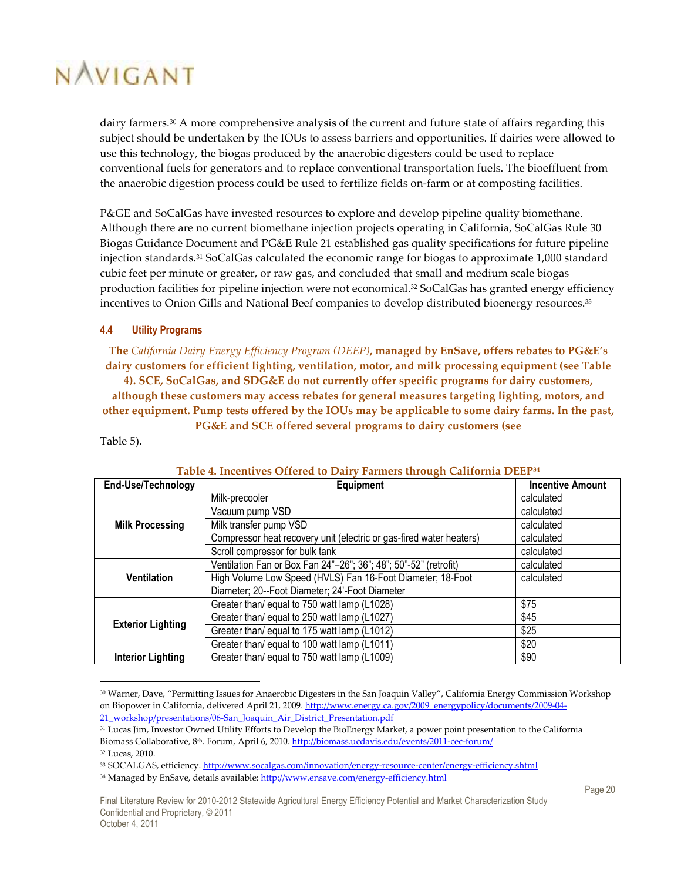dairy farmers.[30] A more comprehensive analysis of the current and future state of affairs regarding this subject should be undertaken by the IOUs to assess barriers and opportunities. If dairies were allowed to use this technology, the biogas produced by the anaerobic digesters could be used to replace conventional fuels for generators and to replace conventional transportation fuels. The bioeffluent from the anaerobic digestion process could be used to fertilize fields on-farm or at composting facilities.

P&GE and SoCalGas have invested resources to explore and develop pipeline quality biomethane. Although there are no current biomethane injection projects operating in California, SoCalGas Rule 30 Biogas Guidance Document and PG&E Rule 21 established gas quality specifications for future pipeline injection standards.[31] SoCalGas calculated the economic range for biogas to approximate 1,000 standard cubic feet per minute or greater, or raw gas, and concluded that small and medium scale biogas production facilities for pipeline injection were not economical.[32] SoCalGas has granted energy efficiency incentives to Onion Gills and National Beef companies to develop distributed bioenergy resources.[33]

### 4.4 Utility Programs

**The *California Dairy Energy Efficiency Program (DEEP)*, managed by EnSave, offers rebates to PG&E's dairy customers for efficient lighting, ventilation, motor, and milk processing equipment (see Table 4). SCE, SoCalGas, and SDG&E do not currently offer specific programs for dairy customers, although these customers may access rebates for general measures targeting lighting, motors, and other equipment. Pump tests offered by the IOUs may be applicable to some dairy farms. In the past, PG&E and SCE offered several programs to dairy customers (see**
Table 5).

**Table 4. Incentives Offered to Dairy Farmers through California DEEP[34]**

| End-Use/Technology | Equipment | Incentive Amount |
|---|---|---|
| Milk Processing | Milk-precooler | calculated |
| | Vacuum pump VSD | calculated |
| | Milk transfer pump VSD | calculated |
| | Compressor heat recovery unit (electric or gas-fired water heaters) | calculated |
| | Scroll compressor for bulk tank | calculated |
| Ventilation | Ventilation Fan or Box Fan 24"–26"; 36"; 48"; 50"-52" (retrofit) | calculated |
| | High Volume Low Speed (HVLS) Fan 16-Foot Diameter; 18-Foot Diameter; 20--Foot Diameter; 24'-Foot Diameter | calculated |
| Exterior Lighting | Greater than/ equal to 750 watt lamp (L1028) | $75 |
| | Greater than/ equal to 250 watt lamp (L1027) | $45 |
| | Greater than/ equal to 175 watt lamp (L1012) | $25 |
| | Greater than/ equal to 100 watt lamp (L1011) | $20 |
| Interior Lighting | Greater than/ equal to 750 watt lamp (L1009) | $90 |

---

[30] Warner, Dave, "Permitting Issues for Anaerobic Digesters in the San Joaquin Valley", California Energy Commission Workshop on Biopower in California, delivered April 21, 2009. http://www.energy.ca.gov/2009_energypolicy/documents/2009-04-21_workshop/presentations/06-San_Joaquin_Air_District_Presentation.pdf

[31] Lucas Jim, Investor Owned Utility Efforts to Develop the BioEnergy Market, a power point presentation to the California Biomass Collaborative, 8th. Forum, April 6, 2010. http://biomass.ucdavis.edu/events/2011-cec-forum/

[32] Lucas, 2010.

[33] SOCALGAS, efficiency. http://www.socalgas.com/innovation/energy-resource-center/energy-efficiency.shtml

[34] Managed by EnSave, details available: http://www.ensave.com/energy-efficiency.html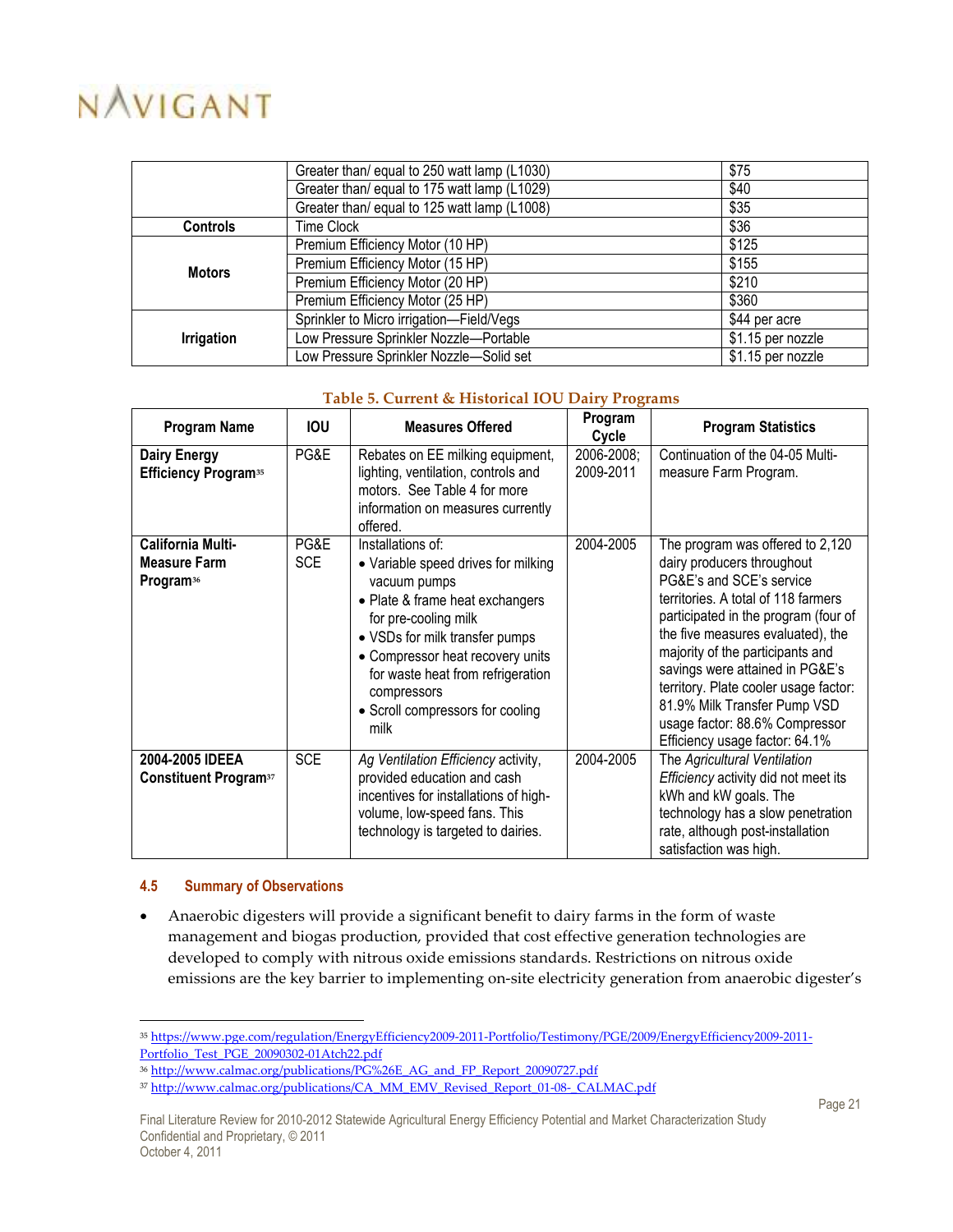| | | |
|---|---|---|
| | Greater than/ equal to 250 watt lamp (L1030) | $75 |
| | Greater than/ equal to 175 watt lamp (L1029) | $40 |
| | Greater than/ equal to 125 watt lamp (L1008) | $35 |
| **Controls** | Time Clock | $36 |
| **Motors** | Premium Efficiency Motor (10 HP) | $125 |
| | Premium Efficiency Motor (15 HP) | $155 |
| | Premium Efficiency Motor (20 HP) | $210 |
| | Premium Efficiency Motor (25 HP) | $360 |
| **Irrigation** | Sprinkler to Micro irrigation—Field/Vegs | $44 per acre |
| | Low Pressure Sprinkler Nozzle—Portable | $1.15 per nozzle |
| | Low Pressure Sprinkler Nozzle—Solid set | $1.15 per nozzle |

**Table 5. Current & Historical IOU Dairy Programs**

| Program Name | IOU | Measures Offered | Program Cycle | Program Statistics |
|---|---|---|---|---|
| **Dairy Energy Efficiency Program**[35] | PG&E | Rebates on EE milking equipment, lighting, ventilation, controls and motors. See Table 4 for more information on measures currently offered. | 2006-2008; 2009-2011 | Continuation of the 04-05 Multi-measure Farm Program. |
| **California Multi-Measure Farm Program**[36] | PG&E SCE | Installations of: • Variable speed drives for milking vacuum pumps • Plate & frame heat exchangers for pre-cooling milk • VSDs for milk transfer pumps • Compressor heat recovery units for waste heat from refrigeration compressors • Scroll compressors for cooling milk | 2004-2005 | The program was offered to 2,120 dairy producers throughout PG&E's and SCE's service territories. A total of 118 farmers participated in the program (four of the five measures evaluated), the majority of the participants and savings were attained in PG&E's territory. Plate cooler usage factor: 81.9% Milk Transfer Pump VSD usage factor: 88.6% Compressor Efficiency usage factor: 64.1% |
| **2004-2005 IDEEA Constituent Program**[37] | SCE | *Ag Ventilation Efficiency* activity, provided education and cash incentives for installations of high-volume, low-speed fans. This technology is targeted to dairies. | 2004-2005 | The *Agricultural Ventilation Efficiency* activity did not meet its kWh and kW goals. The technology has a slow penetration rate, although post-installation satisfaction was high. |

### 4.5 Summary of Observations

- Anaerobic digesters will provide a significant benefit to dairy farms in the form of waste management and biogas production, provided that cost effective generation technologies are developed to comply with nitrous oxide emissions standards. Restrictions on nitrous oxide emissions are the key barrier to implementing on-site electricity generation from anaerobic digester's

---

[35] https://www.pge.com/regulation/EnergyEfficiency2009-2011-Portfolio/Testimony/PGE/2009/EnergyEfficiency2009-2011-Portfolio_Test_PGE_20090302-01Atch22.pdf

[36] http://www.calmac.org/publications/PG%26E_AG_and_FP_Report_20090727.pdf

[37] http://www.calmac.org/publications/CA_MM_EMV_Revised_Report_01-08-_CALMAC.pdf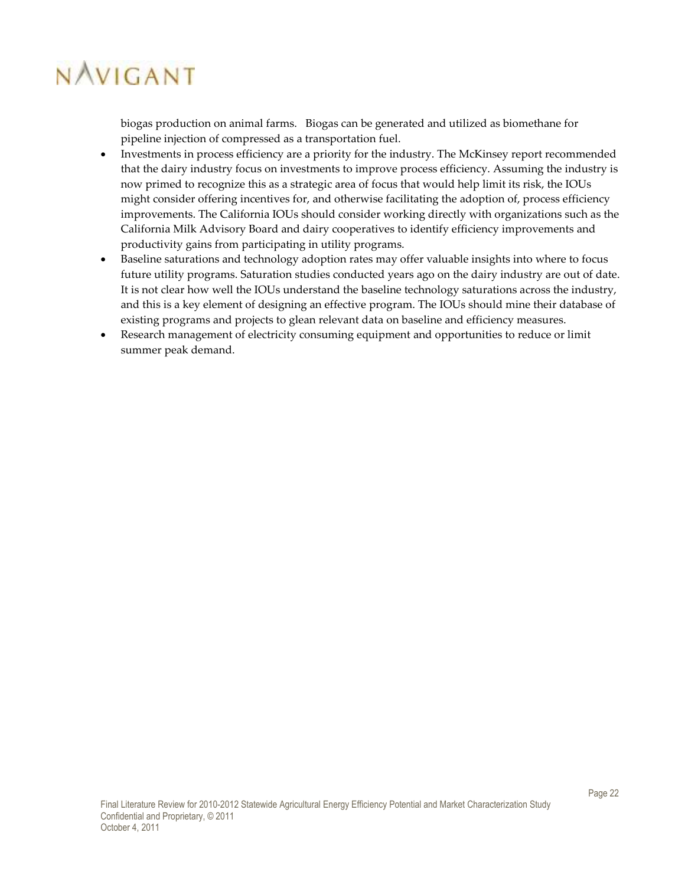biogas production on animal farms.   Biogas can be generated and utilized as biomethane for pipeline injection of compressed as a transportation fuel.

- Investments in process efficiency are a priority for the industry. The McKinsey report recommended that the dairy industry focus on investments to improve process efficiency. Assuming the industry is now primed to recognize this as a strategic area of focus that would help limit its risk, the IOUs might consider offering incentives for, and otherwise facilitating the adoption of, process efficiency improvements. The California IOUs should consider working directly with organizations such as the California Milk Advisory Board and dairy cooperatives to identify efficiency improvements and productivity gains from participating in utility programs.
- Baseline saturations and technology adoption rates may offer valuable insights into where to focus future utility programs. Saturation studies conducted years ago on the dairy industry are out of date. It is not clear how well the IOUs understand the baseline technology saturations across the industry, and this is a key element of designing an effective program. The IOUs should mine their database of existing programs and projects to glean relevant data on baseline and efficiency measures.
- Research management of electricity consuming equipment and opportunities to reduce or limit summer peak demand.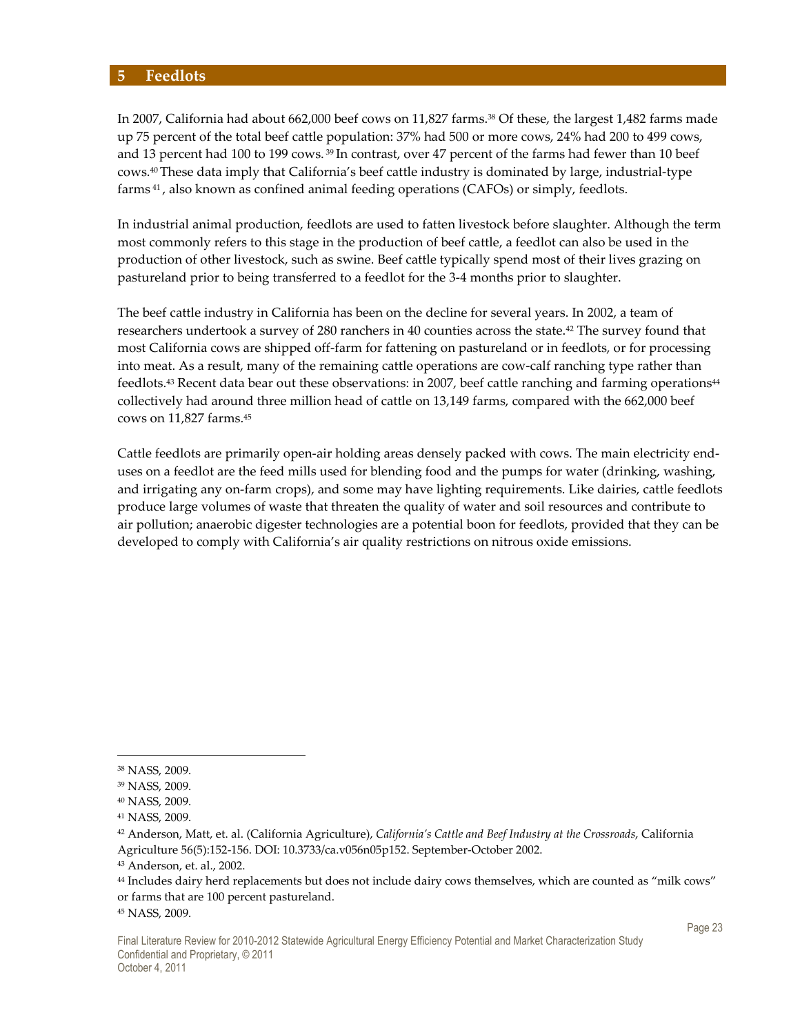## 5 Feedlots

In 2007, California had about 662,000 beef cows on 11,827 farms.[38] Of these, the largest 1,482 farms made up 75 percent of the total beef cattle population: 37% had 500 or more cows, 24% had 200 to 499 cows, and 13 percent had 100 to 199 cows.[39] In contrast, over 47 percent of the farms had fewer than 10 beef cows.[40] These data imply that California's beef cattle industry is dominated by large, industrial-type farms[41], also known as confined animal feeding operations (CAFOs) or simply, feedlots.

In industrial animal production, feedlots are used to fatten livestock before slaughter. Although the term most commonly refers to this stage in the production of beef cattle, a feedlot can also be used in the production of other livestock, such as swine. Beef cattle typically spend most of their lives grazing on pastureland prior to being transferred to a feedlot for the 3-4 months prior to slaughter.

The beef cattle industry in California has been on the decline for several years. In 2002, a team of researchers undertook a survey of 280 ranchers in 40 counties across the state.[42] The survey found that most California cows are shipped off-farm for fattening on pastureland or in feedlots, or for processing into meat. As a result, many of the remaining cattle operations are cow-calf ranching type rather than feedlots.[43] Recent data bear out these observations: in 2007, beef cattle ranching and farming operations[44] collectively had around three million head of cattle on 13,149 farms, compared with the 662,000 beef cows on 11,827 farms.[45]

Cattle feedlots are primarily open-air holding areas densely packed with cows. The main electricity end-uses on a feedlot are the feed mills used for blending food and the pumps for water (drinking, washing, and irrigating any on-farm crops), and some may have lighting requirements. Like dairies, cattle feedlots produce large volumes of waste that threaten the quality of water and soil resources and contribute to air pollution; anaerobic digester technologies are a potential boon for feedlots, provided that they can be developed to comply with California's air quality restrictions on nitrous oxide emissions.

---

[38] NASS, 2009.

[39] NASS, 2009.

[40] NASS, 2009.

[41] NASS, 2009.

[42] Anderson, Matt, et. al. (California Agriculture), *California's Cattle and Beef Industry at the Crossroads*, California Agriculture 56(5):152-156. DOI: 10.3733/ca.v056n05p152. September-October 2002.

[43] Anderson, et. al., 2002.

[44] Includes dairy herd replacements but does not include dairy cows themselves, which are counted as "milk cows" or farms that are 100 percent pastureland.

[45] NASS, 2009.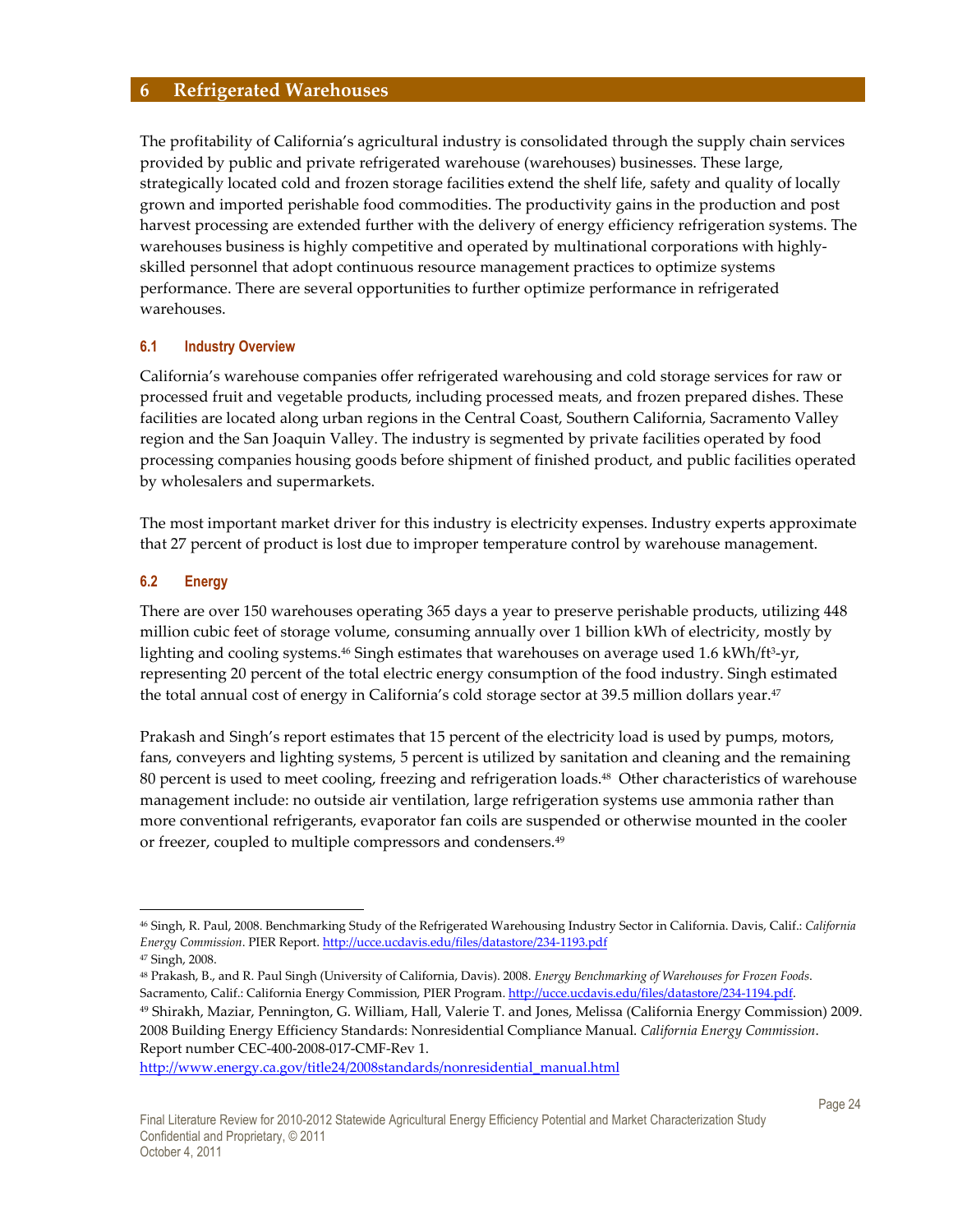# 6 Refrigerated Warehouses

The profitability of California's agricultural industry is consolidated through the supply chain services provided by public and private refrigerated warehouse (warehouses) businesses. These large, strategically located cold and frozen storage facilities extend the shelf life, safety and quality of locally grown and imported perishable food commodities. The productivity gains in the production and post harvest processing are extended further with the delivery of energy efficiency refrigeration systems. The warehouses business is highly competitive and operated by multinational corporations with highly-skilled personnel that adopt continuous resource management practices to optimize systems performance. There are several opportunities to further optimize performance in refrigerated warehouses.

## 6.1 Industry Overview

California's warehouse companies offer refrigerated warehousing and cold storage services for raw or processed fruit and vegetable products, including processed meats, and frozen prepared dishes. These facilities are located along urban regions in the Central Coast, Southern California, Sacramento Valley region and the San Joaquin Valley. The industry is segmented by private facilities operated by food processing companies housing goods before shipment of finished product, and public facilities operated by wholesalers and supermarkets.

The most important market driver for this industry is electricity expenses. Industry experts approximate that 27 percent of product is lost due to improper temperature control by warehouse management.

## 6.2 Energy

There are over 150 warehouses operating 365 days a year to preserve perishable products, utilizing 448 million cubic feet of storage volume, consuming annually over 1 billion kWh of electricity, mostly by lighting and cooling systems.[46] Singh estimates that warehouses on average used 1.6 kWh/ft$^3$-yr, representing 20 percent of the total electric energy consumption of the food industry. Singh estimated the total annual cost of energy in California's cold storage sector at 39.5 million dollars year.[47]

Prakash and Singh's report estimates that 15 percent of the electricity load is used by pumps, motors, fans, conveyers and lighting systems, 5 percent is utilized by sanitation and cleaning and the remaining 80 percent is used to meet cooling, freezing and refrigeration loads.[48] Other characteristics of warehouse management include: no outside air ventilation, large refrigeration systems use ammonia rather than more conventional refrigerants, evaporator fan coils are suspended or otherwise mounted in the cooler or freezer, coupled to multiple compressors and condensers.[49]

---

[46] Singh, R. Paul, 2008. Benchmarking Study of the Refrigerated Warehousing Industry Sector in California. Davis, Calif.: *California Energy Commission*. PIER Report. http://ucce.ucdavis.edu/files/datastore/234-1193.pdf

[47] Singh, 2008.

[48] Prakash, B., and R. Paul Singh (University of California, Davis). 2008. *Energy Benchmarking of Warehouses for Frozen Foods*. Sacramento, Calif.: California Energy Commission, PIER Program. http://ucce.ucdavis.edu/files/datastore/234-1194.pdf.

[49] Shirakh, Maziar, Pennington, G. William, Hall, Valerie T. and Jones, Melissa (California Energy Commission) 2009. 2008 Building Energy Efficiency Standards: Nonresidential Compliance Manual. *California Energy Commission*. Report number CEC-400-2008-017-CMF-Rev 1. http://www.energy.ca.gov/title24/2008standards/nonresidential_manual.html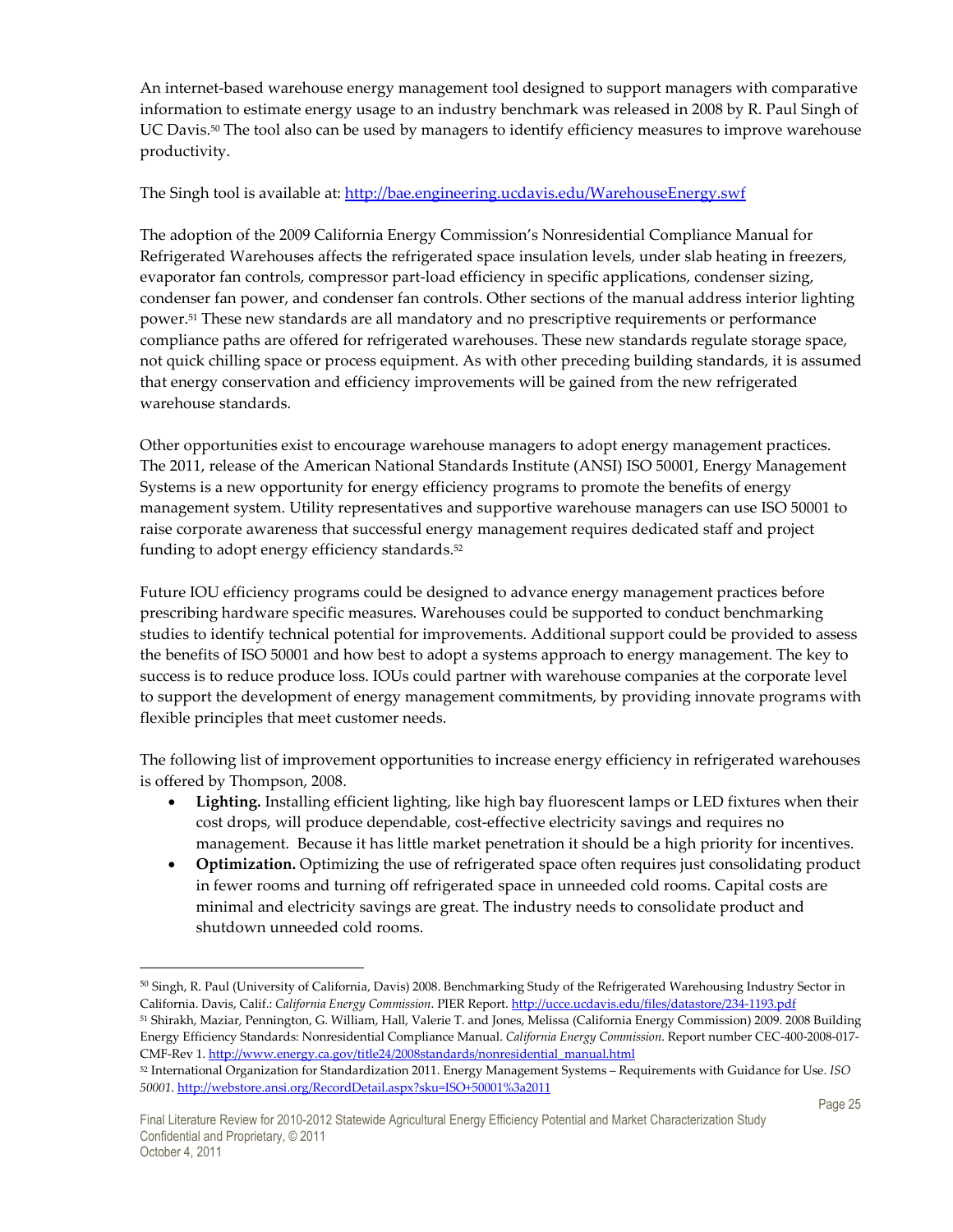An internet-based warehouse energy management tool designed to support managers with comparative information to estimate energy usage to an industry benchmark was released in 2008 by R. Paul Singh of UC Davis.[50] The tool also can be used by managers to identify efficiency measures to improve warehouse productivity.

The Singh tool is available at: http://bae.engineering.ucdavis.edu/WarehouseEnergy.swf

The adoption of the 2009 California Energy Commission's Nonresidential Compliance Manual for Refrigerated Warehouses affects the refrigerated space insulation levels, under slab heating in freezers, evaporator fan controls, compressor part-load efficiency in specific applications, condenser sizing, condenser fan power, and condenser fan controls. Other sections of the manual address interior lighting power.[51] These new standards are all mandatory and no prescriptive requirements or performance compliance paths are offered for refrigerated warehouses. These new standards regulate storage space, not quick chilling space or process equipment. As with other preceding building standards, it is assumed that energy conservation and efficiency improvements will be gained from the new refrigerated warehouse standards.

Other opportunities exist to encourage warehouse managers to adopt energy management practices. The 2011, release of the American National Standards Institute (ANSI) ISO 50001, Energy Management Systems is a new opportunity for energy efficiency programs to promote the benefits of energy management system. Utility representatives and supportive warehouse managers can use ISO 50001 to raise corporate awareness that successful energy management requires dedicated staff and project funding to adopt energy efficiency standards.[52]

Future IOU efficiency programs could be designed to advance energy management practices before prescribing hardware specific measures. Warehouses could be supported to conduct benchmarking studies to identify technical potential for improvements. Additional support could be provided to assess the benefits of ISO 50001 and how best to adopt a systems approach to energy management. The key to success is to reduce produce loss. IOUs could partner with warehouse companies at the corporate level to support the development of energy management commitments, by providing innovate programs with flexible principles that meet customer needs.

The following list of improvement opportunities to increase energy efficiency in refrigerated warehouses is offered by Thompson, 2008.

- **Lighting.** Installing efficient lighting, like high bay fluorescent lamps or LED fixtures when their cost drops, will produce dependable, cost-effective electricity savings and requires no management. Because it has little market penetration it should be a high priority for incentives.
- **Optimization.** Optimizing the use of refrigerated space often requires just consolidating product in fewer rooms and turning off refrigerated space in unneeded cold rooms. Capital costs are minimal and electricity savings are great. The industry needs to consolidate product and shutdown unneeded cold rooms.

---

[50] Singh, R. Paul (University of California, Davis) 2008. Benchmarking Study of the Refrigerated Warehousing Industry Sector in California. Davis, Calif.: *California Energy Commission*. PIER Report. http://ucce.ucdavis.edu/files/datastore/234-1193.pdf

[51] Shirakh, Maziar, Pennington, G. William, Hall, Valerie T. and Jones, Melissa (California Energy Commission) 2009. 2008 Building Energy Efficiency Standards: Nonresidential Compliance Manual. *California Energy Commission*. Report number CEC-400-2008-017-CMF-Rev 1. http://www.energy.ca.gov/title24/2008standards/nonresidential_manual.html

[52] International Organization for Standardization 2011. Energy Management Systems – Requirements with Guidance for Use. *ISO 50001*. http://webstore.ansi.org/RecordDetail.aspx?sku=ISO+50001%3a2011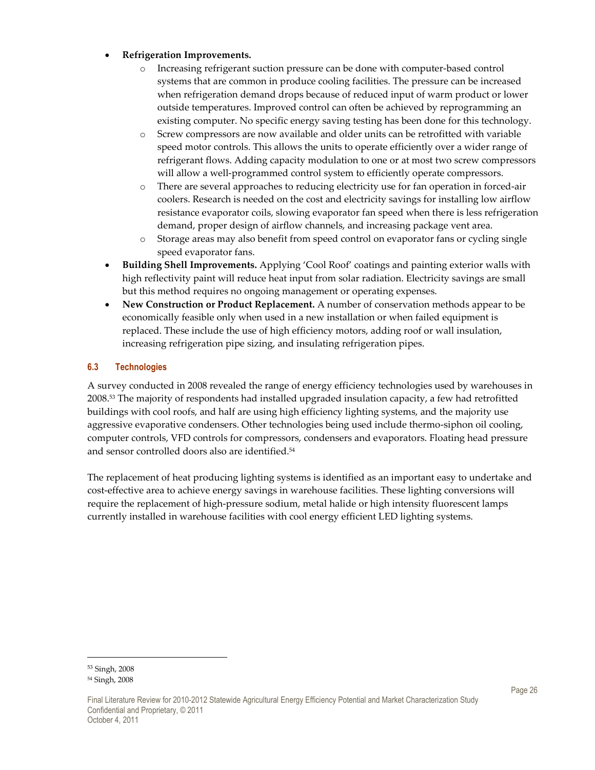- **Refrigeration Improvements.**
  - Increasing refrigerant suction pressure can be done with computer-based control systems that are common in produce cooling facilities. The pressure can be increased when refrigeration demand drops because of reduced input of warm product or lower outside temperatures. Improved control can often be achieved by reprogramming an existing computer. No specific energy saving testing has been done for this technology.
  - Screw compressors are now available and older units can be retrofitted with variable speed motor controls. This allows the units to operate efficiently over a wider range of refrigerant flows. Adding capacity modulation to one or at most two screw compressors will allow a well-programmed control system to efficiently operate compressors.
  - There are several approaches to reducing electricity use for fan operation in forced-air coolers. Research is needed on the cost and electricity savings for installing low airflow resistance evaporator coils, slowing evaporator fan speed when there is less refrigeration demand, proper design of airflow channels, and increasing package vent area.
  - Storage areas may also benefit from speed control on evaporator fans or cycling single speed evaporator fans.
- **Building Shell Improvements.** Applying 'Cool Roof' coatings and painting exterior walls with high reflectivity paint will reduce heat input from solar radiation. Electricity savings are small but this method requires no ongoing management or operating expenses.
- **New Construction or Product Replacement.** A number of conservation methods appear to be economically feasible only when used in a new installation or when failed equipment is replaced. These include the use of high efficiency motors, adding roof or wall insulation, increasing refrigeration pipe sizing, and insulating refrigeration pipes.

### 6.3 Technologies

A survey conducted in 2008 revealed the range of energy efficiency technologies used by warehouses in 2008.[53] The majority of respondents had installed upgraded insulation capacity, a few had retrofitted buildings with cool roofs, and half are using high efficiency lighting systems, and the majority use aggressive evaporative condensers. Other technologies being used include thermo-siphon oil cooling, computer controls, VFD controls for compressors, condensers and evaporators. Floating head pressure and sensor controlled doors also are identified.[54]

The replacement of heat producing lighting systems is identified as an important easy to undertake and cost-effective area to achieve energy savings in warehouse facilities. These lighting conversions will require the replacement of high-pressure sodium, metal halide or high intensity fluorescent lamps currently installed in warehouse facilities with cool energy efficient LED lighting systems.

---

[53] Singh, 2008

[54] Singh, 2008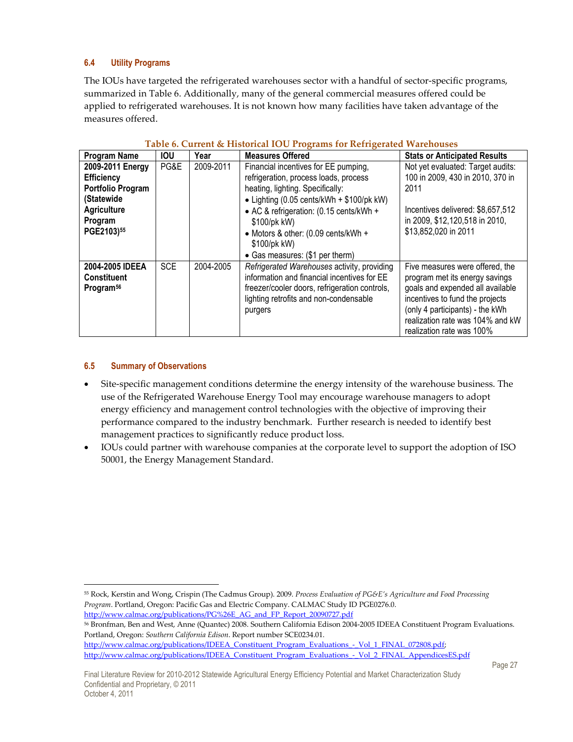### 6.4 Utility Programs

The IOUs have targeted the refrigerated warehouses sector with a handful of sector-specific programs, summarized in Table 6. Additionally, many of the general commercial measures offered could be applied to refrigerated warehouses. It is not known how many facilities have taken advantage of the measures offered.

**Table 6. Current & Historical IOU Programs for Refrigerated Warehouses**

| Program Name | IOU | Year | Measures Offered | Stats or Anticipated Results |
|---|---|---|---|---|
| **2009-2011 Energy Efficiency Portfolio Program (Statewide Agriculture Program PGE2103)**[55] | PG&E | 2009-2011 | Financial incentives for EE pumping, refrigeration, process loads, process heating, lighting. Specifically: • Lighting (0.05 cents/kWh + $100/pk kW) • AC & refrigeration: (0.15 cents/kWh + $100/pk kW) • Motors & other: (0.09 cents/kWh + $100/pk kW) • Gas measures: ($1 per therm) | Not yet evaluated: Target audits: 100 in 2009, 430 in 2010, 370 in 2011<br><br>Incentives delivered: $8,657,512 in 2009, $12,120,518 in 2010, $13,852,020 in 2011 |
| **2004-2005 IDEEA Constituent Program**[56] | SCE | 2004-2005 | *Refrigerated Warehouses* activity, providing information and financial incentives for EE freezer/cooler doors, refrigeration controls, lighting retrofits and non-condensable purgers | Five measures were offered, the program met its energy savings goals and expended all available incentives to fund the projects (only 4 participants) - the kWh realization rate was 104% and kW realization rate was 100% |

### 6.5 Summary of Observations

- Site-specific management conditions determine the energy intensity of the warehouse business. The use of the Refrigerated Warehouse Energy Tool may encourage warehouse managers to adopt energy efficiency and management control technologies with the objective of improving their performance compared to the industry benchmark. Further research is needed to identify best management practices to significantly reduce product loss.
- IOUs could partner with warehouse companies at the corporate level to support the adoption of ISO 50001, the Energy Management Standard.

---

[55] Rock, Kerstin and Wong, Crispin (The Cadmus Group). 2009. *Process Evaluation of PG&E's Agriculture and Food Processing Program*. Portland, Oregon: Pacific Gas and Electric Company. CALMAC Study ID PGE0276.0. http://www.calmac.org/publications/PG%26E_AG_and_FP_Report_20090727.pdf

[56] Bronfman, Ben and West, Anne (Quantec) 2008. Southern California Edison 2004-2005 IDEEA Constituent Program Evaluations. Portland, Oregon: *Southern California Edison*. Report number SCE0234.01. http://www.calmac.org/publications/IDEEA_Constituent_Program_Evaluations_-_Vol_1_FINAL_072808.pdf; http://www.calmac.org/publications/IDEEA_Constituent_Program_Evaluations_-_Vol_2_FINAL_AppendicesES.pdf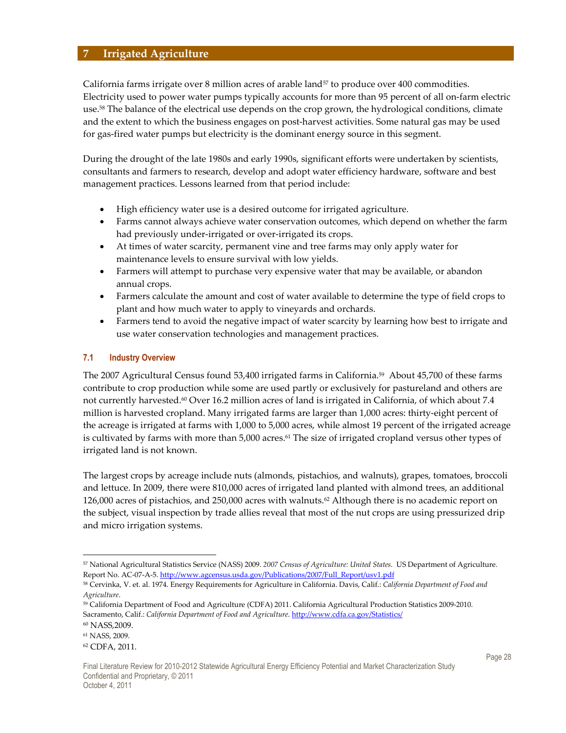# 7 Irrigated Agriculture

California farms irrigate over 8 million acres of arable land[57] to produce over 400 commodities. Electricity used to power water pumps typically accounts for more than 95 percent of all on-farm electric use.[58] The balance of the electrical use depends on the crop grown, the hydrological conditions, climate and the extent to which the business engages on post-harvest activities. Some natural gas may be used for gas-fired water pumps but electricity is the dominant energy source in this segment.

During the drought of the late 1980s and early 1990s, significant efforts were undertaken by scientists, consultants and farmers to research, develop and adopt water efficiency hardware, software and best management practices. Lessons learned from that period include:

- High efficiency water use is a desired outcome for irrigated agriculture.
- Farms cannot always achieve water conservation outcomes, which depend on whether the farm had previously under-irrigated or over-irrigated its crops.
- At times of water scarcity, permanent vine and tree farms may only apply water for maintenance levels to ensure survival with low yields.
- Farmers will attempt to purchase very expensive water that may be available, or abandon annual crops.
- Farmers calculate the amount and cost of water available to determine the type of field crops to plant and how much water to apply to vineyards and orchards.
- Farmers tend to avoid the negative impact of water scarcity by learning how best to irrigate and use water conservation technologies and management practices.

## 7.1 Industry Overview

The 2007 Agricultural Census found 53,400 irrigated farms in California.[59] About 45,700 of these farms contribute to crop production while some are used partly or exclusively for pastureland and others are not currently harvested.[60] Over 16.2 million acres of land is irrigated in California, of which about 7.4 million is harvested cropland. Many irrigated farms are larger than 1,000 acres: thirty-eight percent of the acreage is irrigated at farms with 1,000 to 5,000 acres, while almost 19 percent of the irrigated acreage is cultivated by farms with more than 5,000 acres.[61] The size of irrigated cropland versus other types of irrigated land is not known.

The largest crops by acreage include nuts (almonds, pistachios, and walnuts), grapes, tomatoes, broccoli and lettuce. In 2009, there were 810,000 acres of irrigated land planted with almond trees, an additional 126,000 acres of pistachios, and 250,000 acres with walnuts.[62] Although there is no academic report on the subject, visual inspection by trade allies reveal that most of the nut crops are using pressurized drip and micro irrigation systems.

---

[57] National Agricultural Statistics Service (NASS) 2009. *2007 Census of Agriculture: United States*. US Department of Agriculture. Report No. AC-07-A-5. http://www.agcensus.usda.gov/Publications/2007/Full_Report/usv1.pdf

[58] Cervinka, V. et. al. 1974. Energy Requirements for Agriculture in California. Davis, Calif.: *California Department of Food and Agriculture*.

[59] California Department of Food and Agriculture (CDFA) 2011. California Agricultural Production Statistics 2009-2010. Sacramento, Calif.: *California Department of Food and Agriculture*. http://www.cdfa.ca.gov/Statistics/

[60] NASS,2009.

[61] NASS, 2009.

[62] CDFA, 2011.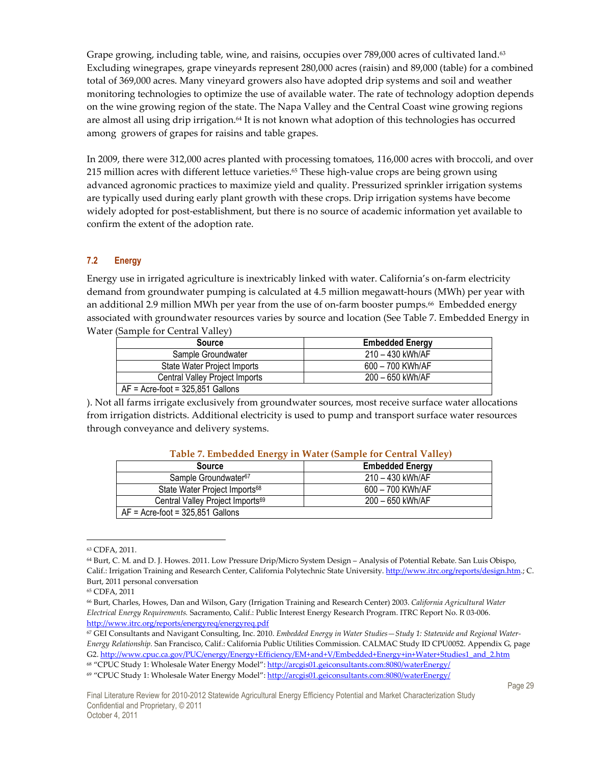Grape growing, including table, wine, and raisins, occupies over 789,000 acres of cultivated land.[63] Excluding winegrapes, grape vineyards represent 280,000 acres (raisin) and 89,000 (table) for a combined total of 369,000 acres. Many vineyard growers also have adopted drip systems and soil and weather monitoring technologies to optimize the use of available water. The rate of technology adoption depends on the wine growing region of the state. The Napa Valley and the Central Coast wine growing regions are almost all using drip irrigation.[64] It is not known what adoption of this technologies has occurred among growers of grapes for raisins and table grapes.

In 2009, there were 312,000 acres planted with processing tomatoes, 116,000 acres with broccoli, and over 215 million acres with different lettuce varieties.[65] These high-value crops are being grown using advanced agronomic practices to maximize yield and quality. Pressurized sprinkler irrigation systems are typically used during early plant growth with these crops. Drip irrigation systems have become widely adopted for post-establishment, but there is no source of academic information yet available to confirm the extent of the adoption rate.

### 7.2 Energy

Energy use in irrigated agriculture is inextricably linked with water. California's on-farm electricity demand from groundwater pumping is calculated at 4.5 million megawatt-hours (MWh) per year with an additional 2.9 million MWh per year from the use of on-farm booster pumps.[66] Embedded energy associated with groundwater resources varies by source and location (See Table 7. Embedded Energy in Water (Sample for Central Valley)

| Source | Embedded Energy |
|---|---|
| Sample Groundwater | 210 – 430 kWh/AF |
| State Water Project Imports | 600 – 700 KWh/AF |
| Central Valley Project Imports | 200 – 650 kWh/AF |
| AF = Acre-foot = 325,851 Gallons | |

). Not all farms irrigate exclusively from groundwater sources, most receive surface water allocations from irrigation districts. Additional electricity is used to pump and transport surface water resources through conveyance and delivery systems.

**Table 7. Embedded Energy in Water (Sample for Central Valley)**

| Source | Embedded Energy |
|---|---|
| Sample Groundwater[67] | 210 – 430 kWh/AF |
| State Water Project Imports[68] | 600 – 700 KWh/AF |
| Central Valley Project Imports[69] | 200 – 650 kWh/AF |
| AF = Acre-foot = 325,851 Gallons | |

---

[63] CDFA, 2011.

[64] Burt, C. M. and D. J. Howes. 2011. Low Pressure Drip/Micro System Design – Analysis of Potential Rebate. San Luis Obispo, Calif.: Irrigation Training and Research Center, California Polytechnic State University. http://www.itrc.org/reports/design.htm.; C. Burt, 2011 personal conversation

[65] CDFA, 2011

[66] Burt, Charles, Howes, Dan and Wilson, Gary (Irrigation Training and Research Center) 2003. *California Agricultural Water Electrical Energy Requirements.* Sacramento, Calif.: Public Interest Energy Research Program. ITRC Report No. R 03-006. http://www.itrc.org/reports/energyreq/energyreq.pdf

[67] GEI Consultants and Navigant Consulting, Inc. 2010. *Embedded Energy in Water Studies—Study 1: Statewide and Regional Water-Energy Relationship.* San Francisco, Calif.: California Public Utilities Commission. CALMAC Study ID CPU0052. Appendix G, page G2. http://www.cpuc.ca.gov/PUC/energy/Energy+Efficiency/EM+and+V/Embedded+Energy+in+Water+Studies1_and_2.htm

[68] "CPUC Study 1: Wholesale Water Energy Model": http://arcgis01.geiconsultants.com:8080/waterEnergy/

[69] "CPUC Study 1: Wholesale Water Energy Model": http://arcgis01.geiconsultants.com:8080/waterEnergy/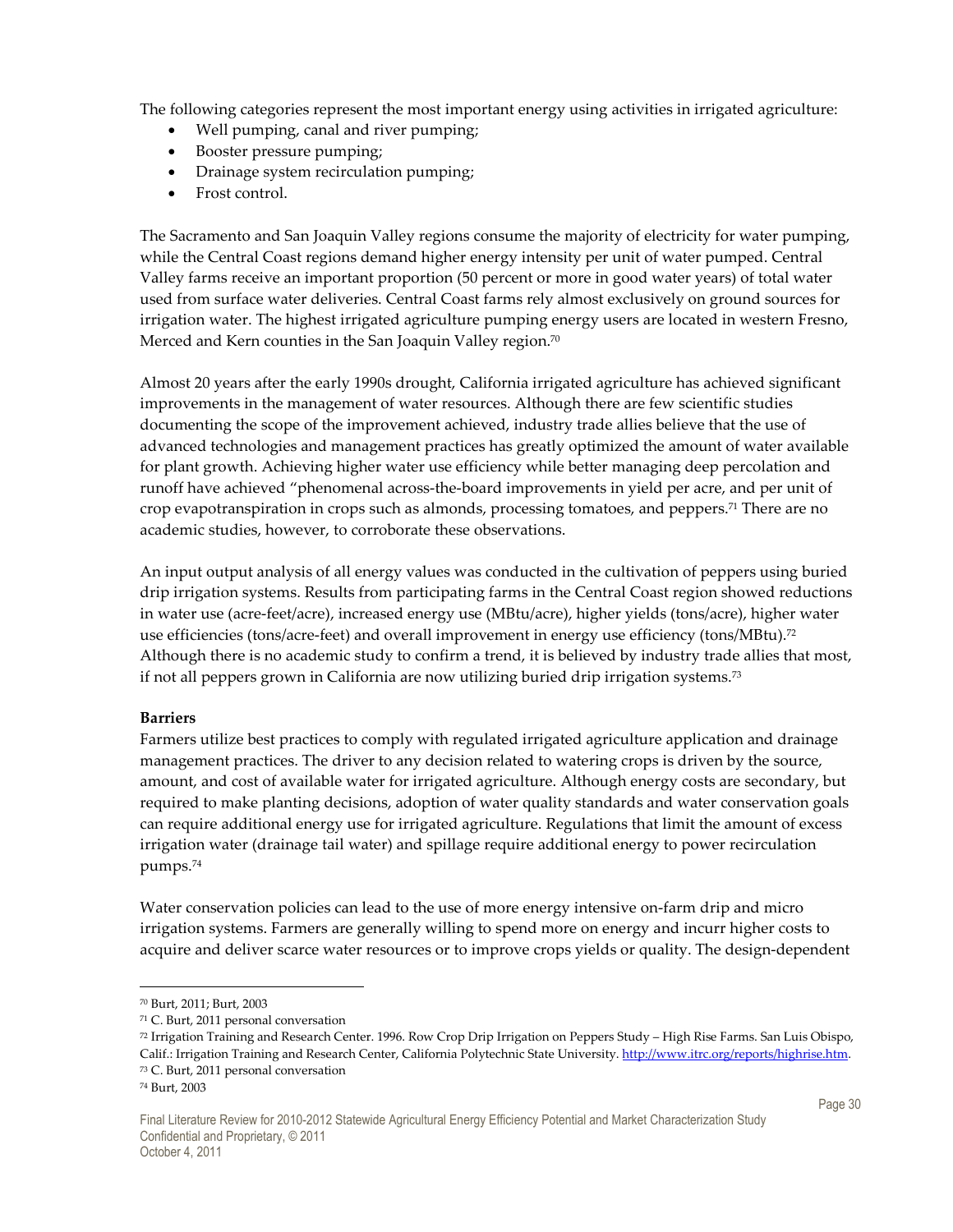The following categories represent the most important energy using activities in irrigated agriculture:

- Well pumping, canal and river pumping;
- Booster pressure pumping;
- Drainage system recirculation pumping;
- Frost control.

The Sacramento and San Joaquin Valley regions consume the majority of electricity for water pumping, while the Central Coast regions demand higher energy intensity per unit of water pumped. Central Valley farms receive an important proportion (50 percent or more in good water years) of total water used from surface water deliveries. Central Coast farms rely almost exclusively on ground sources for irrigation water. The highest irrigated agriculture pumping energy users are located in western Fresno, Merced and Kern counties in the San Joaquin Valley region.[70]

Almost 20 years after the early 1990s drought, California irrigated agriculture has achieved significant improvements in the management of water resources. Although there are few scientific studies documenting the scope of the improvement achieved, industry trade allies believe that the use of advanced technologies and management practices has greatly optimized the amount of water available for plant growth. Achieving higher water use efficiency while better managing deep percolation and runoff have achieved "phenomenal across-the-board improvements in yield per acre, and per unit of crop evapotranspiration in crops such as almonds, processing tomatoes, and peppers.[71] There are no academic studies, however, to corroborate these observations.

An input output analysis of all energy values was conducted in the cultivation of peppers using buried drip irrigation systems. Results from participating farms in the Central Coast region showed reductions in water use (acre-feet/acre), increased energy use (MBtu/acre), higher yields (tons/acre), higher water use efficiencies (tons/acre-feet) and overall improvement in energy use efficiency (tons/MBtu).[72] Although there is no academic study to confirm a trend, it is believed by industry trade allies that most, if not all peppers grown in California are now utilizing buried drip irrigation systems.[73]

**Barriers**

Farmers utilize best practices to comply with regulated irrigated agriculture application and drainage management practices. The driver to any decision related to watering crops is driven by the source, amount, and cost of available water for irrigated agriculture. Although energy costs are secondary, but required to make planting decisions, adoption of water quality standards and water conservation goals can require additional energy use for irrigated agriculture. Regulations that limit the amount of excess irrigation water (drainage tail water) and spillage require additional energy to power recirculation pumps.[74]

Water conservation policies can lead to the use of more energy intensive on-farm drip and micro irrigation systems. Farmers are generally willing to spend more on energy and incurr higher costs to acquire and deliver scarce water resources or to improve crops yields or quality. The design-dependent

---

[70] Burt, 2011; Burt, 2003

[71] C. Burt, 2011 personal conversation

[72] Irrigation Training and Research Center. 1996. Row Crop Drip Irrigation on Peppers Study – High Rise Farms. San Luis Obispo, Calif.: Irrigation Training and Research Center, California Polytechnic State University. http://www.itrc.org/reports/highrise.htm.

[73] C. Burt, 2011 personal conversation

[74] Burt, 2003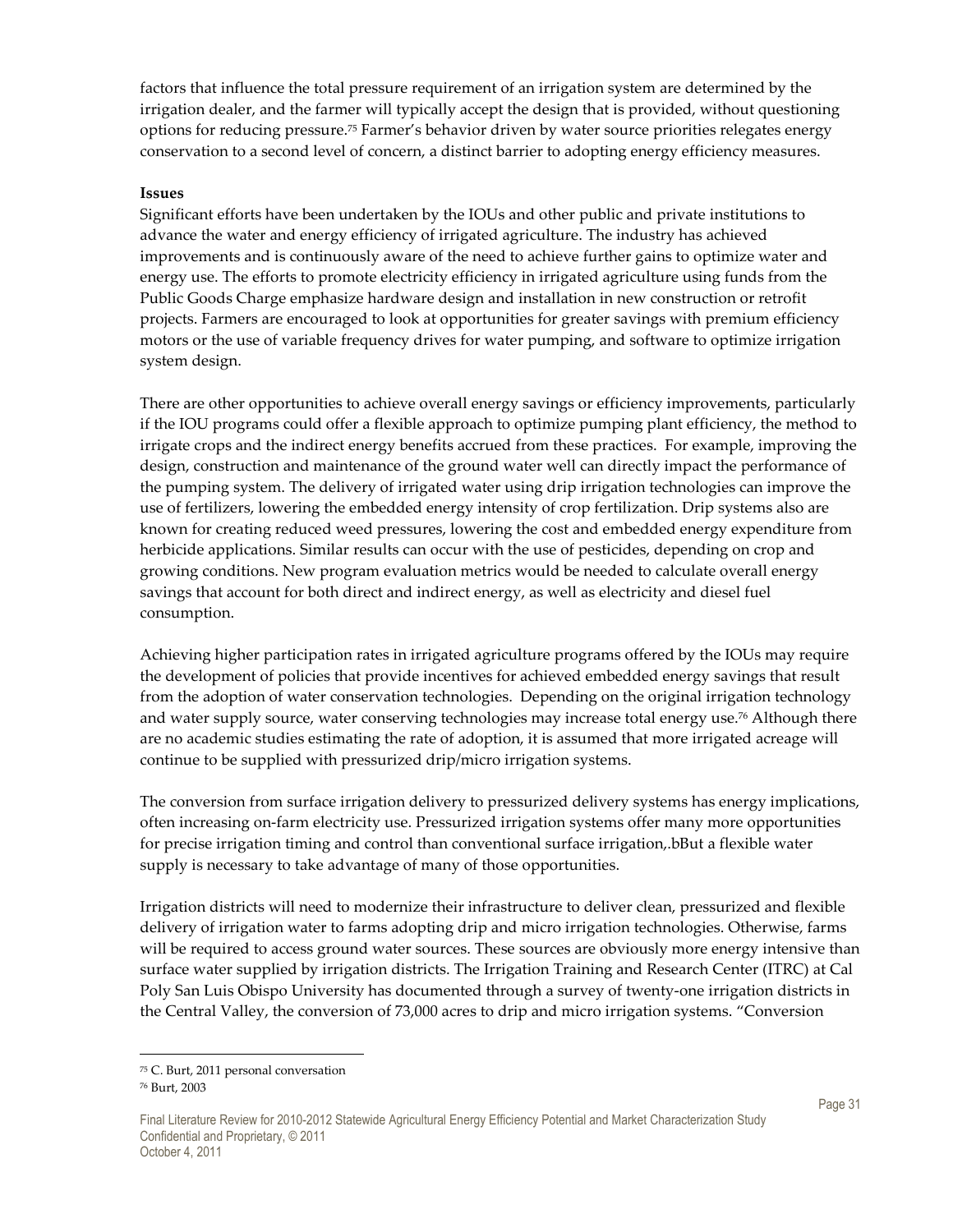factors that influence the total pressure requirement of an irrigation system are determined by the irrigation dealer, and the farmer will typically accept the design that is provided, without questioning options for reducing pressure.[75] Farmer's behavior driven by water source priorities relegates energy conservation to a second level of concern, a distinct barrier to adopting energy efficiency measures.

**Issues**

Significant efforts have been undertaken by the IOUs and other public and private institutions to advance the water and energy efficiency of irrigated agriculture. The industry has achieved improvements and is continuously aware of the need to achieve further gains to optimize water and energy use. The efforts to promote electricity efficiency in irrigated agriculture using funds from the Public Goods Charge emphasize hardware design and installation in new construction or retrofit projects. Farmers are encouraged to look at opportunities for greater savings with premium efficiency motors or the use of variable frequency drives for water pumping, and software to optimize irrigation system design.

There are other opportunities to achieve overall energy savings or efficiency improvements, particularly if the IOU programs could offer a flexible approach to optimize pumping plant efficiency, the method to irrigate crops and the indirect energy benefits accrued from these practices. For example, improving the design, construction and maintenance of the ground water well can directly impact the performance of the pumping system. The delivery of irrigated water using drip irrigation technologies can improve the use of fertilizers, lowering the embedded energy intensity of crop fertilization. Drip systems also are known for creating reduced weed pressures, lowering the cost and embedded energy expenditure from herbicide applications. Similar results can occur with the use of pesticides, depending on crop and growing conditions. New program evaluation metrics would be needed to calculate overall energy savings that account for both direct and indirect energy, as well as electricity and diesel fuel consumption.

Achieving higher participation rates in irrigated agriculture programs offered by the IOUs may require the development of policies that provide incentives for achieved embedded energy savings that result from the adoption of water conservation technologies. Depending on the original irrigation technology and water supply source, water conserving technologies may increase total energy use.[76] Although there are no academic studies estimating the rate of adoption, it is assumed that more irrigated acreage will continue to be supplied with pressurized drip/micro irrigation systems.

The conversion from surface irrigation delivery to pressurized delivery systems has energy implications, often increasing on-farm electricity use. Pressurized irrigation systems offer many more opportunities for precise irrigation timing and control than conventional surface irrigation,.bBut a flexible water supply is necessary to take advantage of many of those opportunities.

Irrigation districts will need to modernize their infrastructure to deliver clean, pressurized and flexible delivery of irrigation water to farms adopting drip and micro irrigation technologies. Otherwise, farms will be required to access ground water sources. These sources are obviously more energy intensive than surface water supplied by irrigation districts. The Irrigation Training and Research Center (ITRC) at Cal Poly San Luis Obispo University has documented through a survey of twenty-one irrigation districts in the Central Valley, the conversion of 73,000 acres to drip and micro irrigation systems. "Conversion

[75] C. Burt, 2011 personal conversation

[76] Burt, 2003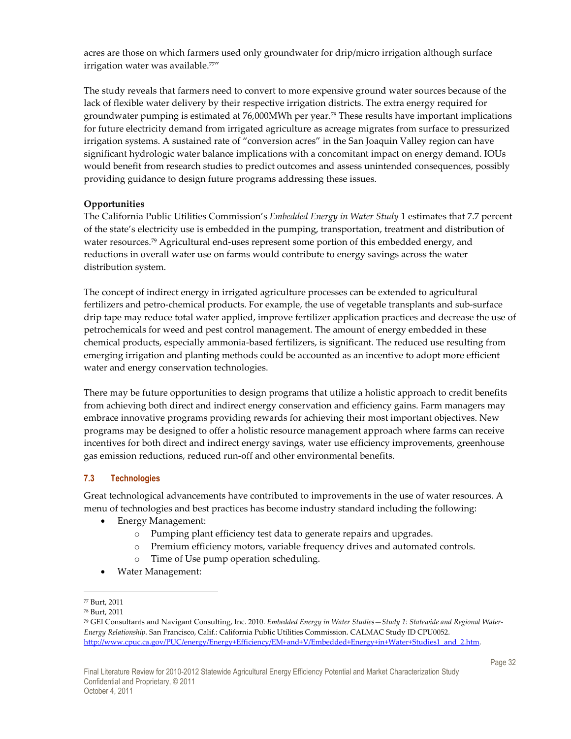acres are those on which farmers used only groundwater for drip/micro irrigation although surface irrigation water was available.[77]"

The study reveals that farmers need to convert to more expensive ground water sources because of the lack of flexible water delivery by their respective irrigation districts. The extra energy required for groundwater pumping is estimated at 76,000MWh per year.[78] These results have important implications for future electricity demand from irrigated agriculture as acreage migrates from surface to pressurized irrigation systems. A sustained rate of "conversion acres" in the San Joaquin Valley region can have significant hydrologic water balance implications with a concomitant impact on energy demand. IOUs would benefit from research studies to predict outcomes and assess unintended consequences, possibly providing guidance to design future programs addressing these issues.

**Opportunities**

The California Public Utilities Commission's *Embedded Energy in Water Study* 1 estimates that 7.7 percent of the state's electricity use is embedded in the pumping, transportation, treatment and distribution of water resources.[79] Agricultural end-uses represent some portion of this embedded energy, and reductions in overall water use on farms would contribute to energy savings across the water distribution system.

The concept of indirect energy in irrigated agriculture processes can be extended to agricultural fertilizers and petro-chemical products. For example, the use of vegetable transplants and sub-surface drip tape may reduce total water applied, improve fertilizer application practices and decrease the use of petrochemicals for weed and pest control management. The amount of energy embedded in these chemical products, especially ammonia-based fertilizers, is significant. The reduced use resulting from emerging irrigation and planting methods could be accounted as an incentive to adopt more efficient water and energy conservation technologies.

There may be future opportunities to design programs that utilize a holistic approach to credit benefits from achieving both direct and indirect energy conservation and efficiency gains. Farm managers may embrace innovative programs providing rewards for achieving their most important objectives. New programs may be designed to offer a holistic resource management approach where farms can receive incentives for both direct and indirect energy savings, water use efficiency improvements, greenhouse gas emission reductions, reduced run-off and other environmental benefits.

### 7.3 Technologies

Great technological advancements have contributed to improvements in the use of water resources. A menu of technologies and best practices has become industry standard including the following:

- Energy Management:
  - Pumping plant efficiency test data to generate repairs and upgrades.
  - Premium efficiency motors, variable frequency drives and automated controls.
  - Time of Use pump operation scheduling.
- Water Management:

---

[77] Burt, 2011

[78] Burt, 2011

[79] GEI Consultants and Navigant Consulting, Inc. 2010. *Embedded Energy in Water Studies—Study 1: Statewide and Regional Water-Energy Relationship.* San Francisco, Calif.: California Public Utilities Commission. CALMAC Study ID CPU0052. http://www.cpuc.ca.gov/PUC/energy/Energy+Efficiency/EM+and+V/Embedded+Energy+in+Water+Studies1_and_2.htm.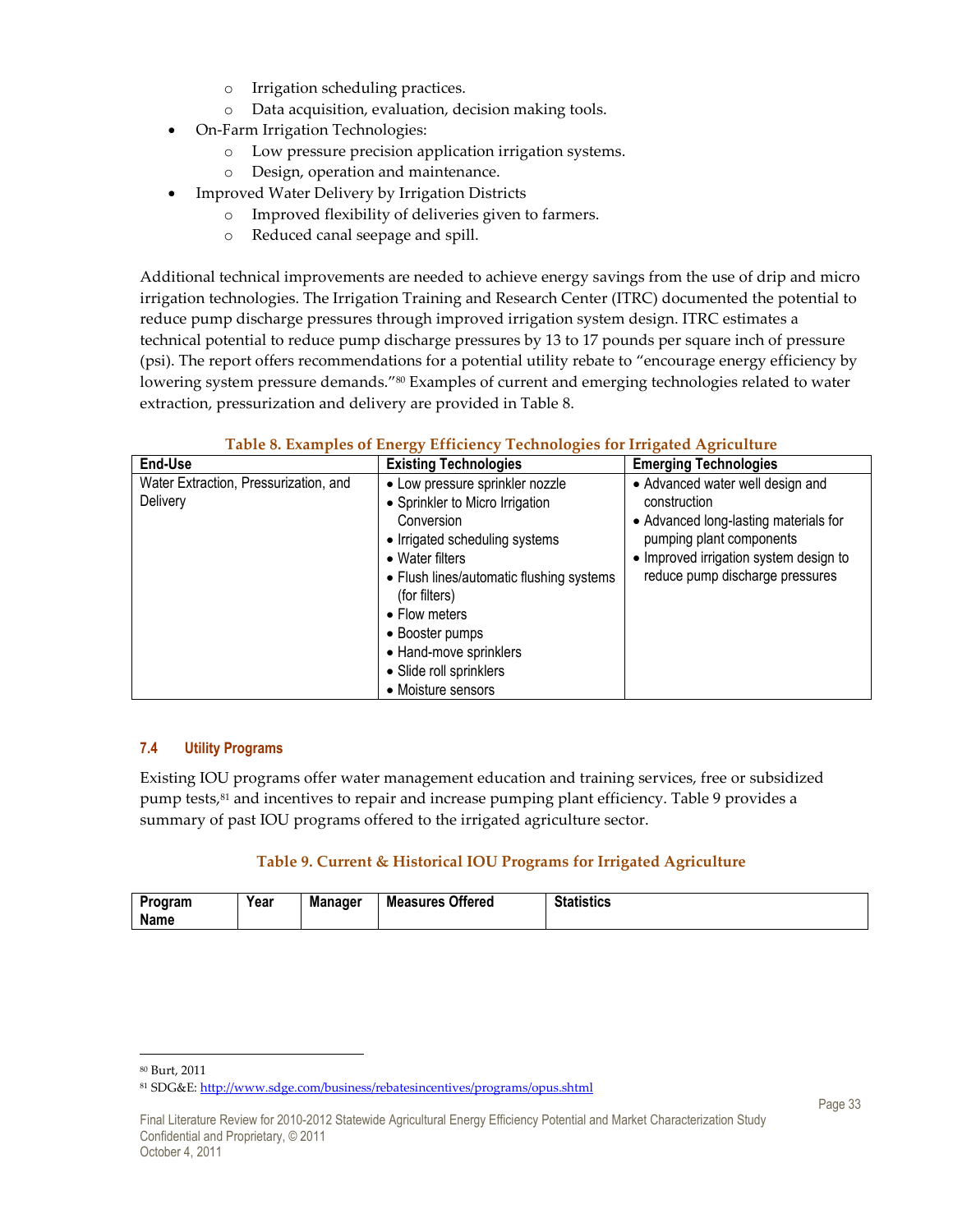- Irrigation scheduling practices.
  - Data acquisition, evaluation, decision making tools.
- On-Farm Irrigation Technologies:
  - Low pressure precision application irrigation systems.
  - Design, operation and maintenance.
- Improved Water Delivery by Irrigation Districts
  - Improved flexibility of deliveries given to farmers.
  - Reduced canal seepage and spill.

Additional technical improvements are needed to achieve energy savings from the use of drip and micro irrigation technologies. The Irrigation Training and Research Center (ITRC) documented the potential to reduce pump discharge pressures through improved irrigation system design. ITRC estimates a technical potential to reduce pump discharge pressures by 13 to 17 pounds per square inch of pressure (psi). The report offers recommendations for a potential utility rebate to "encourage energy efficiency by lowering system pressure demands."[80] Examples of current and emerging technologies related to water extraction, pressurization and delivery are provided in Table 8.

**Table 8. Examples of Energy Efficiency Technologies for Irrigated Agriculture**

| End-Use | Existing Technologies | Emerging Technologies |
|---|---|---|
| Water Extraction, Pressurization, and Delivery | • Low pressure sprinkler nozzle<br>• Sprinkler to Micro Irrigation Conversion<br>• Irrigated scheduling systems<br>• Water filters<br>• Flush lines/automatic flushing systems (for filters)<br>• Flow meters<br>• Booster pumps<br>• Hand-move sprinklers<br>• Slide roll sprinklers<br>• Moisture sensors | • Advanced water well design and construction<br>• Advanced long-lasting materials for pumping plant components<br>• Improved irrigation system design to reduce pump discharge pressures |

### 7.4 Utility Programs

Existing IOU programs offer water management education and training services, free or subsidized pump tests,[81] and incentives to repair and increase pumping plant efficiency. Table 9 provides a summary of past IOU programs offered to the irrigated agriculture sector.

**Table 9. Current & Historical IOU Programs for Irrigated Agriculture**

| Program Name | Year | Manager | Measures Offered | Statistics |
|---|---|---|---|---|

[80] Burt, 2011

[81] SDG&E: http://www.sdge.com/business/rebatesincentives/programs/opus.shtml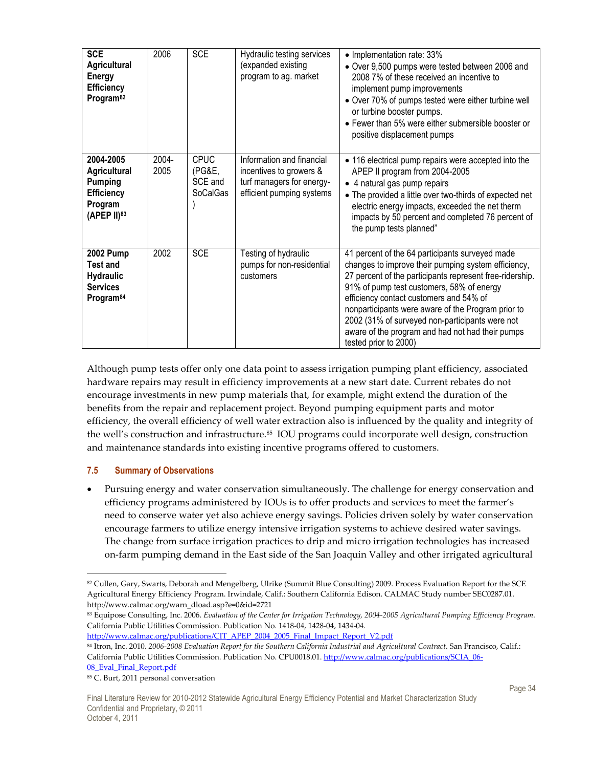| SCE Agricultural Energy Efficiency Program[82] | 2006 | SCE | Hydraulic testing services (expanded existing program to ag. market | • Implementation rate: 33%<br>• Over 9,500 pumps were tested between 2006 and 2008 7% of these received an incentive to implement pump improvements<br>• Over 70% of pumps tested were either turbine well or turbine booster pumps.<br>• Fewer than 5% were either submersible booster or positive displacement pumps |
|---|---|---|---|---|
| **2004-2005 Agricultural Pumping Efficiency Program (APEP II)[83]** | 2004-2005 | CPUC (PG&E, SCE and SoCalGas ) | Information and financial incentives to growers & turf managers for energy-efficient pumping systems | • 116 electrical pump repairs were accepted into the APEP II program from 2004-2005<br>• 4 natural gas pump repairs<br>• The provided a little over two-thirds of expected net electric energy impacts, exceeded the net therm impacts by 50 percent and completed 76 percent of the pump tests planned" |
| **2002 Pump Test and Hydraulic Services Program[84]** | 2002 | SCE | Testing of hydraulic pumps for non-residential customers | 41 percent of the 64 participants surveyed made changes to improve their pumping system efficiency, 27 percent of the participants represent free-ridership. 91% of pump test customers, 58% of energy efficiency contact customers and 54% of nonparticipants were aware of the Program prior to 2002 (31% of surveyed non-participants were not aware of the program and had not had their pumps tested prior to 2000) |

Although pump tests offer only one data point to assess irrigation pumping plant efficiency, associated hardware repairs may result in efficiency improvements at a new start date. Current rebates do not encourage investments in new pump materials that, for example, might extend the duration of the benefits from the repair and replacement project. Beyond pumping equipment parts and motor efficiency, the overall efficiency of well water extraction also is influenced by the quality and integrity of the well's construction and infrastructure.[85] IOU programs could incorporate well design, construction and maintenance standards into existing incentive programs offered to customers.

### 7.5 Summary of Observations

- Pursuing energy and water conservation simultaneously. The challenge for energy conservation and efficiency programs administered by IOUs is to offer products and services to meet the farmer's need to conserve water yet also achieve energy savings. Policies driven solely by water conservation encourage farmers to utilize energy intensive irrigation systems to achieve desired water savings. The change from surface irrigation practices to drip and micro irrigation technologies has increased on-farm pumping demand in the East side of the San Joaquin Valley and other irrigated agricultural

---

[82] Cullen, Gary, Swarts, Deborah and Mengelberg, Ulrike (Summit Blue Consulting) 2009. Process Evaluation Report for the SCE Agricultural Energy Efficiency Program. Irwindale, Calif.: Southern California Edison. CALMAC Study number SEC0287.01. http://www.calmac.org/warn_dload.asp?e=0&id=2721

[83] Equipose Consulting, Inc. 2006. *Evaluation of the Center for Irrigation Technology, 2004-2005 Agricultural Pumping Efficiency Program*. California Public Utilities Commission. Publication No. 1418-04, 1428-04, 1434-04. http://www.calmac.org/publications/CIT_APEP_2004_2005_Final_Impact_Report_V2.pdf

[84] Itron, Inc. 2010. *2006-2008 Evaluation Report for the Southern California Industrial and Agricultural Contract*. San Francisco, Calif.: California Public Utilities Commission. Publication No. CPU0018.01. http://www.calmac.org/publications/SCIA_06-08_Eval_Final_Report.pdf

[85] C. Burt, 2011 personal conversation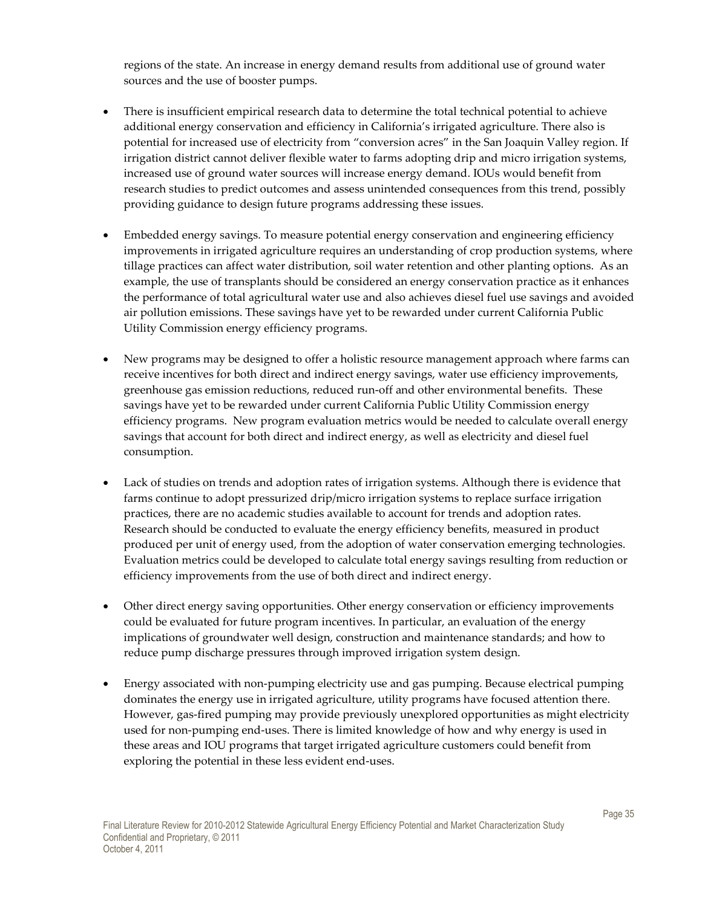regions of the state. An increase in energy demand results from additional use of ground water sources and the use of booster pumps.

- There is insufficient empirical research data to determine the total technical potential to achieve additional energy conservation and efficiency in California's irrigated agriculture. There also is potential for increased use of electricity from "conversion acres" in the San Joaquin Valley region. If irrigation district cannot deliver flexible water to farms adopting drip and micro irrigation systems, increased use of ground water sources will increase energy demand. IOUs would benefit from research studies to predict outcomes and assess unintended consequences from this trend, possibly providing guidance to design future programs addressing these issues.

- Embedded energy savings. To measure potential energy conservation and engineering efficiency improvements in irrigated agriculture requires an understanding of crop production systems, where tillage practices can affect water distribution, soil water retention and other planting options. As an example, the use of transplants should be considered an energy conservation practice as it enhances the performance of total agricultural water use and also achieves diesel fuel use savings and avoided air pollution emissions. These savings have yet to be rewarded under current California Public Utility Commission energy efficiency programs.

- New programs may be designed to offer a holistic resource management approach where farms can receive incentives for both direct and indirect energy savings, water use efficiency improvements, greenhouse gas emission reductions, reduced run-off and other environmental benefits. These savings have yet to be rewarded under current California Public Utility Commission energy efficiency programs. New program evaluation metrics would be needed to calculate overall energy savings that account for both direct and indirect energy, as well as electricity and diesel fuel consumption.

- Lack of studies on trends and adoption rates of irrigation systems. Although there is evidence that farms continue to adopt pressurized drip/micro irrigation systems to replace surface irrigation practices, there are no academic studies available to account for trends and adoption rates. Research should be conducted to evaluate the energy efficiency benefits, measured in product produced per unit of energy used, from the adoption of water conservation emerging technologies. Evaluation metrics could be developed to calculate total energy savings resulting from reduction or efficiency improvements from the use of both direct and indirect energy.

- Other direct energy saving opportunities. Other energy conservation or efficiency improvements could be evaluated for future program incentives. In particular, an evaluation of the energy implications of groundwater well design, construction and maintenance standards; and how to reduce pump discharge pressures through improved irrigation system design.

- Energy associated with non-pumping electricity use and gas pumping. Because electrical pumping dominates the energy use in irrigated agriculture, utility programs have focused attention there. However, gas-fired pumping may provide previously unexplored opportunities as might electricity used for non-pumping end-uses. There is limited knowledge of how and why energy is used in these areas and IOU programs that target irrigated agriculture customers could benefit from exploring the potential in these less evident end-uses.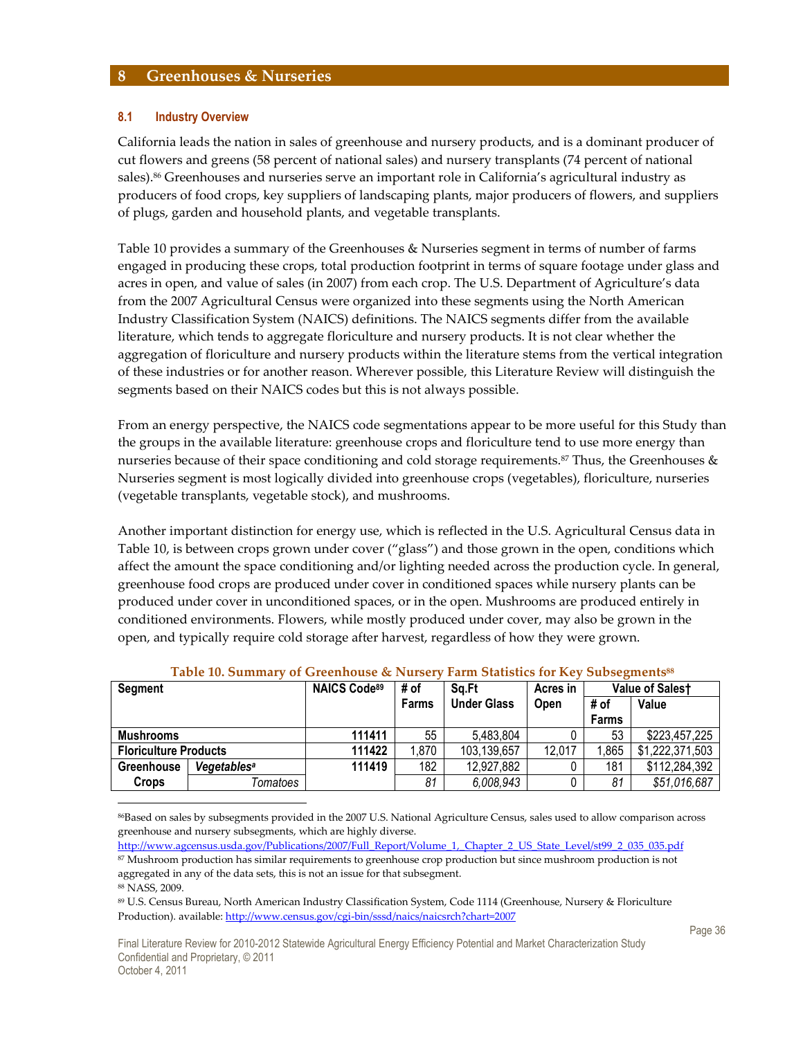# 8 Greenhouses & Nurseries

## 8.1 Industry Overview

California leads the nation in sales of greenhouse and nursery products, and is a dominant producer of cut flowers and greens (58 percent of national sales) and nursery transplants (74 percent of national sales).[86] Greenhouses and nurseries serve an important role in California's agricultural industry as producers of food crops, key suppliers of landscaping plants, major producers of flowers, and suppliers of plugs, garden and household plants, and vegetable transplants.

Table 10 provides a summary of the Greenhouses & Nurseries segment in terms of number of farms engaged in producing these crops, total production footprint in terms of square footage under glass and acres in open, and value of sales (in 2007) from each crop. The U.S. Department of Agriculture's data from the 2007 Agricultural Census were organized into these segments using the North American Industry Classification System (NAICS) definitions. The NAICS segments differ from the available literature, which tends to aggregate floriculture and nursery products. It is not clear whether the aggregation of floriculture and nursery products within the literature stems from the vertical integration of these industries or for another reason. Wherever possible, this Literature Review will distinguish the segments based on their NAICS codes but this is not always possible.

From an energy perspective, the NAICS code segmentations appear to be more useful for this Study than the groups in the available literature: greenhouse crops and floriculture tend to use more energy than nurseries because of their space conditioning and cold storage requirements.[87] Thus, the Greenhouses & Nurseries segment is most logically divided into greenhouse crops (vegetables), floriculture, nurseries (vegetable transplants, vegetable stock), and mushrooms.

Another important distinction for energy use, which is reflected in the U.S. Agricultural Census data in Table 10, is between crops grown under cover ("glass") and those grown in the open, conditions which affect the amount the space conditioning and/or lighting needed across the production cycle. In general, greenhouse food crops are produced under cover in conditioned spaces while nursery plants can be produced under cover in unconditioned spaces, or in the open. Mushrooms are produced entirely in conditioned environments. Flowers, while mostly produced under cover, may also be grown in the open, and typically require cold storage after harvest, regardless of how they were grown.

**Table 10. Summary of Greenhouse & Nursery Farm Statistics for Key Subsegments[88]**

| Segment | | NAICS Code[89] | # of Farms | Sq.Ft Under Glass | Acres in Open | Value of Sales† | |
|---|---|---|---|---|---|---|---|
| | | | | | | # of Farms | Value |
| **Mushrooms** | | 111411 | 55 | 5,483,804 | 0 | 53 | $223,457,225 |
| **Floriculture Products** | | 111422 | 1,870 | 103,139,657 | 12,017 | 1,865 | $1,222,371,503 |
| **Greenhouse Crops** | ***Vegetables[a]*** | 111419 | 182 | 12,927,882 | 0 | 181 | $112,284,392 |
| | *Tomatoes* | | *81* | *6,008,943* | 0 | *81* | *$51,016,687* |

---

[86]Based on sales by subsegments provided in the 2007 U.S. National Agriculture Census, sales used to allow comparison across greenhouse and nursery subsegments, which are highly diverse. http://www.agcensus.usda.gov/Publications/2007/Full_Report/Volume_1,_Chapter_2_US_State_Level/st99_2_035_035.pdf

[87] Mushroom production has similar requirements to greenhouse crop production but since mushroom production is not aggregated in any of the data sets, this is not an issue for that subsegment.

[88] NASS, 2009.

[89] U.S. Census Bureau, North American Industry Classification System, Code 1114 (Greenhouse, Nursery & Floriculture Production). available: http://www.census.gov/cgi-bin/sssd/naics/naicsrch?chart=2007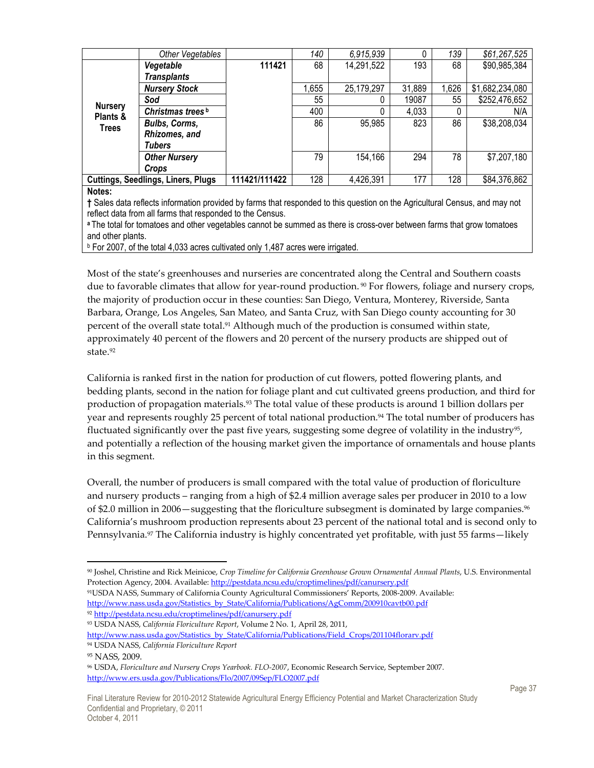|  | Other Vegetables |  | 140 | 6,915,939 | 0 | 139 | $61,267,525 |
|---|---|---|---|---|---|---|---|
| Nursery Plants & Trees | **Vegetable Transplants** | **111421** | 68 | 14,291,522 | 193 | 68 | $90,985,384 |
|  | **Nursery Stock** |  | 1,655 | 25,179,297 | 31,889 | 1,626 | $1,682,234,080 |
|  | **Sod** |  | 55 | 0 | 19087 | 55 | $252,476,652 |
|  | **Christmas trees [b]** |  | 400 | 0 | 4,033 | 0 | N/A |
|  | **Bulbs, Corms, Rhizomes, and Tubers** |  | 86 | 95,985 | 823 | 86 | $38,208,034 |
|  | **Other Nursery Crops** |  | 79 | 154,166 | 294 | 78 | $7,207,180 |
| **Cuttings, Seedlings, Liners, Plugs** |  | **111421/111422** | 128 | 4,426,391 | 177 | 128 | $84,376,862 |

**Notes:**

**†** Sales data reflects information provided by farms that responded to this question on the Agricultural Census, and may not reflect data from all farms that responded to the Census.

[a] The total for tomatoes and other vegetables cannot be summed as there is cross-over between farms that grow tomatoes and other plants.

[b] For 2007, of the total 4,033 acres cultivated only 1,487 acres were irrigated.

Most of the state's greenhouses and nurseries are concentrated along the Central and Southern coasts due to favorable climates that allow for year-round production.[90] For flowers, foliage and nursery crops, the majority of production occur in these counties: San Diego, Ventura, Monterey, Riverside, Santa Barbara, Orange, Los Angeles, San Mateo, and Santa Cruz, with San Diego county accounting for 30 percent of the overall state total.[91] Although much of the production is consumed within state, approximately 40 percent of the flowers and 20 percent of the nursery products are shipped out of state.[92]

California is ranked first in the nation for production of cut flowers, potted flowering plants, and bedding plants, second in the nation for foliage plant and cut cultivated greens production, and third for production of propagation materials.[93] The total value of these products is around 1 billion dollars per year and represents roughly 25 percent of total national production.[94] The total number of producers has fluctuated significantly over the past five years, suggesting some degree of volatility in the industry[95], and potentially a reflection of the housing market given the importance of ornamentals and house plants in this segment.

Overall, the number of producers is small compared with the total value of production of floriculture and nursery products – ranging from a high of $2.4 million average sales per producer in 2010 to a low of $2.0 million in 2006—suggesting that the floriculture subsegment is dominated by large companies.[96] California's mushroom production represents about 23 percent of the national total and is second only to Pennsylvania.[97] The California industry is highly concentrated yet profitable, with just 55 farms—likely

---

[90] Joshel, Christine and Rick Meinicoe, *Crop Timeline for California Greenhouse Grown Ornamental Annual Plants*, U.S. Environmental Protection Agency, 2004. Available: http://pestdata.ncsu.edu/croptimelines/pdf/canursery.pdf

[91] USDA NASS, Summary of California County Agricultural Commissioners' Reports, 2008-2009. Available: http://www.nass.usda.gov/Statistics_by_State/California/Publications/AgComm/200910cavtb00.pdf

[92] http://pestdata.ncsu.edu/croptimelines/pdf/canursery.pdf

[93] USDA NASS, *California Floriculture Report*, Volume 2 No. 1, April 28, 2011, http://www.nass.usda.gov/Statistics_by_State/California/Publications/Field_Crops/201104florarv.pdf

[94] USDA NASS, *California Floriculture Report*

[95] NASS, 2009.

[96] USDA, *Floriculture and Nursery Crops Yearbook. FLO-2007*, Economic Research Service, September 2007. http://www.ers.usda.gov/Publications/Flo/2007/09Sep/FLO2007.pdf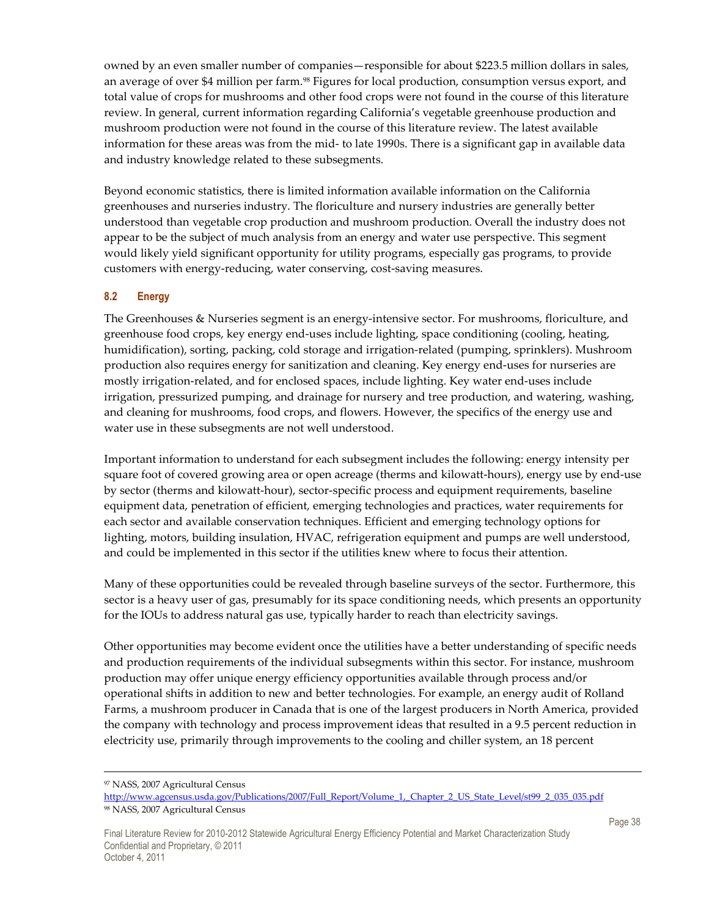owned by an even smaller number of companies—responsible for about $223.5 million dollars in sales, an average of over $4 million per farm.[98] Figures for local production, consumption versus export, and total value of crops for mushrooms and other food crops were not found in the course of this literature review. In general, current information regarding California's vegetable greenhouse production and mushroom production were not found in the course of this literature review. The latest available information for these areas was from the mid- to late 1990s. There is a significant gap in available data and industry knowledge related to these subsegments.

Beyond economic statistics, there is limited information available information on the California greenhouses and nurseries industry. The floriculture and nursery industries are generally better understood than vegetable crop production and mushroom production. Overall the industry does not appear to be the subject of much analysis from an energy and water use perspective. This segment would likely yield significant opportunity for utility programs, especially gas programs, to provide customers with energy-reducing, water conserving, cost-saving measures.

### 8.2 Energy

The Greenhouses & Nurseries segment is an energy-intensive sector. For mushrooms, floriculture, and greenhouse food crops, key energy end-uses include lighting, space conditioning (cooling, heating, humidification), sorting, packing, cold storage and irrigation-related (pumping, sprinklers). Mushroom production also requires energy for sanitization and cleaning. Key energy end-uses for nurseries are mostly irrigation-related, and for enclosed spaces, include lighting. Key water end-uses include irrigation, pressurized pumping, and drainage for nursery and tree production, and watering, washing, and cleaning for mushrooms, food crops, and flowers. However, the specifics of the energy use and water use in these subsegments are not well understood.

Important information to understand for each subsegment includes the following: energy intensity per square foot of covered growing area or open acreage (therms and kilowatt-hours), energy use by end-use by sector (therms and kilowatt-hour), sector-specific process and equipment requirements, baseline equipment data, penetration of efficient, emerging technologies and practices, water requirements for each sector and available conservation techniques. Efficient and emerging technology options for lighting, motors, building insulation, HVAC, refrigeration equipment and pumps are well understood, and could be implemented in this sector if the utilities knew where to focus their attention.

Many of these opportunities could be revealed through baseline surveys of the sector. Furthermore, this sector is a heavy user of gas, presumably for its space conditioning needs, which presents an opportunity for the IOUs to address natural gas use, typically harder to reach than electricity savings.

Other opportunities may become evident once the utilities have a better understanding of specific needs and production requirements of the individual subsegments within this sector. For instance, mushroom production may offer unique energy efficiency opportunities available through process and/or operational shifts in addition to new and better technologies. For example, an energy audit of Rolland Farms, a mushroom producer in Canada that is one of the largest producers in North America, provided the company with technology and process improvement ideas that resulted in a 9.5 percent reduction in electricity use, primarily through improvements to the cooling and chiller system, an 18 percent

---

[97] NASS, 2007 Agricultural Census http://www.agcensus.usda.gov/Publications/2007/Full_Report/Volume_1,_Chapter_2_US_State_Level/st99_2_035_035.pdf

[98] NASS, 2007 Agricultural Census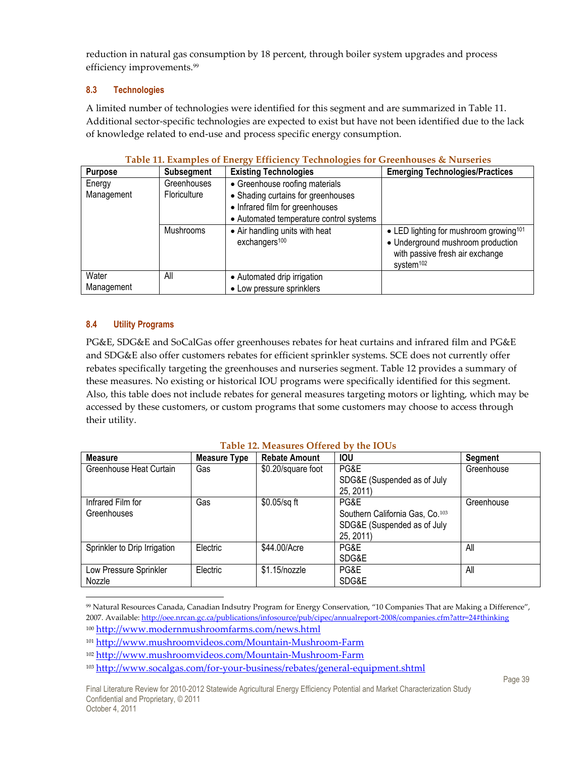reduction in natural gas consumption by 18 percent, through boiler system upgrades and process efficiency improvements.[99]

### 8.3 Technologies

A limited number of technologies were identified for this segment and are summarized in Table 11. Additional sector-specific technologies are expected to exist but have not been identified due to the lack of knowledge related to end-use and process specific energy consumption.

**Table 11. Examples of Energy Efficiency Technologies for Greenhouses & Nurseries**

| Purpose | Subsegment | Existing Technologies | Emerging Technologies/Practices |
|---|---|---|---|
| Energy Management | Greenhouses Floriculture | • Greenhouse roofing materials<br>• Shading curtains for greenhouses<br>• Infrared film for greenhouses<br>• Automated temperature control systems | |
| | Mushrooms | • Air handling units with heat exchangers[100] | • LED lighting for mushroom growing[101]<br>• Underground mushroom production with passive fresh air exchange system[102] |
| Water Management | All | • Automated drip irrigation<br>• Low pressure sprinklers | |

### 8.4 Utility Programs

PG&E, SDG&E and SoCalGas offer greenhouses rebates for heat curtains and infrared film and PG&E and SDG&E also offer customers rebates for efficient sprinkler systems. SCE does not currently offer rebates specifically targeting the greenhouses and nurseries segment. Table 12 provides a summary of these measures. No existing or historical IOU programs were specifically identified for this segment. Also, this table does not include rebates for general measures targeting motors or lighting, which may be accessed by these customers, or custom programs that some customers may choose to access through their utility.

**Table 12. Measures Offered by the IOUs**

| Measure | Measure Type | Rebate Amount | IOU | Segment |
|---|---|---|---|---|
| Greenhouse Heat Curtain | Gas | $0.20/square foot | PG&E<br>SDG&E (Suspended as of July 25, 2011) | Greenhouse |
| Infrared Film for Greenhouses | Gas | $0.05/sq ft | PG&E<br>Southern California Gas, Co.[103]<br>SDG&E (Suspended as of July 25, 2011) | Greenhouse |
| Sprinkler to Drip Irrigation | Electric | $44.00/Acre | PG&E<br>SDG&E | All |
| Low Pressure Sprinkler Nozzle | Electric | $1.15/nozzle | PG&E<br>SDG&E | All |

---

[99] Natural Resources Canada, Canadian Indsutry Program for Energy Conservation, "10 Companies That are Making a Difference", 2007. Available: http://oee.nrcan.gc.ca/publications/infosource/pub/cipec/annualreport-2008/companies.cfm?attr=24#thinking

[100] http://www.modernmushroomfarms.com/news.html

[101] http://www.mushroomvideos.com/Mountain-Mushroom-Farm

[102] http://www.mushroomvideos.com/Mountain-Mushroom-Farm

[103] http://www.socalgas.com/for-your-business/rebates/general-equipment.shtml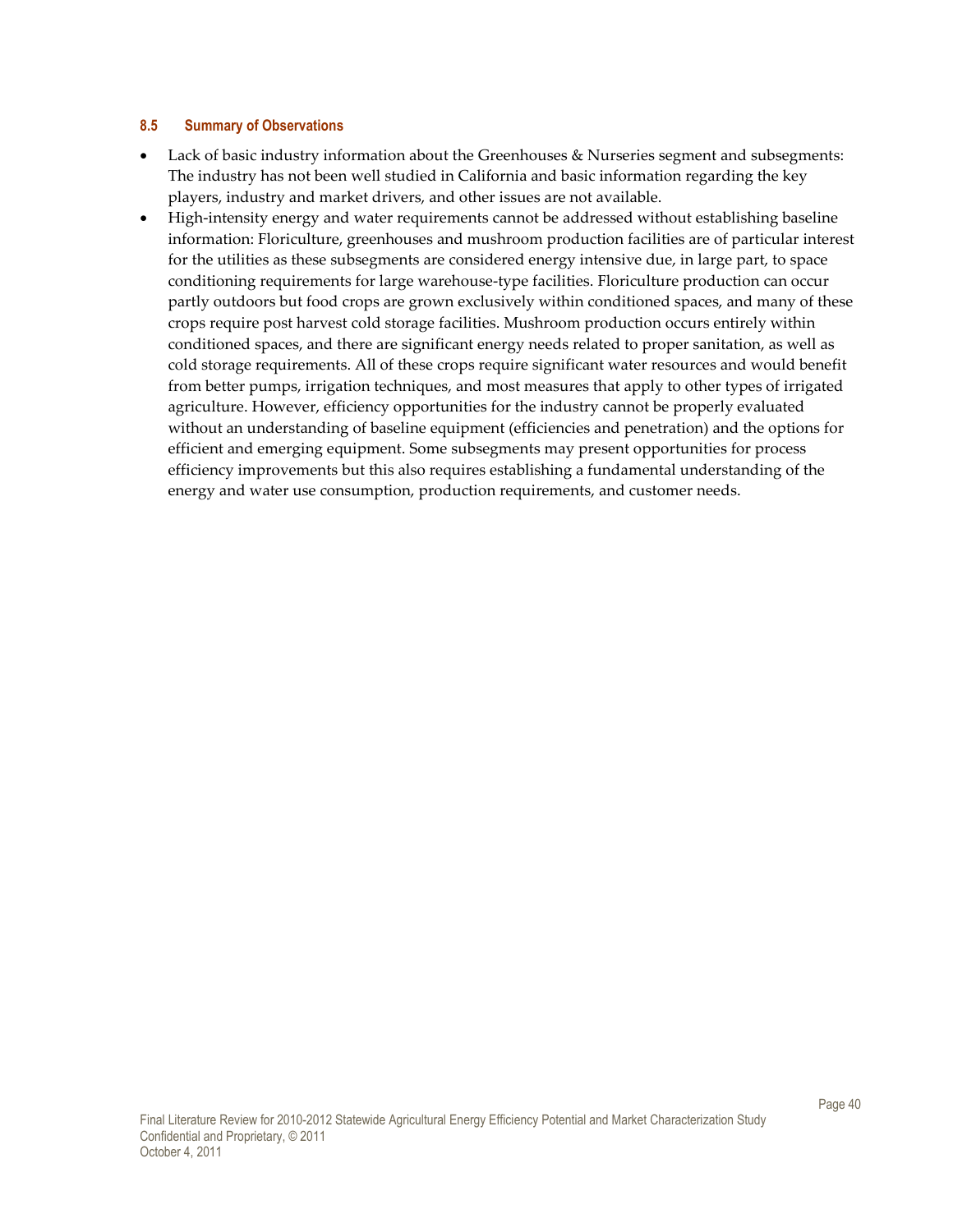### 8.5 Summary of Observations

- Lack of basic industry information about the Greenhouses & Nurseries segment and subsegments: The industry has not been well studied in California and basic information regarding the key players, industry and market drivers, and other issues are not available.
- High-intensity energy and water requirements cannot be addressed without establishing baseline information: Floriculture, greenhouses and mushroom production facilities are of particular interest for the utilities as these subsegments are considered energy intensive due, in large part, to space conditioning requirements for large warehouse-type facilities. Floriculture production can occur partly outdoors but food crops are grown exclusively within conditioned spaces, and many of these crops require post harvest cold storage facilities. Mushroom production occurs entirely within conditioned spaces, and there are significant energy needs related to proper sanitation, as well as cold storage requirements. All of these crops require significant water resources and would benefit from better pumps, irrigation techniques, and most measures that apply to other types of irrigated agriculture. However, efficiency opportunities for the industry cannot be properly evaluated without an understanding of baseline equipment (efficiencies and penetration) and the options for efficient and emerging equipment. Some subsegments may present opportunities for process efficiency improvements but this also requires establishing a fundamental understanding of the energy and water use consumption, production requirements, and customer needs.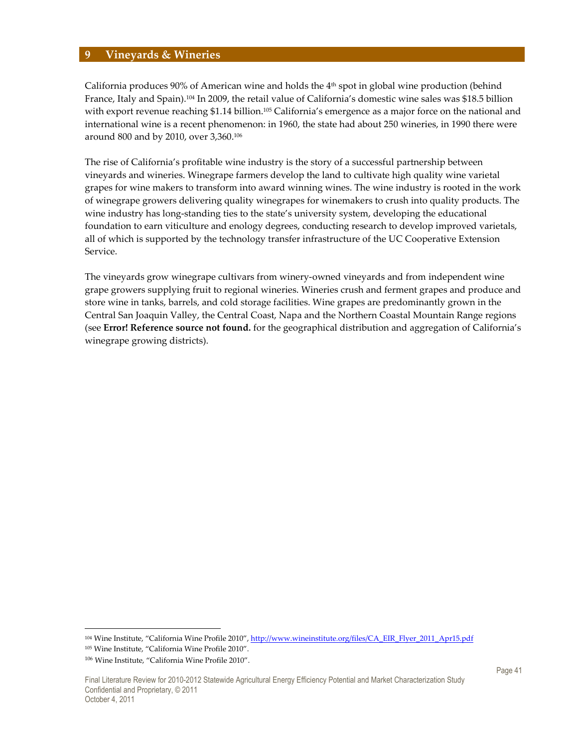# 9 Vineyards & Wineries

California produces 90% of American wine and holds the 4th spot in global wine production (behind France, Italy and Spain).[104] In 2009, the retail value of California's domestic wine sales was $18.5 billion with export revenue reaching $1.14 billion.[105] California's emergence as a major force on the national and international wine is a recent phenomenon: in 1960, the state had about 250 wineries, in 1990 there were around 800 and by 2010, over 3,360.[106]

The rise of California's profitable wine industry is the story of a successful partnership between vineyards and wineries. Winegrape farmers develop the land to cultivate high quality wine varietal grapes for wine makers to transform into award winning wines. The wine industry is rooted in the work of winegrape growers delivering quality winegrapes for winemakers to crush into quality products. The wine industry has long-standing ties to the state's university system, developing the educational foundation to earn viticulture and enology degrees, conducting research to develop improved varietals, all of which is supported by the technology transfer infrastructure of the UC Cooperative Extension Service.

The vineyards grow winegrape cultivars from winery-owned vineyards and from independent wine grape growers supplying fruit to regional wineries. Wineries crush and ferment grapes and produce and store wine in tanks, barrels, and cold storage facilities. Wine grapes are predominantly grown in the Central San Joaquin Valley, the Central Coast, Napa and the Northern Coastal Mountain Range regions (see **Error! Reference source not found.** for the geographical distribution and aggregation of California's winegrape growing districts).

---

[104] Wine Institute, "California Wine Profile 2010", http://www.wineinstitute.org/files/CA_EIR_Flyer_2011_Apr15.pdf

[105] Wine Institute, "California Wine Profile 2010".

[106] Wine Institute, "California Wine Profile 2010".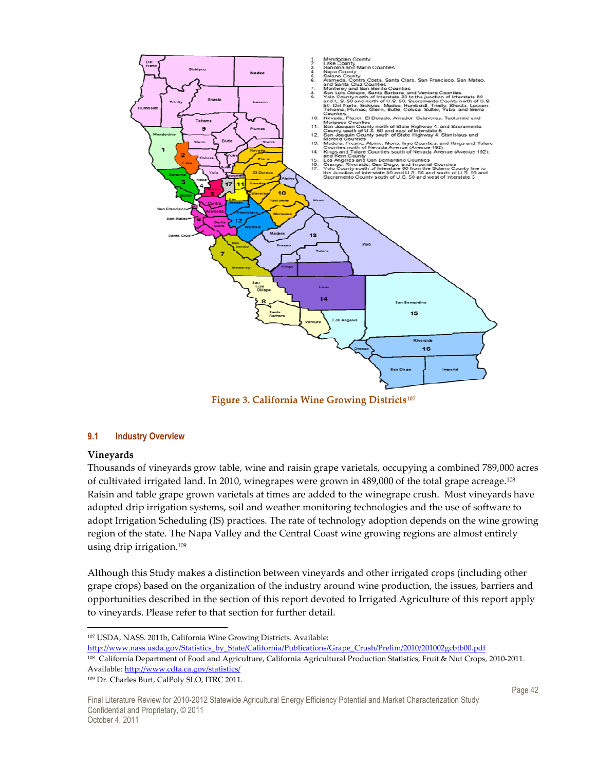Figure 3. California Wine Growing Districts[107]

## 9.1 Industry Overview

**Vineyards**

Thousands of vineyards grow table, wine and raisin grape varietals, occupying a combined 789,000 acres of cultivated irrigated land. In 2010, winegrapes were grown in 489,000 of the total grape acreage.[108] Raisin and table grape grown varietals at times are added to the winegrape crush. Most vineyards have adopted drip irrigation systems, soil and weather monitoring technologies and the use of software to adopt Irrigation Scheduling (IS) practices. The rate of technology adoption depends on the wine growing region of the state. The Napa Valley and the Central Coast wine growing regions are almost entirely using drip irrigation.[109]

Although this Study makes a distinction between vineyards and other irrigated crops (including other grape crops) based on the organization of the industry around wine production, the issues, barriers and opportunities described in the section of this report devoted to Irrigated Agriculture of this report apply to vineyards. Please refer to that section for further detail.

---

[107] USDA, NASS. 2011b, California Wine Growing Districts. Available: http://www.nass.usda.gov/Statistics_by_State/California/Publications/Grape_Crush/Prelim/2010/201002gcbtb00.pdf

[108] California Department of Food and Agriculture, California Agricultural Production Statistics, Fruit & Nut Crops, 2010-2011. Available: http://www.cdfa.ca.gov/statistics/

[109] Dr. Charles Burt, CalPoly SLO, ITRC 2011.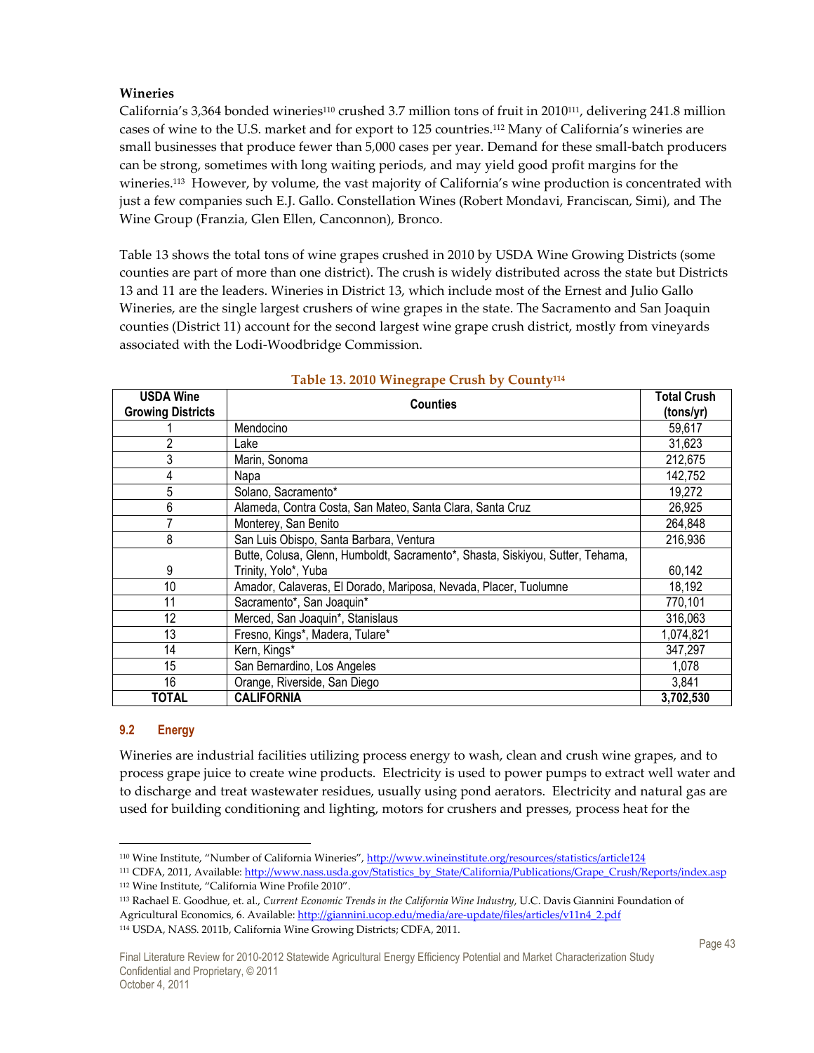### Wineries

California's 3,364 bonded wineries[110] crushed 3.7 million tons of fruit in 2010[111], delivering 241.8 million cases of wine to the U.S. market and for export to 125 countries.[112] Many of California's wineries are small businesses that produce fewer than 5,000 cases per year. Demand for these small-batch producers can be strong, sometimes with long waiting periods, and may yield good profit margins for the wineries.[113] However, by volume, the vast majority of California's wine production is concentrated with just a few companies such E.J. Gallo. Constellation Wines (Robert Mondavi, Franciscan, Simi), and The Wine Group (Franzia, Glen Ellen, Canconnon), Bronco.

Table 13 shows the total tons of wine grapes crushed in 2010 by USDA Wine Growing Districts (some counties are part of more than one district). The crush is widely distributed across the state but Districts 13 and 11 are the leaders. Wineries in District 13, which include most of the Ernest and Julio Gallo Wineries, are the single largest crushers of wine grapes in the state. The Sacramento and San Joaquin counties (District 11) account for the second largest wine grape crush district, mostly from vineyards associated with the Lodi-Woodbridge Commission.

**Table 13. 2010 Winegrape Crush by County[114]**

| USDA Wine Growing Districts | Counties | Total Crush (tons/yr) |
|---|---|---|
| 1 | Mendocino | 59,617 |
| 2 | Lake | 31,623 |
| 3 | Marin, Sonoma | 212,675 |
| 4 | Napa | 142,752 |
| 5 | Solano, Sacramento* | 19,272 |
| 6 | Alameda, Contra Costa, San Mateo, Santa Clara, Santa Cruz | 26,925 |
| 7 | Monterey, San Benito | 264,848 |
| 8 | San Luis Obispo, Santa Barbara, Ventura | 216,936 |
| 9 | Butte, Colusa, Glenn, Humboldt, Sacramento*, Shasta, Siskiyou, Sutter, Tehama, Trinity, Yolo*, Yuba | 60,142 |
| 10 | Amador, Calaveras, El Dorado, Mariposa, Nevada, Placer, Tuolumne | 18,192 |
| 11 | Sacramento*, San Joaquin* | 770,101 |
| 12 | Merced, San Joaquin*, Stanislaus | 316,063 |
| 13 | Fresno, Kings*, Madera, Tulare* | 1,074,821 |
| 14 | Kern, Kings* | 347,297 |
| 15 | San Bernardino, Los Angeles | 1,078 |
| 16 | Orange, Riverside, San Diego | 3,841 |
| **TOTAL** | **CALIFORNIA** | **3,702,530** |

## 9.2 Energy

Wineries are industrial facilities utilizing process energy to wash, clean and crush wine grapes, and to process grape juice to create wine products. Electricity is used to power pumps to extract well water and to discharge and treat wastewater residues, usually using pond aerators. Electricity and natural gas are used for building conditioning and lighting, motors for crushers and presses, process heat for the

---

[110] Wine Institute, "Number of California Wineries", http://www.wineinstitute.org/resources/statistics/article124

[111] CDFA, 2011, Available: http://www.nass.usda.gov/Statistics_by_State/California/Publications/Grape_Crush/Reports/index.asp

[112] Wine Institute, "California Wine Profile 2010".

[113] Rachael E. Goodhue, et. al., *Current Economic Trends in the California Wine Industry*, U.C. Davis Giannini Foundation of Agricultural Economics, 6. Available: http://giannini.ucop.edu/media/are-update/files/articles/v11n4_2.pdf

[114] USDA, NASS. 2011b, California Wine Growing Districts; CDFA, 2011.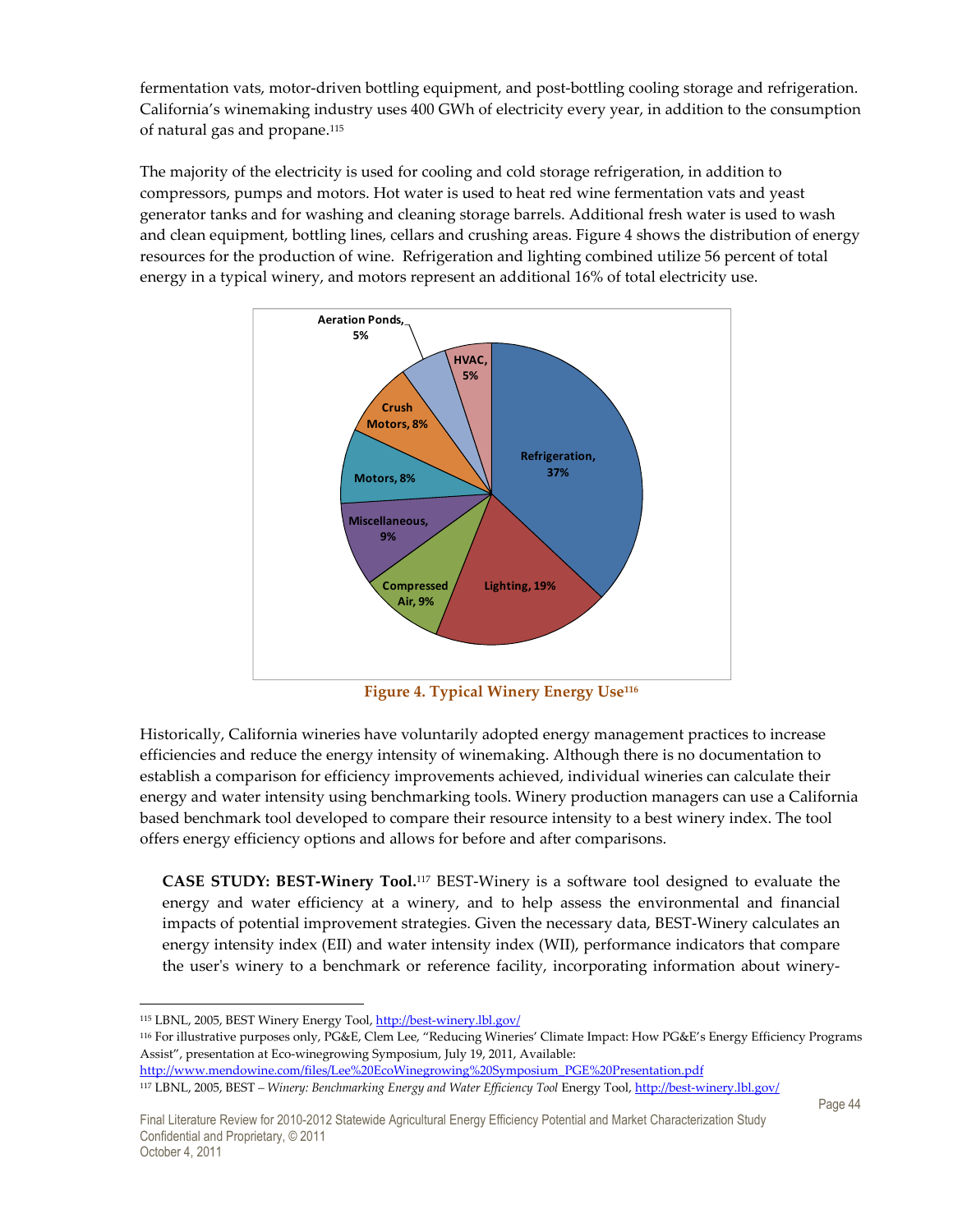fermentation vats, motor-driven bottling equipment, and post-bottling cooling storage and refrigeration. California's winemaking industry uses 400 GWh of electricity every year, in addition to the consumption of natural gas and propane.[115]

The majority of the electricity is used for cooling and cold storage refrigeration, in addition to compressors, pumps and motors. Hot water is used to heat red wine fermentation vats and yeast generator tanks and for washing and cleaning storage barrels. Additional fresh water is used to wash and clean equipment, bottling lines, cellars and crushing areas. Figure 4 shows the distribution of energy resources for the production of wine. Refrigeration and lighting combined utilize 56 percent of total energy in a typical winery, and motors represent an additional 16% of total electricity use.

Aeration Ponds, 5%
HVAC, 5%
Crush Motors, 8%
Motors, 8%
Refrigeration, 37%
Miscellaneous, 9%
Compressed Air, 9%
Lighting, 19%

**Figure 4. Typical Winery Energy Use[116]**

Historically, California wineries have voluntarily adopted energy management practices to increase efficiencies and reduce the energy intensity of winemaking. Although there is no documentation to establish a comparison for efficiency improvements achieved, individual wineries can calculate their energy and water intensity using benchmarking tools. Winery production managers can use a California based benchmark tool developed to compare their resource intensity to a best winery index. The tool offers energy efficiency options and allows for before and after comparisons.

**CASE STUDY: BEST-Winery Tool.**[117] BEST-Winery is a software tool designed to evaluate the energy and water efficiency at a winery, and to help assess the environmental and financial impacts of potential improvement strategies. Given the necessary data, BEST-Winery calculates an energy intensity index (EII) and water intensity index (WII), performance indicators that compare the user's winery to a benchmark or reference facility, incorporating information about winery-

---

[115] LBNL, 2005, BEST Winery Energy Tool, http://best-winery.lbl.gov/

[116] For illustrative purposes only, PG&E, Clem Lee, "Reducing Wineries' Climate Impact: How PG&E's Energy Efficiency Programs Assist", presentation at Eco-winegrowing Symposium, July 19, 2011, Available: http://www.mendowine.com/files/Lee%20EcoWinegrowing%20Symposium_PGE%20Presentation.pdf

[117] LBNL, 2005, BEST – *Winery: Benchmarking Energy and Water Efficiency Tool* Energy Tool, http://best-winery.lbl.gov/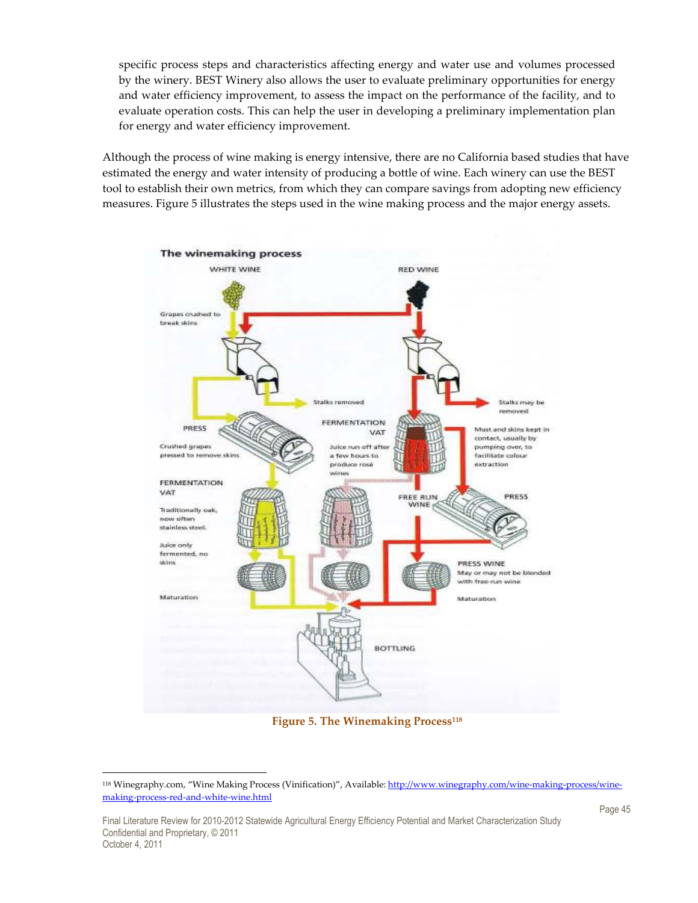specific process steps and characteristics affecting energy and water use and volumes processed by the winery. BEST Winery also allows the user to evaluate preliminary opportunities for energy and water efficiency improvement, to assess the impact on the performance of the facility, and to evaluate operation costs. This can help the user in developing a preliminary implementation plan for energy and water efficiency improvement.

Although the process of wine making is energy intensive, there are no California based studies that have estimated the energy and water intensity of producing a bottle of wine. Each winery can use the BEST tool to establish their own metrics, from which they can compare savings from adopting new efficiency measures. Figure 5 illustrates the steps used in the wine making process and the major energy assets.

**Figure 5. The Winemaking Process**[118]

[118] Winegraphy.com, "Wine Making Process (Vinification)", Available: http://www.winegraphy.com/wine-making-process/wine-making-process-red-and-white-wine.html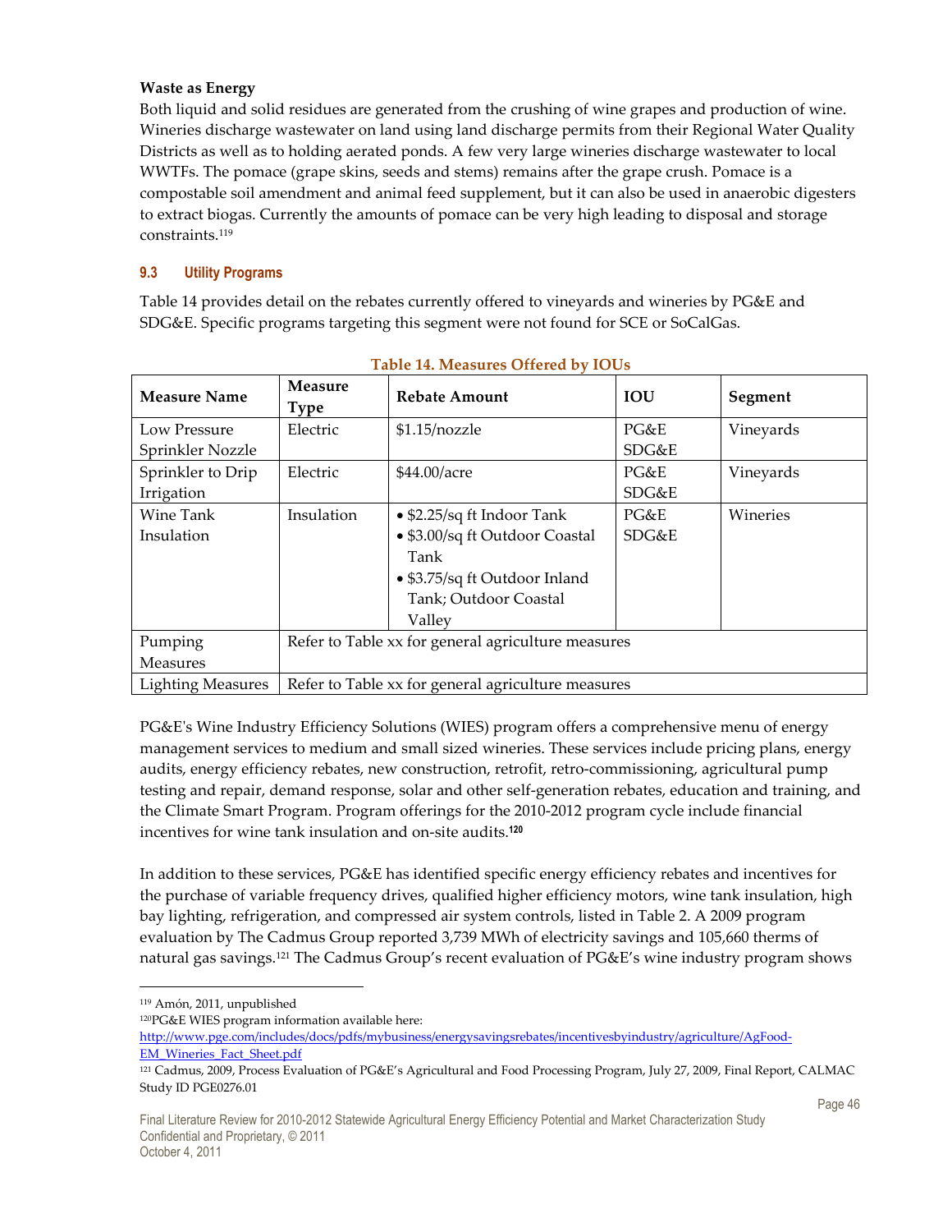**Waste as Energy**

Both liquid and solid residues are generated from the crushing of wine grapes and production of wine. Wineries discharge wastewater on land using land discharge permits from their Regional Water Quality Districts as well as to holding aerated ponds. A few very large wineries discharge wastewater to local WWTFs. The pomace (grape skins, seeds and stems) remains after the grape crush. Pomace is a compostable soil amendment and animal feed supplement, but it can also be used in anaerobic digesters to extract biogas. Currently the amounts of pomace can be very high leading to disposal and storage constraints.[119]

### 9.3 Utility Programs

Table 14 provides detail on the rebates currently offered to vineyards and wineries by PG&E and SDG&E. Specific programs targeting this segment were not found for SCE or SoCalGas.

**Table 14. Measures Offered by IOUs**

| Measure Name | Measure Type | Rebate Amount | IOU | Segment |
|---|---|---|---|---|
| Low Pressure Sprinkler Nozzle | Electric | $1.15/nozzle | PG&E SDG&E | Vineyards |
| Sprinkler to Drip Irrigation | Electric | $44.00/acre | PG&E SDG&E | Vineyards |
| Wine Tank Insulation | Insulation | • $2.25/sq ft Indoor Tank<br>• $3.00/sq ft Outdoor Coastal Tank<br>• $3.75/sq ft Outdoor Inland Tank; Outdoor Coastal Valley | PG&E SDG&E | Wineries |
| Pumping Measures | Refer to Table xx for general agriculture measures | | | |
| Lighting Measures | Refer to Table xx for general agriculture measures | | | |

PG&E's Wine Industry Efficiency Solutions (WIES) program offers a comprehensive menu of energy management services to medium and small sized wineries. These services include pricing plans, energy audits, energy efficiency rebates, new construction, retrofit, retro-commissioning, agricultural pump testing and repair, demand response, solar and other self-generation rebates, education and training, and the Climate Smart Program. Program offerings for the 2010-2012 program cycle include financial incentives for wine tank insulation and on-site audits.[120]

In addition to these services, PG&E has identified specific energy efficiency rebates and incentives for the purchase of variable frequency drives, qualified higher efficiency motors, wine tank insulation, high bay lighting, refrigeration, and compressed air system controls, listed in Table 2. A 2009 program evaluation by The Cadmus Group reported 3,739 MWh of electricity savings and 105,660 therms of natural gas savings.[121] The Cadmus Group's recent evaluation of PG&E's wine industry program shows

---

[119] Amón, 2011, unpublished

[120] PG&E WIES program information available here: http://www.pge.com/includes/docs/pdfs/mybusiness/energysavingsrebates/incentivesbyindustry/agriculture/AgFood-EM_Wineries_Fact_Sheet.pdf

[121] Cadmus, 2009, Process Evaluation of PG&E's Agricultural and Food Processing Program, July 27, 2009, Final Report, CALMAC Study ID PGE0276.01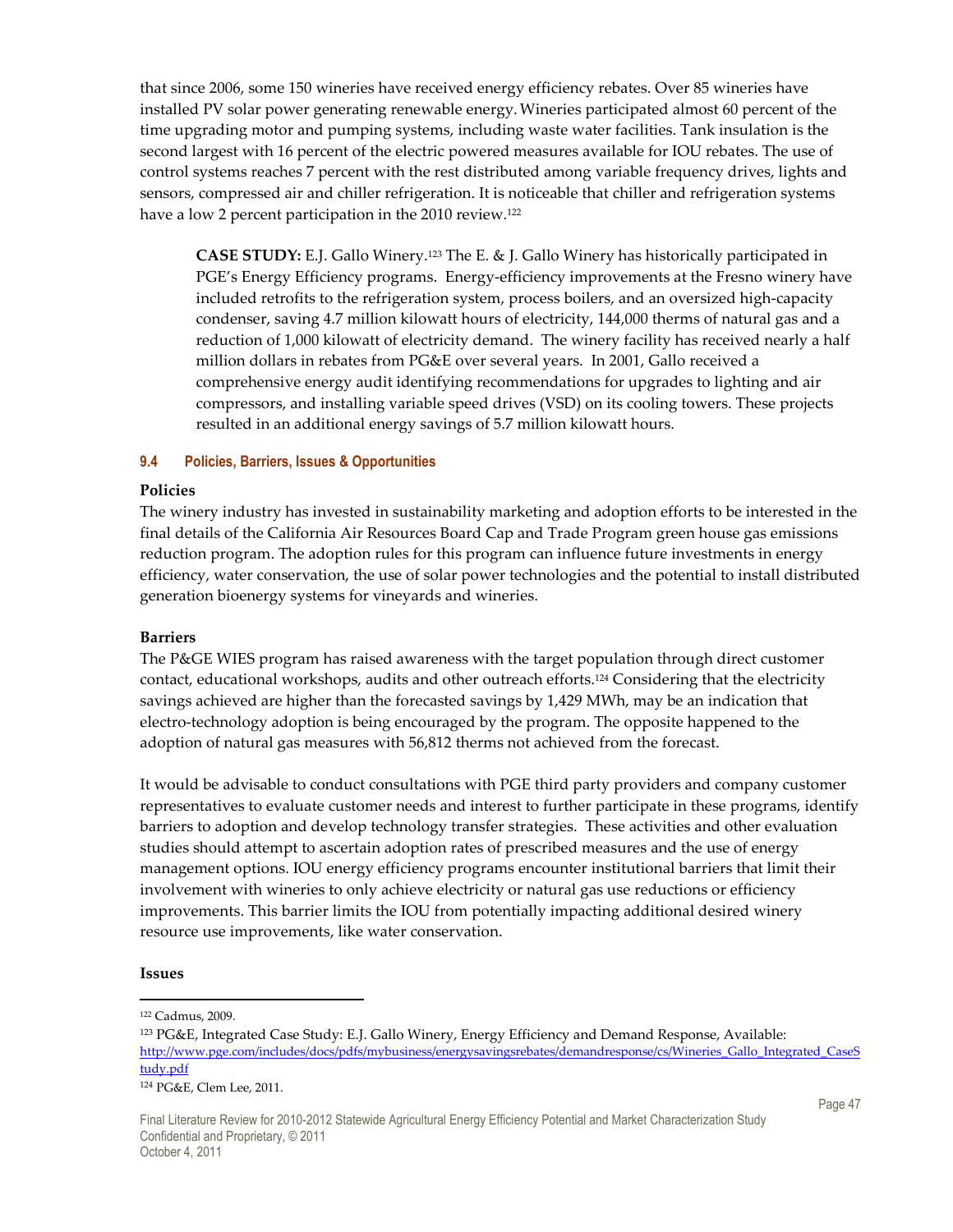that since 2006, some 150 wineries have received energy efficiency rebates. Over 85 wineries have installed PV solar power generating renewable energy. Wineries participated almost 60 percent of the time upgrading motor and pumping systems, including waste water facilities. Tank insulation is the second largest with 16 percent of the electric powered measures available for IOU rebates. The use of control systems reaches 7 percent with the rest distributed among variable frequency drives, lights and sensors, compressed air and chiller refrigeration. It is noticeable that chiller and refrigeration systems have a low 2 percent participation in the 2010 review.[122]

> **CASE STUDY:** E.J. Gallo Winery.[123] The E. & J. Gallo Winery has historically participated in PGE's Energy Efficiency programs. Energy-efficiency improvements at the Fresno winery have included retrofits to the refrigeration system, process boilers, and an oversized high-capacity condenser, saving 4.7 million kilowatt hours of electricity, 144,000 therms of natural gas and a reduction of 1,000 kilowatt of electricity demand. The winery facility has received nearly a half million dollars in rebates from PG&E over several years. In 2001, Gallo received a comprehensive energy audit identifying recommendations for upgrades to lighting and air compressors, and installing variable speed drives (VSD) on its cooling towers. These projects resulted in an additional energy savings of 5.7 million kilowatt hours.

### 9.4 Policies, Barriers, Issues & Opportunities

**Policies**

The winery industry has invested in sustainability marketing and adoption efforts to be interested in the final details of the California Air Resources Board Cap and Trade Program green house gas emissions reduction program. The adoption rules for this program can influence future investments in energy efficiency, water conservation, the use of solar power technologies and the potential to install distributed generation bioenergy systems for vineyards and wineries.

**Barriers**

The P&GE WIES program has raised awareness with the target population through direct customer contact, educational workshops, audits and other outreach efforts.[124] Considering that the electricity savings achieved are higher than the forecasted savings by 1,429 MWh, may be an indication that electro-technology adoption is being encouraged by the program. The opposite happened to the adoption of natural gas measures with 56,812 therms not achieved from the forecast.

It would be advisable to conduct consultations with PGE third party providers and company customer representatives to evaluate customer needs and interest to further participate in these programs, identify barriers to adoption and develop technology transfer strategies. These activities and other evaluation studies should attempt to ascertain adoption rates of prescribed measures and the use of energy management options. IOU energy efficiency programs encounter institutional barriers that limit their involvement with wineries to only achieve electricity or natural gas use reductions or efficiency improvements. This barrier limits the IOU from potentially impacting additional desired winery resource use improvements, like water conservation.

**Issues**

---

[122] Cadmus, 2009.

[123] PG&E, Integrated Case Study: E.J. Gallo Winery, Energy Efficiency and Demand Response, Available: http://www.pge.com/includes/docs/pdfs/mybusiness/energysavingsrebates/demandresponse/cs/Wineries_Gallo_Integrated_CaseStudy.pdf

[124] PG&E, Clem Lee, 2011.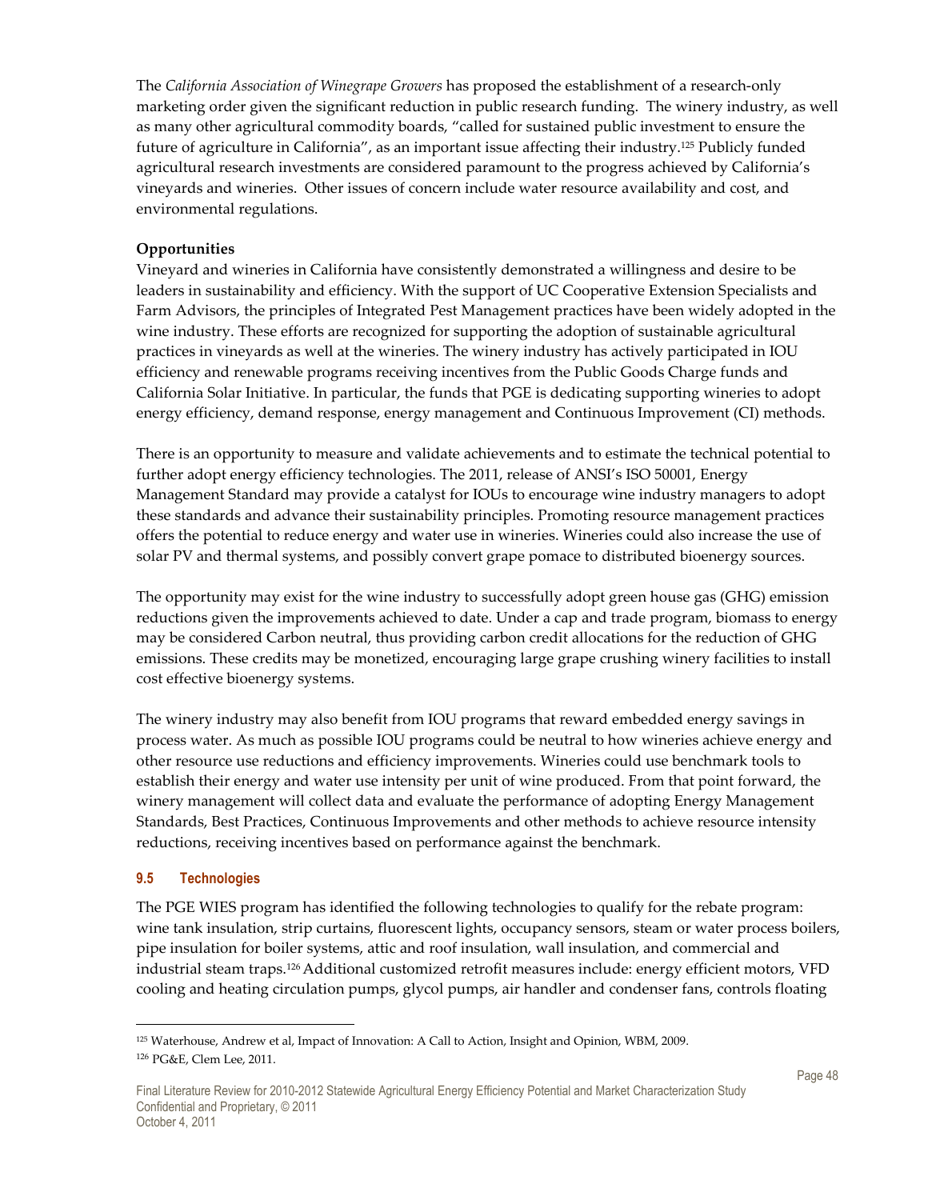The *California Association of Winegrape Growers* has proposed the establishment of a research-only marketing order given the significant reduction in public research funding. The winery industry, as well as many other agricultural commodity boards, "called for sustained public investment to ensure the future of agriculture in California", as an important issue affecting their industry.[125] Publicly funded agricultural research investments are considered paramount to the progress achieved by California's vineyards and wineries. Other issues of concern include water resource availability and cost, and environmental regulations.

**Opportunities**

Vineyard and wineries in California have consistently demonstrated a willingness and desire to be leaders in sustainability and efficiency. With the support of UC Cooperative Extension Specialists and Farm Advisors, the principles of Integrated Pest Management practices have been widely adopted in the wine industry. These efforts are recognized for supporting the adoption of sustainable agricultural practices in vineyards as well at the wineries. The winery industry has actively participated in IOU efficiency and renewable programs receiving incentives from the Public Goods Charge funds and California Solar Initiative. In particular, the funds that PGE is dedicating supporting wineries to adopt energy efficiency, demand response, energy management and Continuous Improvement (CI) methods.

There is an opportunity to measure and validate achievements and to estimate the technical potential to further adopt energy efficiency technologies. The 2011, release of ANSI's ISO 50001, Energy Management Standard may provide a catalyst for IOUs to encourage wine industry managers to adopt these standards and advance their sustainability principles. Promoting resource management practices offers the potential to reduce energy and water use in wineries. Wineries could also increase the use of solar PV and thermal systems, and possibly convert grape pomace to distributed bioenergy sources.

The opportunity may exist for the wine industry to successfully adopt green house gas (GHG) emission reductions given the improvements achieved to date. Under a cap and trade program, biomass to energy may be considered Carbon neutral, thus providing carbon credit allocations for the reduction of GHG emissions. These credits may be monetized, encouraging large grape crushing winery facilities to install cost effective bioenergy systems.

The winery industry may also benefit from IOU programs that reward embedded energy savings in process water. As much as possible IOU programs could be neutral to how wineries achieve energy and other resource use reductions and efficiency improvements. Wineries could use benchmark tools to establish their energy and water use intensity per unit of wine produced. From that point forward, the winery management will collect data and evaluate the performance of adopting Energy Management Standards, Best Practices, Continuous Improvements and other methods to achieve resource intensity reductions, receiving incentives based on performance against the benchmark.

### 9.5 Technologies

The PGE WIES program has identified the following technologies to qualify for the rebate program: wine tank insulation, strip curtains, fluorescent lights, occupancy sensors, steam or water process boilers, pipe insulation for boiler systems, attic and roof insulation, wall insulation, and commercial and industrial steam traps.[126] Additional customized retrofit measures include: energy efficient motors, VFD cooling and heating circulation pumps, glycol pumps, air handler and condenser fans, controls floating

---

[125] Waterhouse, Andrew et al, Impact of Innovation: A Call to Action, Insight and Opinion, WBM, 2009.

[126] PG&E, Clem Lee, 2011.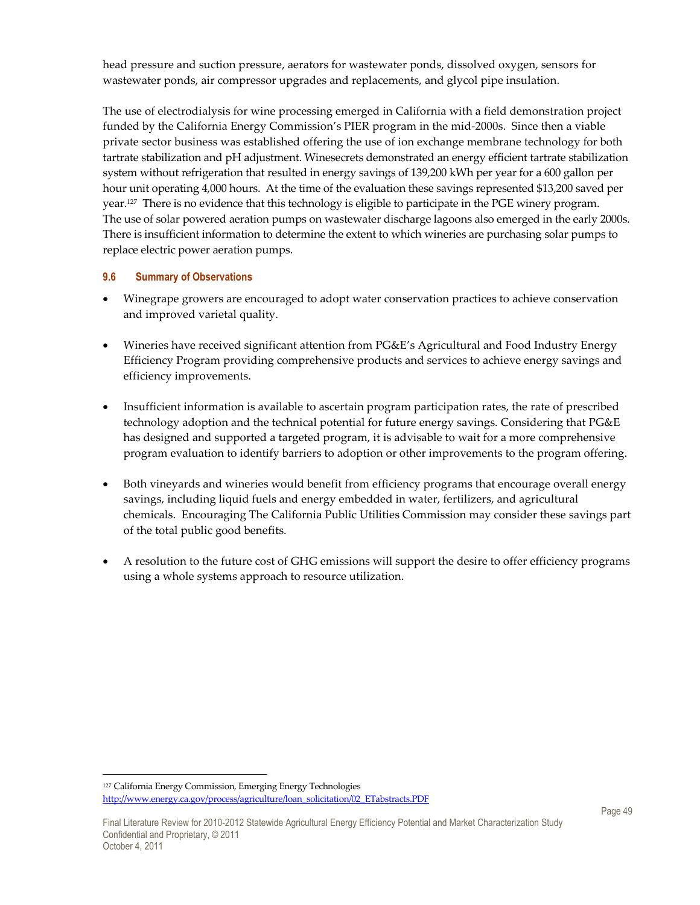head pressure and suction pressure, aerators for wastewater ponds, dissolved oxygen, sensors for wastewater ponds, air compressor upgrades and replacements, and glycol pipe insulation.

The use of electrodialysis for wine processing emerged in California with a field demonstration project funded by the California Energy Commission's PIER program in the mid-2000s. Since then a viable private sector business was established offering the use of ion exchange membrane technology for both tartrate stabilization and pH adjustment. Winesecrets demonstrated an energy efficient tartrate stabilization system without refrigeration that resulted in energy savings of 139,200 kWh per year for a 600 gallon per hour unit operating 4,000 hours. At the time of the evaluation these savings represented $13,200 saved per year.[127] There is no evidence that this technology is eligible to participate in the PGE winery program. The use of solar powered aeration pumps on wastewater discharge lagoons also emerged in the early 2000s. There is insufficient information to determine the extent to which wineries are purchasing solar pumps to replace electric power aeration pumps.

### 9.6 Summary of Observations

- Winegrape growers are encouraged to adopt water conservation practices to achieve conservation and improved varietal quality.

- Wineries have received significant attention from PG&E's Agricultural and Food Industry Energy Efficiency Program providing comprehensive products and services to achieve energy savings and efficiency improvements.

- Insufficient information is available to ascertain program participation rates, the rate of prescribed technology adoption and the technical potential for future energy savings. Considering that PG&E has designed and supported a targeted program, it is advisable to wait for a more comprehensive program evaluation to identify barriers to adoption or other improvements to the program offering.

- Both vineyards and wineries would benefit from efficiency programs that encourage overall energy savings, including liquid fuels and energy embedded in water, fertilizers, and agricultural chemicals. Encouraging The California Public Utilities Commission may consider these savings part of the total public good benefits.

- A resolution to the future cost of GHG emissions will support the desire to offer efficiency programs using a whole systems approach to resource utilization.

---

[127] California Energy Commission, Emerging Energy Technologies http://www.energy.ca.gov/process/agriculture/loan_solicitation/02_ETabstracts.PDF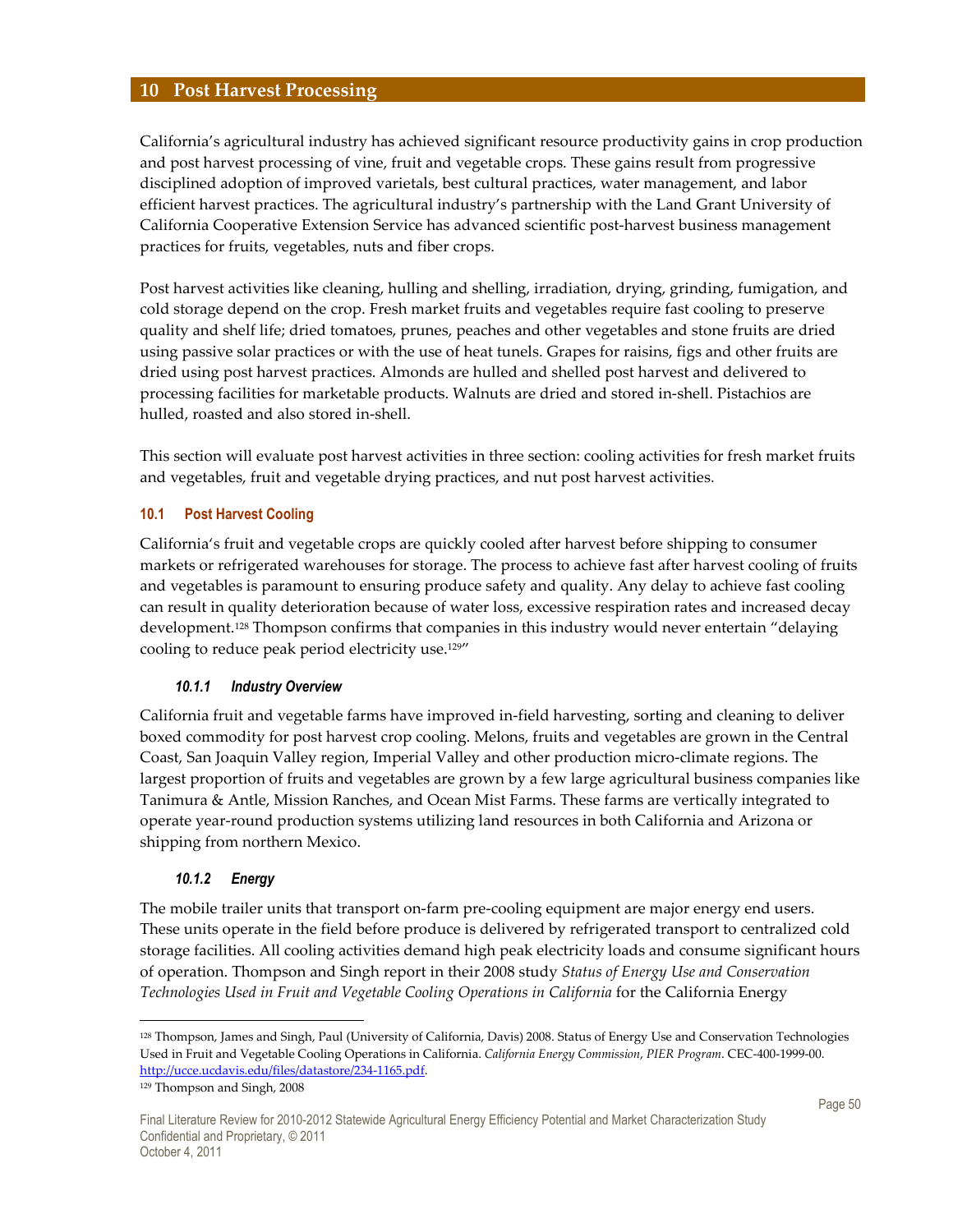# 10 Post Harvest Processing

California's agricultural industry has achieved significant resource productivity gains in crop production and post harvest processing of vine, fruit and vegetable crops. These gains result from progressive disciplined adoption of improved varietals, best cultural practices, water management, and labor efficient harvest practices. The agricultural industry's partnership with the Land Grant University of California Cooperative Extension Service has advanced scientific post-harvest business management practices for fruits, vegetables, nuts and fiber crops.

Post harvest activities like cleaning, hulling and shelling, irradiation, drying, grinding, fumigation, and cold storage depend on the crop. Fresh market fruits and vegetables require fast cooling to preserve quality and shelf life; dried tomatoes, prunes, peaches and other vegetables and stone fruits are dried using passive solar practices or with the use of heat tunels. Grapes for raisins, figs and other fruits are dried using post harvest practices. Almonds are hulled and shelled post harvest and delivered to processing facilities for marketable products. Walnuts are dried and stored in-shell. Pistachios are hulled, roasted and also stored in-shell.

This section will evaluate post harvest activities in three section: cooling activities for fresh market fruits and vegetables, fruit and vegetable drying practices, and nut post harvest activities.

## 10.1 Post Harvest Cooling

California's fruit and vegetable crops are quickly cooled after harvest before shipping to consumer markets or refrigerated warehouses for storage. The process to achieve fast after harvest cooling of fruits and vegetables is paramount to ensuring produce safety and quality. Any delay to achieve fast cooling can result in quality deterioration because of water loss, excessive respiration rates and increased decay development.[128] Thompson confirms that companies in this industry would never entertain "delaying cooling to reduce peak period electricity use.[129]"

### 10.1.1 Industry Overview

California fruit and vegetable farms have improved in-field harvesting, sorting and cleaning to deliver boxed commodity for post harvest crop cooling. Melons, fruits and vegetables are grown in the Central Coast, San Joaquin Valley region, Imperial Valley and other production micro-climate regions. The largest proportion of fruits and vegetables are grown by a few large agricultural business companies like Tanimura & Antle, Mission Ranches, and Ocean Mist Farms. These farms are vertically integrated to operate year-round production systems utilizing land resources in both California and Arizona or shipping from northern Mexico.

### 10.1.2 Energy

The mobile trailer units that transport on-farm pre-cooling equipment are major energy end users. These units operate in the field before produce is delivered by refrigerated transport to centralized cold storage facilities. All cooling activities demand high peak electricity loads and consume significant hours of operation. Thompson and Singh report in their 2008 study *Status of Energy Use and Conservation Technologies Used in Fruit and Vegetable Cooling Operations in California* for the California Energy

---

[128] Thompson, James and Singh, Paul (University of California, Davis) 2008. Status of Energy Use and Conservation Technologies Used in Fruit and Vegetable Cooling Operations in California. *California Energy Commission, PIER Program*. CEC-400-1999-00. http://ucce.ucdavis.edu/files/datastore/234-1165.pdf.

[129] Thompson and Singh, 2008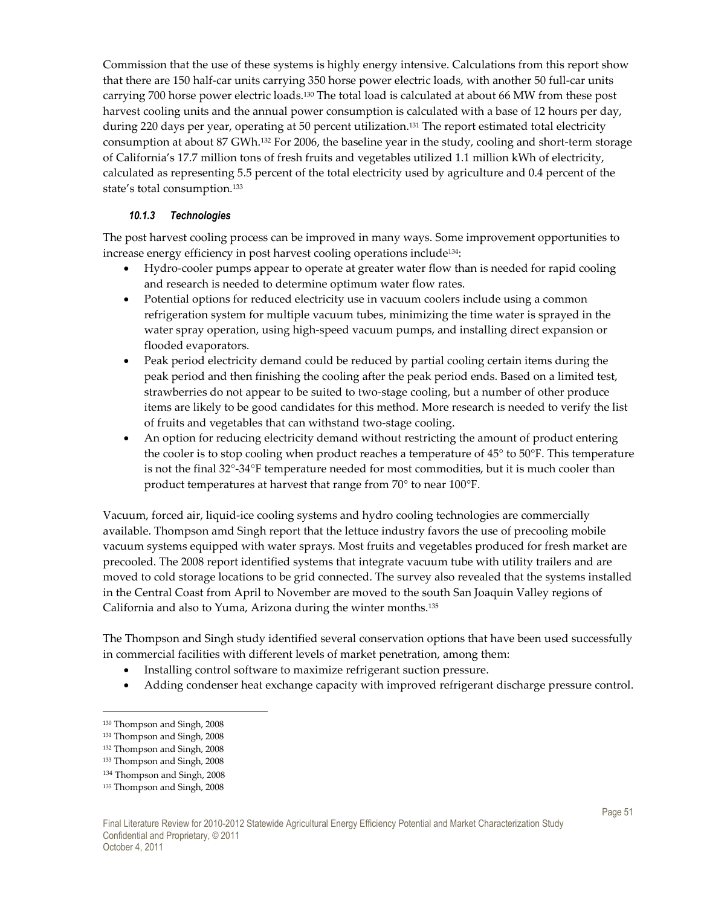Commission that the use of these systems is highly energy intensive. Calculations from this report show that there are 150 half-car units carrying 350 horse power electric loads, with another 50 full-car units carrying 700 horse power electric loads.[130] The total load is calculated at about 66 MW from these post harvest cooling units and the annual power consumption is calculated with a base of 12 hours per day, during 220 days per year, operating at 50 percent utilization.[131] The report estimated total electricity consumption at about 87 GWh.[132] For 2006, the baseline year in the study, cooling and short-term storage of California's 17.7 million tons of fresh fruits and vegetables utilized 1.1 million kWh of electricity, calculated as representing 5.5 percent of the total electricity used by agriculture and 0.4 percent of the state's total consumption.[133]

#### *10.1.3 Technologies*

The post harvest cooling process can be improved in many ways. Some improvement opportunities to increase energy efficiency in post harvest cooling operations include[134]:

- Hydro-cooler pumps appear to operate at greater water flow than is needed for rapid cooling and research is needed to determine optimum water flow rates.
- Potential options for reduced electricity use in vacuum coolers include using a common refrigeration system for multiple vacuum tubes, minimizing the time water is sprayed in the water spray operation, using high-speed vacuum pumps, and installing direct expansion or flooded evaporators.
- Peak period electricity demand could be reduced by partial cooling certain items during the peak period and then finishing the cooling after the peak period ends. Based on a limited test, strawberries do not appear to be suited to two-stage cooling, but a number of other produce items are likely to be good candidates for this method. More research is needed to verify the list of fruits and vegetables that can withstand two-stage cooling.
- An option for reducing electricity demand without restricting the amount of product entering the cooler is to stop cooling when product reaches a temperature of 45° to 50°F. This temperature is not the final 32°-34°F temperature needed for most commodities, but it is much cooler than product temperatures at harvest that range from 70° to near 100°F.

Vacuum, forced air, liquid-ice cooling systems and hydro cooling technologies are commercially available. Thompson amd Singh report that the lettuce industry favors the use of precooling mobile vacuum systems equipped with water sprays. Most fruits and vegetables produced for fresh market are precooled. The 2008 report identified systems that integrate vacuum tube with utility trailers and are moved to cold storage locations to be grid connected. The survey also revealed that the systems installed in the Central Coast from April to November are moved to the south San Joaquin Valley regions of California and also to Yuma, Arizona during the winter months.[135]

The Thompson and Singh study identified several conservation options that have been used successfully in commercial facilities with different levels of market penetration, among them:

- Installing control software to maximize refrigerant suction pressure.
- Adding condenser heat exchange capacity with improved refrigerant discharge pressure control.

---

[130] Thompson and Singh, 2008

[131] Thompson and Singh, 2008

[132] Thompson and Singh, 2008

[133] Thompson and Singh, 2008

[134] Thompson and Singh, 2008

[135] Thompson and Singh, 2008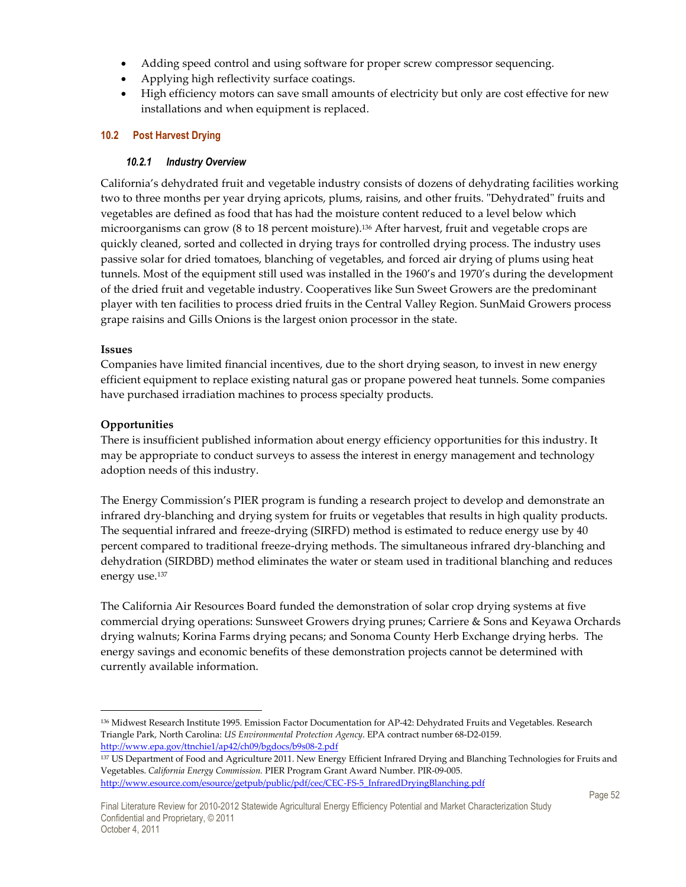- Adding speed control and using software for proper screw compressor sequencing.
- Applying high reflectivity surface coatings.
- High efficiency motors can save small amounts of electricity but only are cost effective for new installations and when equipment is replaced.

## 10.2 Post Harvest Drying

### *10.2.1 Industry Overview*

California's dehydrated fruit and vegetable industry consists of dozens of dehydrating facilities working two to three months per year drying apricots, plums, raisins, and other fruits. "Dehydrated" fruits and vegetables are defined as food that has had the moisture content reduced to a level below which microorganisms can grow (8 to 18 percent moisture).[136] After harvest, fruit and vegetable crops are quickly cleaned, sorted and collected in drying trays for controlled drying process. The industry uses passive solar for dried tomatoes, blanching of vegetables, and forced air drying of plums using heat tunnels. Most of the equipment still used was installed in the 1960's and 1970's during the development of the dried fruit and vegetable industry. Cooperatives like Sun Sweet Growers are the predominant player with ten facilities to process dried fruits in the Central Valley Region. SunMaid Growers process grape raisins and Gills Onions is the largest onion processor in the state.

**Issues**

Companies have limited financial incentives, due to the short drying season, to invest in new energy efficient equipment to replace existing natural gas or propane powered heat tunnels. Some companies have purchased irradiation machines to process specialty products.

**Opportunities**

There is insufficient published information about energy efficiency opportunities for this industry. It may be appropriate to conduct surveys to assess the interest in energy management and technology adoption needs of this industry.

The Energy Commission's PIER program is funding a research project to develop and demonstrate an infrared dry-blanching and drying system for fruits or vegetables that results in high quality products. The sequential infrared and freeze-drying (SIRFD) method is estimated to reduce energy use by 40 percent compared to traditional freeze-drying methods. The simultaneous infrared dry-blanching and dehydration (SIRDBD) method eliminates the water or steam used in traditional blanching and reduces energy use.[137]

The California Air Resources Board funded the demonstration of solar crop drying systems at five commercial drying operations: Sunsweet Growers drying prunes; Carriere & Sons and Keyawa Orchards drying walnuts; Korina Farms drying pecans; and Sonoma County Herb Exchange drying herbs. The energy savings and economic benefits of these demonstration projects cannot be determined with currently available information.

---

[136] Midwest Research Institute 1995. Emission Factor Documentation for AP-42: Dehydrated Fruits and Vegetables. Research Triangle Park, North Carolina: *US Environmental Protection Agency.* EPA contract number 68-D2-0159. http://www.epa.gov/ttnchie1/ap42/ch09/bgdocs/b9s08-2.pdf

[137] US Department of Food and Agriculture 2011. New Energy Efficient Infrared Drying and Blanching Technologies for Fruits and Vegetables. *California Energy Commission.* PIER Program Grant Award Number. PIR-09-005. http://www.esource.com/esource/getpub/public/pdf/cec/CEC-FS-5_InfraredDryingBlanching.pdf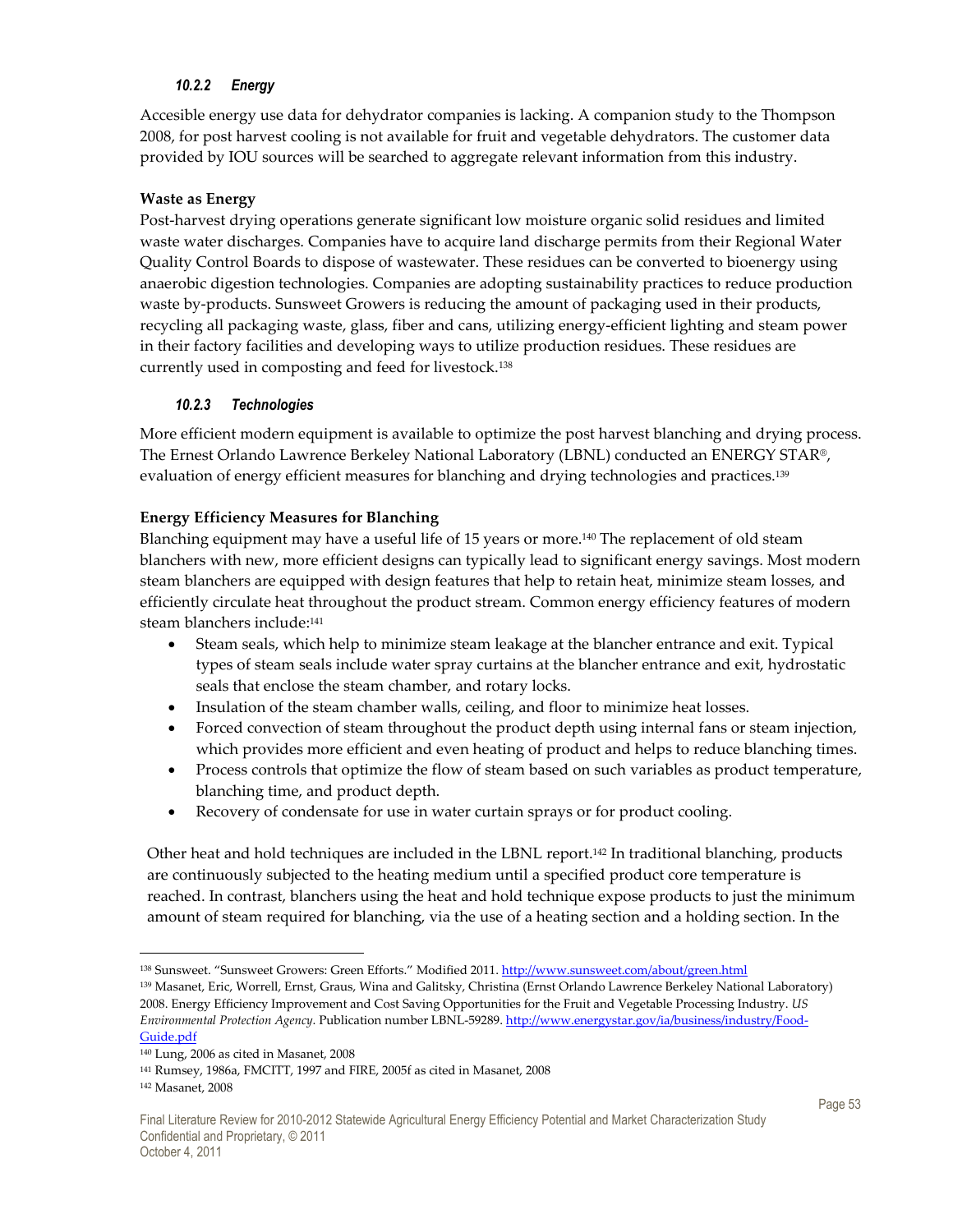#### *10.2.2 Energy*

Accesible energy use data for dehydrator companies is lacking. A companion study to the Thompson 2008, for post harvest cooling is not available for fruit and vegetable dehydrators. The customer data provided by IOU sources will be searched to aggregate relevant information from this industry.

**Waste as Energy**

Post-harvest drying operations generate significant low moisture organic solid residues and limited waste water discharges. Companies have to acquire land discharge permits from their Regional Water Quality Control Boards to dispose of wastewater. These residues can be converted to bioenergy using anaerobic digestion technologies. Companies are adopting sustainability practices to reduce production waste by-products. Sunsweet Growers is reducing the amount of packaging used in their products, recycling all packaging waste, glass, fiber and cans, utilizing energy-efficient lighting and steam power in their factory facilities and developing ways to utilize production residues. These residues are currently used in composting and feed for livestock.[138]

#### *10.2.3 Technologies*

More efficient modern equipment is available to optimize the post harvest blanching and drying process. The Ernest Orlando Lawrence Berkeley National Laboratory (LBNL) conducted an ENERGY STAR®, evaluation of energy efficient measures for blanching and drying technologies and practices.[139]

**Energy Efficiency Measures for Blanching**

Blanching equipment may have a useful life of 15 years or more.[140] The replacement of old steam blanchers with new, more efficient designs can typically lead to significant energy savings. Most modern steam blanchers are equipped with design features that help to retain heat, minimize steam losses, and efficiently circulate heat throughout the product stream. Common energy efficiency features of modern steam blanchers include:[141]

- Steam seals, which help to minimize steam leakage at the blancher entrance and exit. Typical types of steam seals include water spray curtains at the blancher entrance and exit, hydrostatic seals that enclose the steam chamber, and rotary locks.
- Insulation of the steam chamber walls, ceiling, and floor to minimize heat losses.
- Forced convection of steam throughout the product depth using internal fans or steam injection, which provides more efficient and even heating of product and helps to reduce blanching times.
- Process controls that optimize the flow of steam based on such variables as product temperature, blanching time, and product depth.
- Recovery of condensate for use in water curtain sprays or for product cooling.

Other heat and hold techniques are included in the LBNL report.[142] In traditional blanching, products are continuously subjected to the heating medium until a specified product core temperature is reached. In contrast, blanchers using the heat and hold technique expose products to just the minimum amount of steam required for blanching, via the use of a heating section and a holding section. In the

---

[138] Sunsweet. "Sunsweet Growers: Green Efforts." Modified 2011. http://www.sunsweet.com/about/green.html

[139] Masanet, Eric, Worrell, Ernst, Graus, Wina and Galitsky, Christina (Ernst Orlando Lawrence Berkeley National Laboratory) 2008. Energy Efficiency Improvement and Cost Saving Opportunities for the Fruit and Vegetable Processing Industry. *US Environmental Protection Agency.* Publication number LBNL-59289. http://www.energystar.gov/ia/business/industry/Food-Guide.pdf

[140] Lung, 2006 as cited in Masanet, 2008

[141] Rumsey, 1986a, FMCITT, 1997 and FIRE, 2005f as cited in Masanet, 2008

[142] Masanet, 2008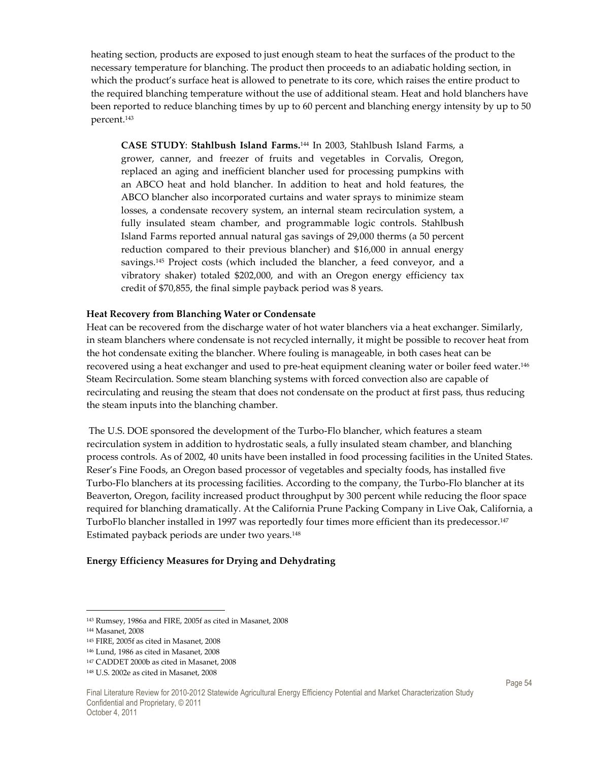heating section, products are exposed to just enough steam to heat the surfaces of the product to the necessary temperature for blanching. The product then proceeds to an adiabatic holding section, in which the product's surface heat is allowed to penetrate to its core, which raises the entire product to the required blanching temperature without the use of additional steam. Heat and hold blanchers have been reported to reduce blanching times by up to 60 percent and blanching energy intensity by up to 50 percent.[143]

> **CASE STUDY**: **Stahlbush Island Farms.**[144] In 2003, Stahlbush Island Farms, a grower, canner, and freezer of fruits and vegetables in Corvalis, Oregon, replaced an aging and inefficient blancher used for processing pumpkins with an ABCO heat and hold blancher. In addition to heat and hold features, the ABCO blancher also incorporated curtains and water sprays to minimize steam losses, a condensate recovery system, an internal steam recirculation system, a fully insulated steam chamber, and programmable logic controls. Stahlbush Island Farms reported annual natural gas savings of 29,000 therms (a 50 percent reduction compared to their previous blancher) and $16,000 in annual energy savings.[145] Project costs (which included the blancher, a feed conveyor, and a vibratory shaker) totaled $202,000, and with an Oregon energy efficiency tax credit of $70,855, the final simple payback period was 8 years.

**Heat Recovery from Blanching Water or Condensate**

Heat can be recovered from the discharge water of hot water blanchers via a heat exchanger. Similarly, in steam blanchers where condensate is not recycled internally, it might be possible to recover heat from the hot condensate exiting the blancher. Where fouling is manageable, in both cases heat can be recovered using a heat exchanger and used to pre-heat equipment cleaning water or boiler feed water.[146] Steam Recirculation. Some steam blanching systems with forced convection also are capable of recirculating and reusing the steam that does not condensate on the product at first pass, thus reducing the steam inputs into the blanching chamber.

The U.S. DOE sponsored the development of the Turbo-Flo blancher, which features a steam recirculation system in addition to hydrostatic seals, a fully insulated steam chamber, and blanching process controls. As of 2002, 40 units have been installed in food processing facilities in the United States. Reser's Fine Foods, an Oregon based processor of vegetables and specialty foods, has installed five Turbo-Flo blanchers at its processing facilities. According to the company, the Turbo-Flo blancher at its Beaverton, Oregon, facility increased product throughput by 300 percent while reducing the floor space required for blanching dramatically. At the California Prune Packing Company in Live Oak, California, a TurboFlo blancher installed in 1997 was reportedly four times more efficient than its predecessor.[147] Estimated payback periods are under two years.[148]

**Energy Efficiency Measures for Drying and Dehydrating**

---

[143] Rumsey, 1986a and FIRE, 2005f as cited in Masanet, 2008
[144] Masanet, 2008
[145] FIRE, 2005f as cited in Masanet, 2008
[146] Lund, 1986 as cited in Masanet, 2008
[147] CADDET 2000b as cited in Masanet, 2008
[148] U.S. 2002e as cited in Masanet, 2008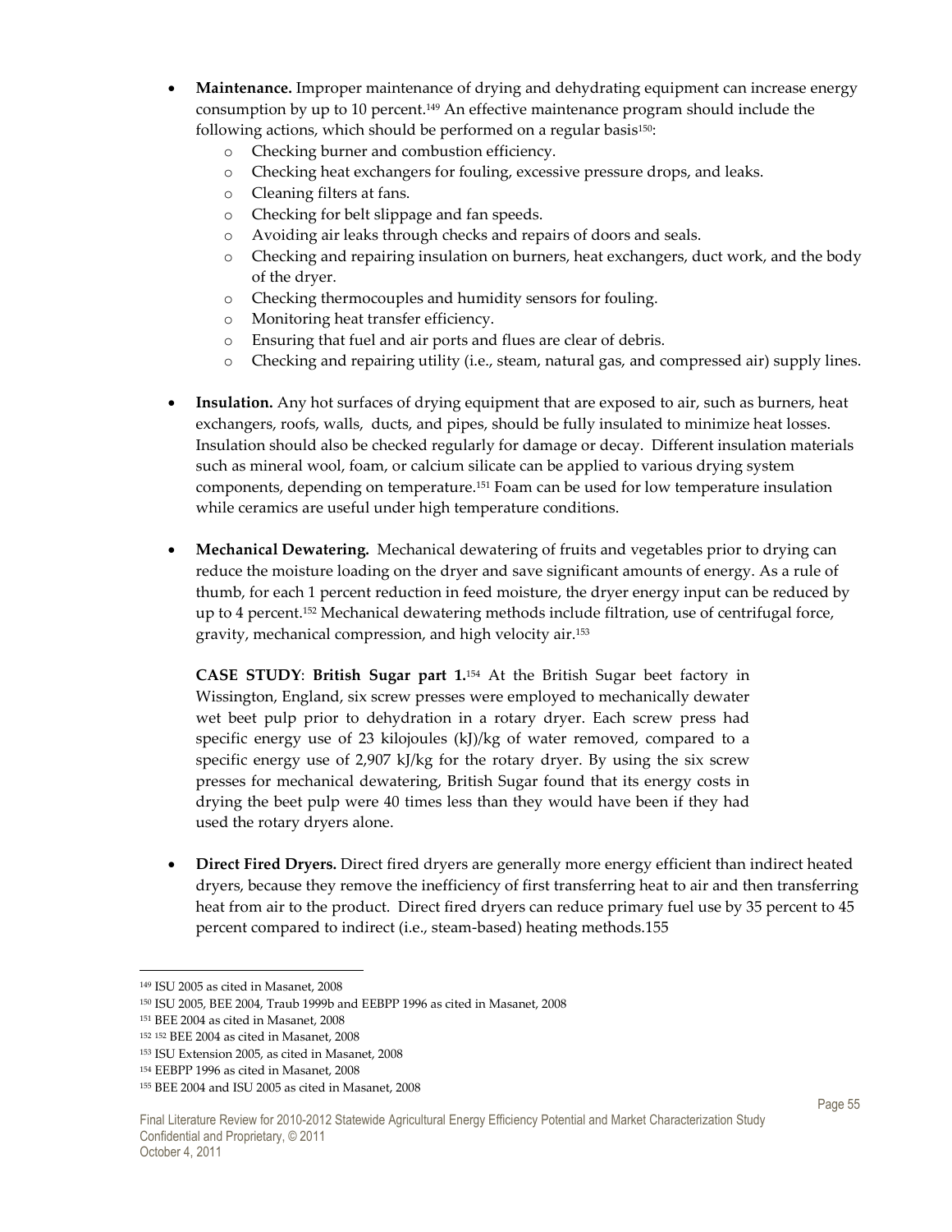- **Maintenance.** Improper maintenance of drying and dehydrating equipment can increase energy consumption by up to 10 percent.[149] An effective maintenance program should include the following actions, which should be performed on a regular basis[150]:
  - Checking burner and combustion efficiency.
  - Checking heat exchangers for fouling, excessive pressure drops, and leaks.
  - Cleaning filters at fans.
  - Checking for belt slippage and fan speeds.
  - Avoiding air leaks through checks and repairs of doors and seals.
  - Checking and repairing insulation on burners, heat exchangers, duct work, and the body of the dryer.
  - Checking thermocouples and humidity sensors for fouling.
  - Monitoring heat transfer efficiency.
  - Ensuring that fuel and air ports and flues are clear of debris.
  - Checking and repairing utility (i.e., steam, natural gas, and compressed air) supply lines.

- **Insulation.** Any hot surfaces of drying equipment that are exposed to air, such as burners, heat exchangers, roofs, walls, ducts, and pipes, should be fully insulated to minimize heat losses. Insulation should also be checked regularly for damage or decay. Different insulation materials such as mineral wool, foam, or calcium silicate can be applied to various drying system components, depending on temperature.[151] Foam can be used for low temperature insulation while ceramics are useful under high temperature conditions.

- **Mechanical Dewatering.** Mechanical dewatering of fruits and vegetables prior to drying can reduce the moisture loading on the dryer and save significant amounts of energy. As a rule of thumb, for each 1 percent reduction in feed moisture, the dryer energy input can be reduced by up to 4 percent.[152] Mechanical dewatering methods include filtration, use of centrifugal force, gravity, mechanical compression, and high velocity air.[153]

  **CASE STUDY**: **British Sugar part 1.**[154] At the British Sugar beet factory in Wissington, England, six screw presses were employed to mechanically dewater wet beet pulp prior to dehydration in a rotary dryer. Each screw press had specific energy use of 23 kilojoules (kJ)/kg of water removed, compared to a specific energy use of 2,907 kJ/kg for the rotary dryer. By using the six screw presses for mechanical dewatering, British Sugar found that its energy costs in drying the beet pulp were 40 times less than they would have been if they had used the rotary dryers alone.

- **Direct Fired Dryers.** Direct fired dryers are generally more energy efficient than indirect heated dryers, because they remove the inefficiency of first transferring heat to air and then transferring heat from air to the product. Direct fired dryers can reduce primary fuel use by 35 percent to 45 percent compared to indirect (i.e., steam-based) heating methods.155

---

[149] ISU 2005 as cited in Masanet, 2008

[150] ISU 2005, BEE 2004, Traub 1999b and EEBPP 1996 as cited in Masanet, 2008

[151] BEE 2004 as cited in Masanet, 2008

[152] [152] BEE 2004 as cited in Masanet, 2008

[153] ISU Extension 2005, as cited in Masanet, 2008

[154] EEBPP 1996 as cited in Masanet, 2008

[155] BEE 2004 and ISU 2005 as cited in Masanet, 2008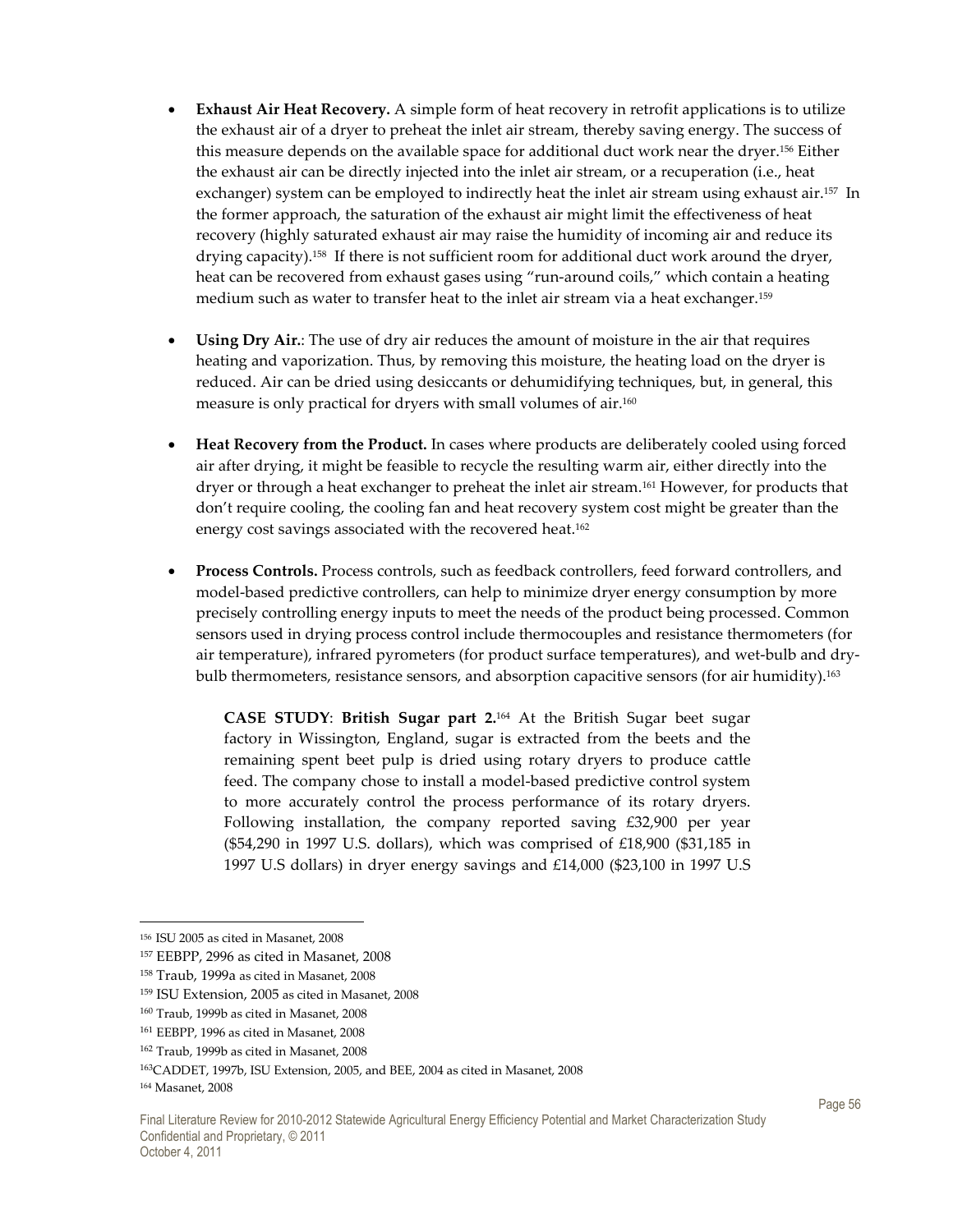- **Exhaust Air Heat Recovery.** A simple form of heat recovery in retrofit applications is to utilize the exhaust air of a dryer to preheat the inlet air stream, thereby saving energy. The success of this measure depends on the available space for additional duct work near the dryer.[156] Either the exhaust air can be directly injected into the inlet air stream, or a recuperation (i.e., heat exchanger) system can be employed to indirectly heat the inlet air stream using exhaust air.[157] In the former approach, the saturation of the exhaust air might limit the effectiveness of heat recovery (highly saturated exhaust air may raise the humidity of incoming air and reduce its drying capacity).[158] If there is not sufficient room for additional duct work around the dryer, heat can be recovered from exhaust gases using "run-around coils," which contain a heating medium such as water to transfer heat to the inlet air stream via a heat exchanger.[159]

- **Using Dry Air.**: The use of dry air reduces the amount of moisture in the air that requires heating and vaporization. Thus, by removing this moisture, the heating load on the dryer is reduced. Air can be dried using desiccants or dehumidifying techniques, but, in general, this measure is only practical for dryers with small volumes of air.[160]

- **Heat Recovery from the Product.** In cases where products are deliberately cooled using forced air after drying, it might be feasible to recycle the resulting warm air, either directly into the dryer or through a heat exchanger to preheat the inlet air stream.[161] However, for products that don't require cooling, the cooling fan and heat recovery system cost might be greater than the energy cost savings associated with the recovered heat.[162]

- **Process Controls.** Process controls, such as feedback controllers, feed forward controllers, and model-based predictive controllers, can help to minimize dryer energy consumption by more precisely controlling energy inputs to meet the needs of the product being processed. Common sensors used in drying process control include thermocouples and resistance thermometers (for air temperature), infrared pyrometers (for product surface temperatures), and wet-bulb and dry-bulb thermometers, resistance sensors, and absorption capacitive sensors (for air humidity).[163]

> **CASE STUDY**: **British Sugar part 2.**[164] At the British Sugar beet sugar factory in Wissington, England, sugar is extracted from the beets and the remaining spent beet pulp is dried using rotary dryers to produce cattle feed. The company chose to install a model-based predictive control system to more accurately control the process performance of its rotary dryers. Following installation, the company reported saving £32,900 per year ($54,290 in 1997 U.S. dollars), which was comprised of £18,900 ($31,185 in 1997 U.S dollars) in dryer energy savings and £14,000 ($23,100 in 1997 U.S

---

[156] ISU 2005 as cited in Masanet, 2008

[157] EEBPP, 2996 as cited in Masanet, 2008

[158] Traub, 1999a as cited in Masanet, 2008

[159] ISU Extension, 2005 as cited in Masanet, 2008

[160] Traub, 1999b as cited in Masanet, 2008

[161] EEBPP, 1996 as cited in Masanet, 2008

[162] Traub, 1999b as cited in Masanet, 2008

[163] CADDET, 1997b, ISU Extension, 2005, and BEE, 2004 as cited in Masanet, 2008

[164] Masanet, 2008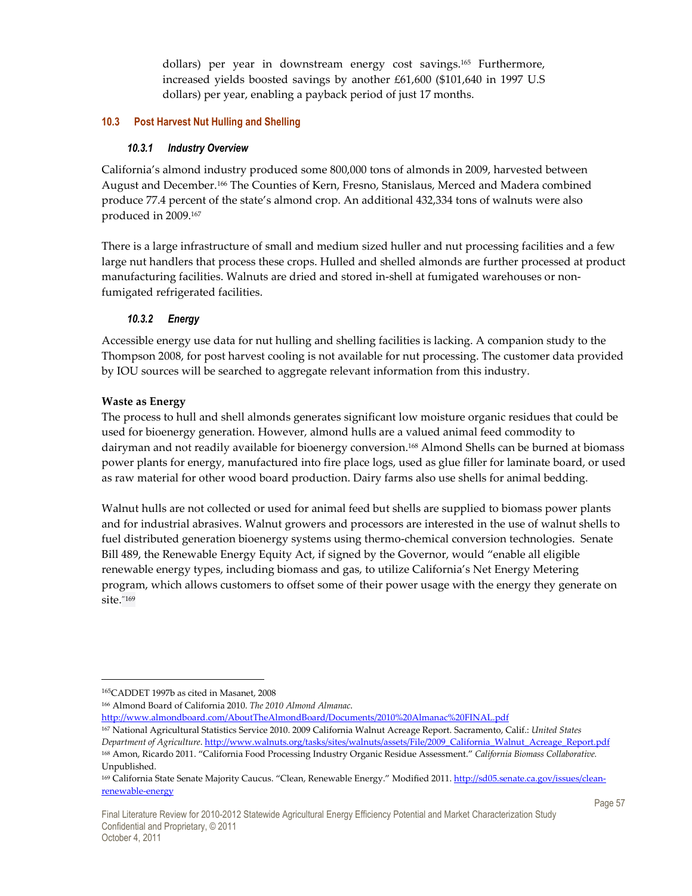dollars) per year in downstream energy cost savings.[165] Furthermore, increased yields boosted savings by another £61,600 ($101,640 in 1997 U.S dollars) per year, enabling a payback period of just 17 months.

### 10.3 Post Harvest Nut Hulling and Shelling

#### *10.3.1 Industry Overview*

California's almond industry produced some 800,000 tons of almonds in 2009, harvested between August and December.[166] The Counties of Kern, Fresno, Stanislaus, Merced and Madera combined produce 77.4 percent of the state's almond crop. An additional 432,334 tons of walnuts were also produced in 2009.[167]

There is a large infrastructure of small and medium sized huller and nut processing facilities and a few large nut handlers that process these crops. Hulled and shelled almonds are further processed at product manufacturing facilities. Walnuts are dried and stored in-shell at fumigated warehouses or non-fumigated refrigerated facilities.

#### *10.3.2 Energy*

Accessible energy use data for nut hulling and shelling facilities is lacking. A companion study to the Thompson 2008, for post harvest cooling is not available for nut processing. The customer data provided by IOU sources will be searched to aggregate relevant information from this industry.

**Waste as Energy**

The process to hull and shell almonds generates significant low moisture organic residues that could be used for bioenergy generation. However, almond hulls are a valued animal feed commodity to dairyman and not readily available for bioenergy conversion.[168] Almond Shells can be burned at biomass power plants for energy, manufactured into fire place logs, used as glue filler for laminate board, or used as raw material for other wood board production. Dairy farms also use shells for animal bedding.

Walnut hulls are not collected or used for animal feed but shells are supplied to biomass power plants and for industrial abrasives. Walnut growers and processors are interested in the use of walnut shells to fuel distributed generation bioenergy systems using thermo-chemical conversion technologies. Senate Bill 489, the Renewable Energy Equity Act, if signed by the Governor, would "enable all eligible renewable energy types, including biomass and gas, to utilize California's Net Energy Metering program, which allows customers to offset some of their power usage with the energy they generate on site."[169]

---

[165] CADDET 1997b as cited in Masanet, 2008

[166] Almond Board of California 2010. *The 2010 Almond Almanac*. http://www.almondboard.com/AboutTheAlmondBoard/Documents/2010%20Almanac%20FINAL.pdf

[167] National Agricultural Statistics Service 2010. 2009 California Walnut Acreage Report. Sacramento, Calif.: *United States Department of Agriculture*. http://www.walnuts.org/tasks/sites/walnuts/assets/File/2009_California_Walnut_Acreage_Report.pdf

[168] Amon, Ricardo 2011. "California Food Processing Industry Organic Residue Assessment." *California Biomass Collaborative.* Unpublished.

[169] California State Senate Majority Caucus. "Clean, Renewable Energy." Modified 2011. http://sd05.senate.ca.gov/issues/clean-renewable-energy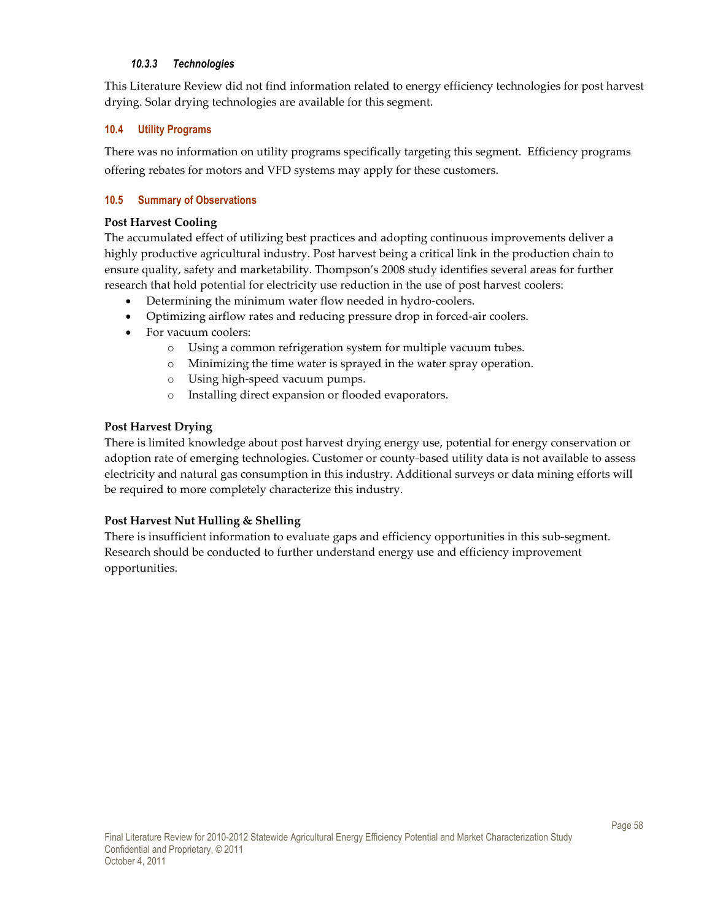#### 10.3.3 Technologies

This Literature Review did not find information related to energy efficiency technologies for post harvest drying. Solar drying technologies are available for this segment.

### 10.4 Utility Programs

There was no information on utility programs specifically targeting this segment. Efficiency programs offering rebates for motors and VFD systems may apply for these customers.

### 10.5 Summary of Observations

**Post Harvest Cooling**

The accumulated effect of utilizing best practices and adopting continuous improvements deliver a highly productive agricultural industry. Post harvest being a critical link in the production chain to ensure quality, safety and marketability. Thompson's 2008 study identifies several areas for further research that hold potential for electricity use reduction in the use of post harvest coolers:

- Determining the minimum water flow needed in hydro-coolers.
- Optimizing airflow rates and reducing pressure drop in forced-air coolers.
- For vacuum coolers:
  - Using a common refrigeration system for multiple vacuum tubes.
  - Minimizing the time water is sprayed in the water spray operation.
  - Using high-speed vacuum pumps.
  - Installing direct expansion or flooded evaporators.

**Post Harvest Drying**

There is limited knowledge about post harvest drying energy use, potential for energy conservation or adoption rate of emerging technologies. Customer or county-based utility data is not available to assess electricity and natural gas consumption in this industry. Additional surveys or data mining efforts will be required to more completely characterize this industry.

**Post Harvest Nut Hulling & Shelling**

There is insufficient information to evaluate gaps and efficiency opportunities in this sub-segment. Research should be conducted to further understand energy use and efficiency improvement opportunities.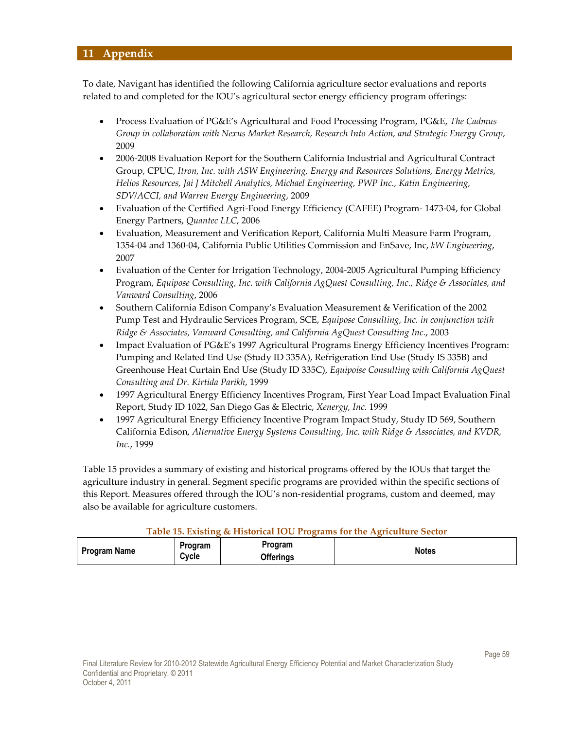# 11 Appendix

To date, Navigant has identified the following California agriculture sector evaluations and reports related to and completed for the IOU's agricultural sector energy efficiency program offerings:

- Process Evaluation of PG&E's Agricultural and Food Processing Program, PG&E, *The Cadmus Group in collaboration with Nexus Market Research, Research Into Action, and Strategic Energy Group*, 2009
- 2006-2008 Evaluation Report for the Southern California Industrial and Agricultural Contract Group, CPUC, *Itron, Inc. with ASW Engineering, Energy and Resources Solutions, Energy Metrics, Helios Resources, Jai J Mitchell Analytics, Michael Engineering, PWP Inc., Katin Engineering, SDV/ACCI, and Warren Energy Engineering*, 2009
- Evaluation of the Certified Agri-Food Energy Efficiency (CAFEE) Program- 1473-04, for Global Energy Partners, *Quantec LLC*, 2006
- Evaluation, Measurement and Verification Report, California Multi Measure Farm Program, 1354-04 and 1360-04, California Public Utilities Commission and EnSave, Inc, *kW Engineering*, 2007
- Evaluation of the Center for Irrigation Technology, 2004-2005 Agricultural Pumping Efficiency Program, *Equipose Consulting, Inc. with California AgQuest Consulting, Inc., Ridge & Associates, and Vanward Consulting*, 2006
- Southern California Edison Company's Evaluation Measurement & Verification of the 2002 Pump Test and Hydraulic Services Program, SCE, *Equipose Consulting, Inc. in conjunction with Ridge & Associates, Vanward Consulting, and California AgQuest Consulting Inc.*, 2003
- Impact Evaluation of PG&E's 1997 Agricultural Programs Energy Efficiency Incentives Program: Pumping and Related End Use (Study ID 335A), Refrigeration End Use (Study IS 335B) and Greenhouse Heat Curtain End Use (Study ID 335C), *Equipoise Consulting with California AgQuest Consulting and Dr. Kirtida Parikh*, 1999
- 1997 Agricultural Energy Efficiency Incentives Program, First Year Load Impact Evaluation Final Report, Study ID 1022, San Diego Gas & Electric, *Xenergy, Inc.* 1999
- 1997 Agricultural Energy Efficiency Incentive Program Impact Study, Study ID 569, Southern California Edison, *Alternative Energy Systems Consulting, Inc. with Ridge & Associates, and KVDR, Inc.*, 1999

Table 15 provides a summary of existing and historical programs offered by the IOUs that target the agriculture industry in general. Segment specific programs are provided within the specific sections of this Report. Measures offered through the IOU's non-residential programs, custom and deemed, may also be available for agriculture customers.

**Table 15. Existing & Historical IOU Programs for the Agriculture Sector**

| Program Name | Program Cycle | Program Offerings | Notes |
|---|---|---|---|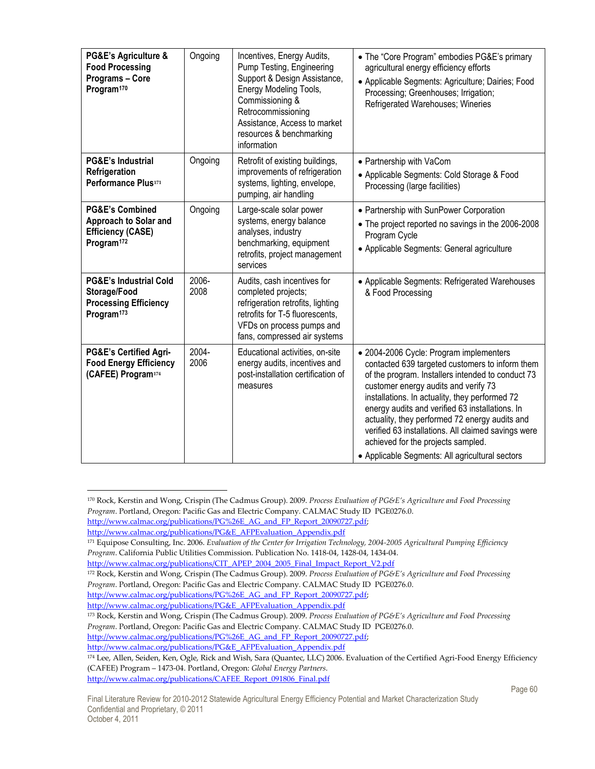| **PG&E's Agriculture & Food Processing Programs – Core Program**[170] | Ongoing | Incentives, Energy Audits, Pump Testing, Engineering Support & Design Assistance, Energy Modeling Tools, Commissioning & Retrocommissioning Assistance, Access to market resources & benchmarking information | • The "Core Program" embodies PG&E's primary agricultural energy efficiency efforts<br>• Applicable Segments: Agriculture; Dairies; Food Processing; Greenhouses; Irrigation; Refrigerated Warehouses; Wineries |
|---|---|---|---|
| **PG&E's Industrial Refrigeration Performance Plus**[171] | Ongoing | Retrofit of existing buildings, improvements of refrigeration systems, lighting, envelope, pumping, air handling | • Partnership with VaCom<br>• Applicable Segments: Cold Storage & Food Processing (large facilities) |
| **PG&E's Combined Approach to Solar and Efficiency (CASE) Program**[172] | Ongoing | Large-scale solar power systems, energy balance analyses, industry benchmarking, equipment retrofits, project management services | • Partnership with SunPower Corporation<br>• The project reported no savings in the 2006-2008 Program Cycle<br>• Applicable Segments: General agriculture |
| **PG&E's Industrial Cold Storage/Food Processing Efficiency Program**[173] | 2006-2008 | Audits, cash incentives for completed projects; refrigeration retrofits, lighting retrofits for T-5 fluorescents, VFDs on process pumps and fans, compressed air systems | • Applicable Segments: Refrigerated Warehouses & Food Processing |
| **PG&E's Certified Agri-Food Energy Efficiency (CAFEE) Program**[174] | 2004-2006 | Educational activities, on-site energy audits, incentives and post-installation certification of measures | • 2004-2006 Cycle: Program implementers contacted 639 targeted customers to inform them of the program. Installers intended to conduct 73 customer energy audits and verify 73 installations. In actuality, they performed 72 energy audits and verified 63 installations. In actuality, they performed 72 energy audits and verified 63 installations. All claimed savings were achieved for the projects sampled.<br>• Applicable Segments: All agricultural sectors |

[170] Rock, Kerstin and Wong, Crispin (The Cadmus Group). 2009. *Process Evaluation of PG&E's Agriculture and Food Processing Program*. Portland, Oregon: Pacific Gas and Electric Company. CALMAC Study ID PGE0276.0. http://www.calmac.org/publications/PG%26E_AG_and_FP_Report_20090727.pdf; http://www.calmac.org/publications/PG&E_AFPEvaluation_Appendix.pdf

[171] Equipose Consulting, Inc. 2006. *Evaluation of the Center for Irrigation Technology, 2004-2005 Agricultural Pumping Efficiency Program*. California Public Utilities Commission. Publication No. 1418-04, 1428-04, 1434-04. http://www.calmac.org/publications/CIT_APEP_2004_2005_Final_Impact_Report_V2.pdf

[172] Rock, Kerstin and Wong, Crispin (The Cadmus Group). 2009. *Process Evaluation of PG&E's Agriculture and Food Processing Program*. Portland, Oregon: Pacific Gas and Electric Company. CALMAC Study ID PGE0276.0. http://www.calmac.org/publications/PG%26E_AG_and_FP_Report_20090727.pdf; http://www.calmac.org/publications/PG&E_AFPEvaluation_Appendix.pdf

[173] Rock, Kerstin and Wong, Crispin (The Cadmus Group). 2009. *Process Evaluation of PG&E's Agriculture and Food Processing Program*. Portland, Oregon: Pacific Gas and Electric Company. CALMAC Study ID PGE0276.0. http://www.calmac.org/publications/PG%26E_AG_and_FP_Report_20090727.pdf; http://www.calmac.org/publications/PG&E_AFPEvaluation_Appendix.pdf

[174] Lee, Allen, Seiden, Ken, Ogle, Rick and Wish, Sara (Quantec, LLC) 2006. Evaluation of the Certified Agri-Food Energy Efficiency (CAFEE) Program – 1473-04. Portland, Oregon: *Global Energy Partners*. http://www.calmac.org/publications/CAFEE_Report_091806_Final.pdf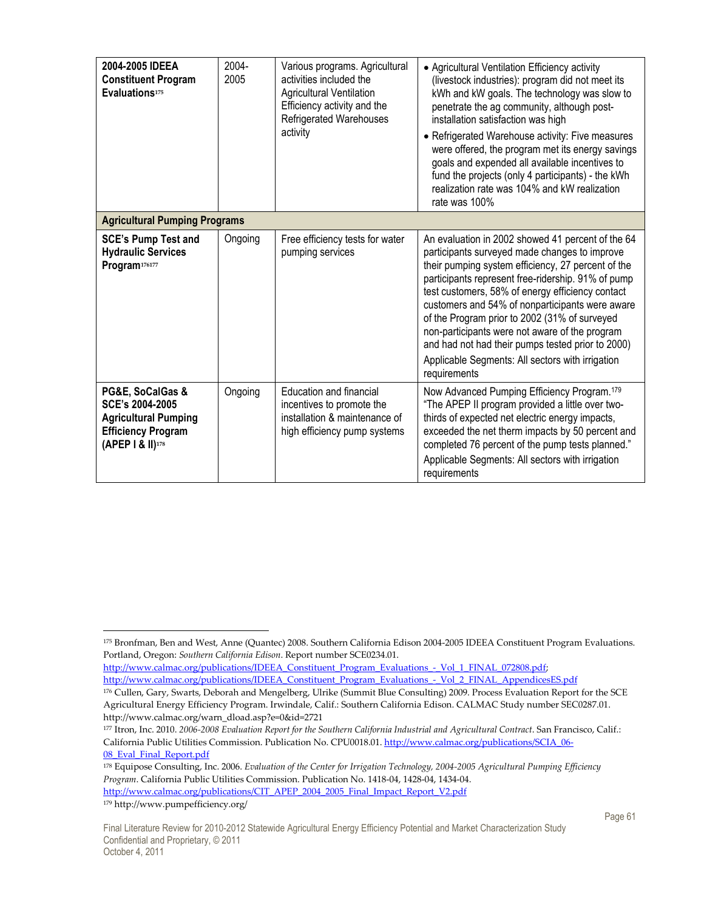| | | | |
|---|---|---|---|
| **2004-2005 IDEEA Constituent Program Evaluations**[175] | 2004-2005 | Various programs. Agricultural activities included the Agricultural Ventilation Efficiency activity and the Refrigerated Warehouses activity | • Agricultural Ventilation Efficiency activity (livestock industries): program did not meet its kWh and kW goals. The technology was slow to penetrate the ag community, although post-installation satisfaction was high<br>• Refrigerated Warehouse activity: Five measures were offered, the program met its energy savings goals and expended all available incentives to fund the projects (only 4 participants) - the kWh realization rate was 104% and kW realization rate was 100% |
| **Agricultural Pumping Programs** | | | |
| **SCE's Pump Test and Hydraulic Services Program**[176][177] | Ongoing | Free efficiency tests for water pumping services | An evaluation in 2002 showed 41 percent of the 64 participants surveyed made changes to improve their pumping system efficiency, 27 percent of the participants represent free-ridership. 91% of pump test customers, 58% of energy efficiency contact customers and 54% of nonparticipants were aware of the Program prior to 2002 (31% of surveyed non-participants were not aware of the program and had not had their pumps tested prior to 2000)<br>Applicable Segments: All sectors with irrigation requirements |
| **PG&E, SoCalGas & SCE's 2004-2005 Agricultural Pumping Efficiency Program (APEP I & II)**[178] | Ongoing | Education and financial incentives to promote the installation & maintenance of high efficiency pump systems | Now Advanced Pumping Efficiency Program.[179] "The APEP II program provided a little over two-thirds of expected net electric energy impacts, exceeded the net therm impacts by 50 percent and completed 76 percent of the pump tests planned."<br>Applicable Segments: All sectors with irrigation requirements |

[175] Bronfman, Ben and West, Anne (Quantec) 2008. Southern California Edison 2004-2005 IDEEA Constituent Program Evaluations. Portland, Oregon: *Southern California Edison*. Report number SCE0234.01. http://www.calmac.org/publications/IDEEA_Constituent_Program_Evaluations_-_Vol_1_FINAL_072808.pdf; http://www.calmac.org/publications/IDEEA_Constituent_Program_Evaluations_-_Vol_2_FINAL_AppendicesES.pdf

[176] Cullen, Gary, Swarts, Deborah and Mengelberg, Ulrike (Summit Blue Consulting) 2009. Process Evaluation Report for the SCE Agricultural Energy Efficiency Program. Irwindale, Calif.: Southern California Edison. CALMAC Study number SEC0287.01. http://www.calmac.org/warn_dload.asp?e=0&id=2721

[177] Itron, Inc. 2010. *2006-2008 Evaluation Report for the Southern California Industrial and Agricultural Contract*. San Francisco, Calif.: California Public Utilities Commission. Publication No. CPU0018.01. http://www.calmac.org/publications/SCIA_06-08_Eval_Final_Report.pdf

[178] Equipose Consulting, Inc. 2006. *Evaluation of the Center for Irrigation Technology, 2004-2005 Agricultural Pumping Efficiency Program*. California Public Utilities Commission. Publication No. 1418-04, 1428-04, 1434-04. http://www.calmac.org/publications/CIT_APEP_2004_2005_Final_Impact_Report_V2.pdf

[179] http://www.pumpefficiency.org/